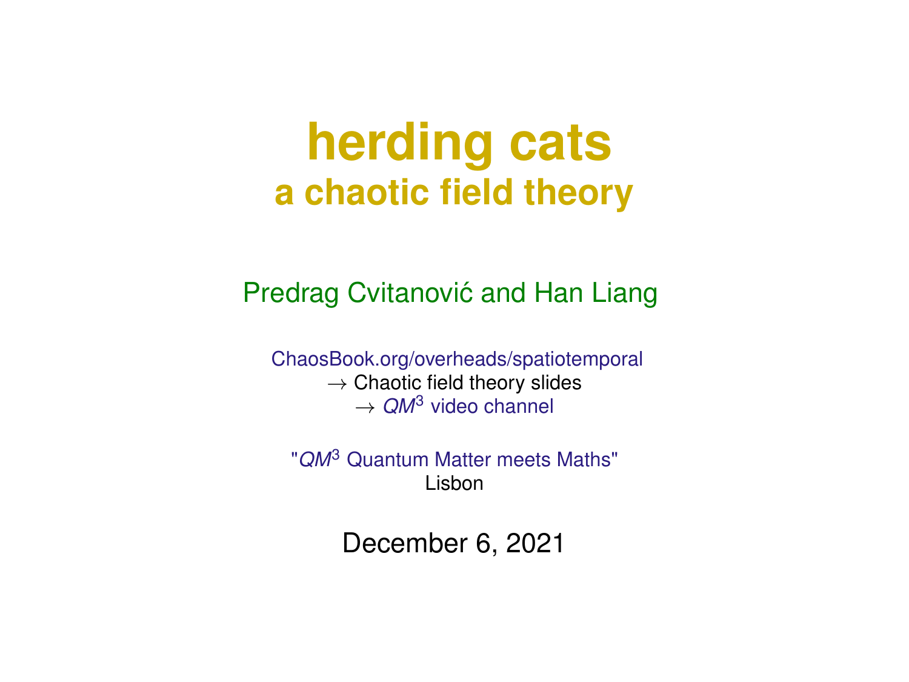# herding cats

## a chaotic field theory

Predrag Cvitanović and Han Liang

ChaosBook.org/overheads/spatiotemporal
$\rightarrow$ Chaotic field theory slides
$\rightarrow$ *QM*$^3$ video channel

"*QM*$^3$ Quantum Matter meets Maths"
Lisbon

December 6, 2021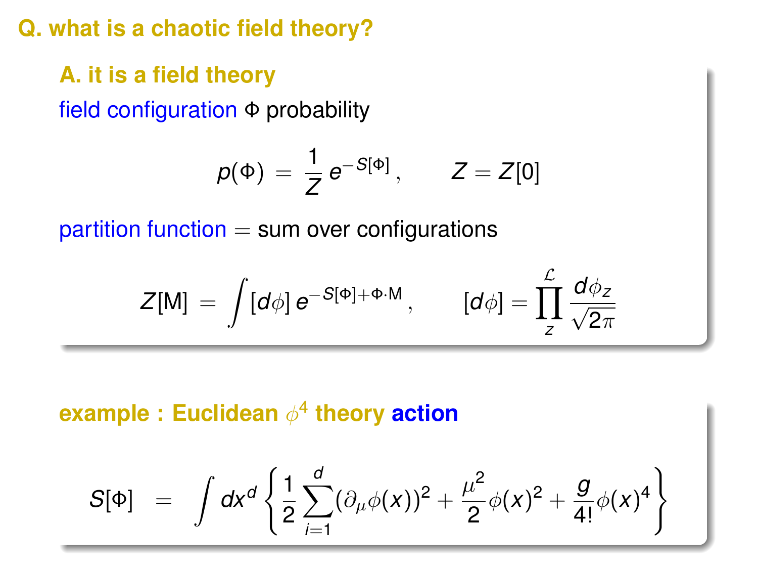## Q. what is a chaotic field theory?

### A. it is a field theory

field configuration $\Phi$ probability

$$p(\Phi) \,=\, \frac{1}{Z}\, e^{-S[\Phi]}\,, \qquad Z = Z[0]$$

partition function = sum over configurations

$$Z[\mathsf{M}] \,=\, \int [d\phi]\, e^{-S[\Phi]+\Phi\cdot\mathsf{M}}\,, \qquad [d\phi] = \prod_z^{\mathcal{L}} \frac{d\phi_z}{\sqrt{2\pi}}$$

### example : Euclidean $\phi^4$ theory **action**

$$S[\Phi] \;\; = \;\; \int dx^d \left\{ \frac{1}{2} \sum_{i=1}^{d} (\partial_\mu \phi(x))^2 + \frac{\mu^2}{2} \phi(x)^2 + \frac{g}{4!} \phi(x)^4 \right\}$$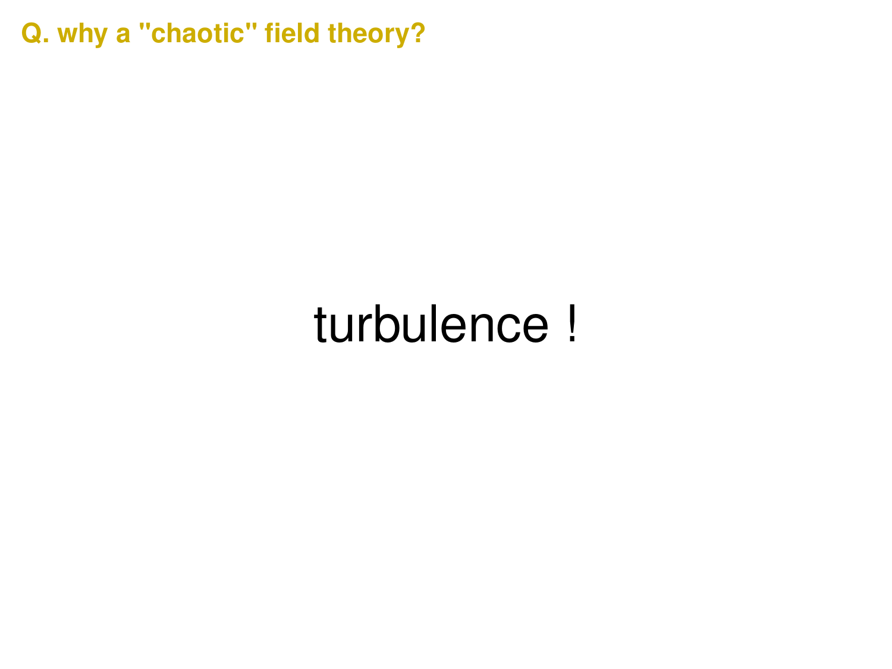## Q. why a "chaotic" field theory?

turbulence !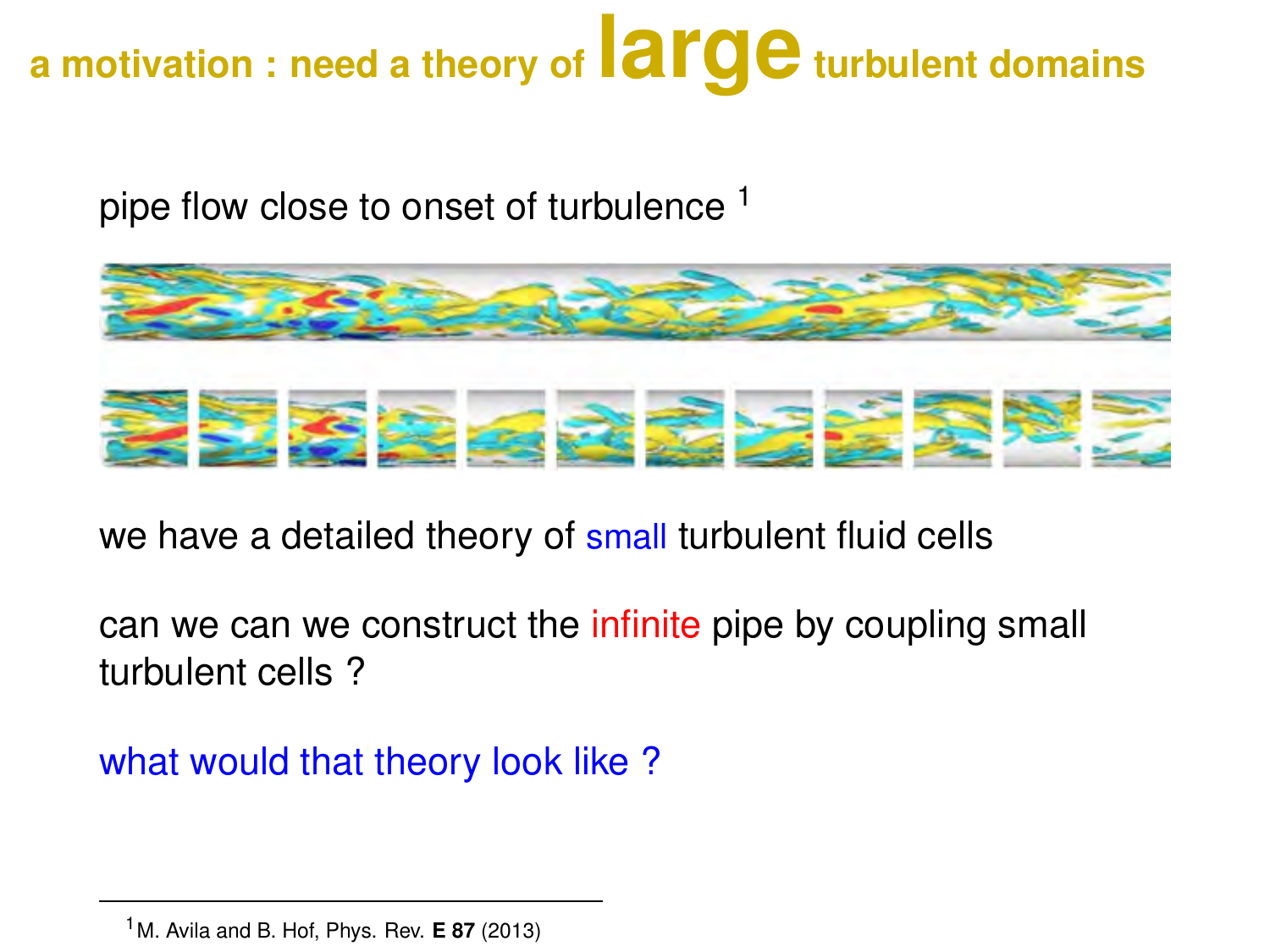# a motivation : need a theory of **large** turbulent domains

pipe flow close to onset of turbulence [1]

we have a detailed theory of small turbulent fluid cells

can we can we construct the infinite pipe by coupling small turbulent cells ?

what would that theory look like ?

---

[1] M. Avila and B. Hof, Phys. Rev. **E 87** (2013)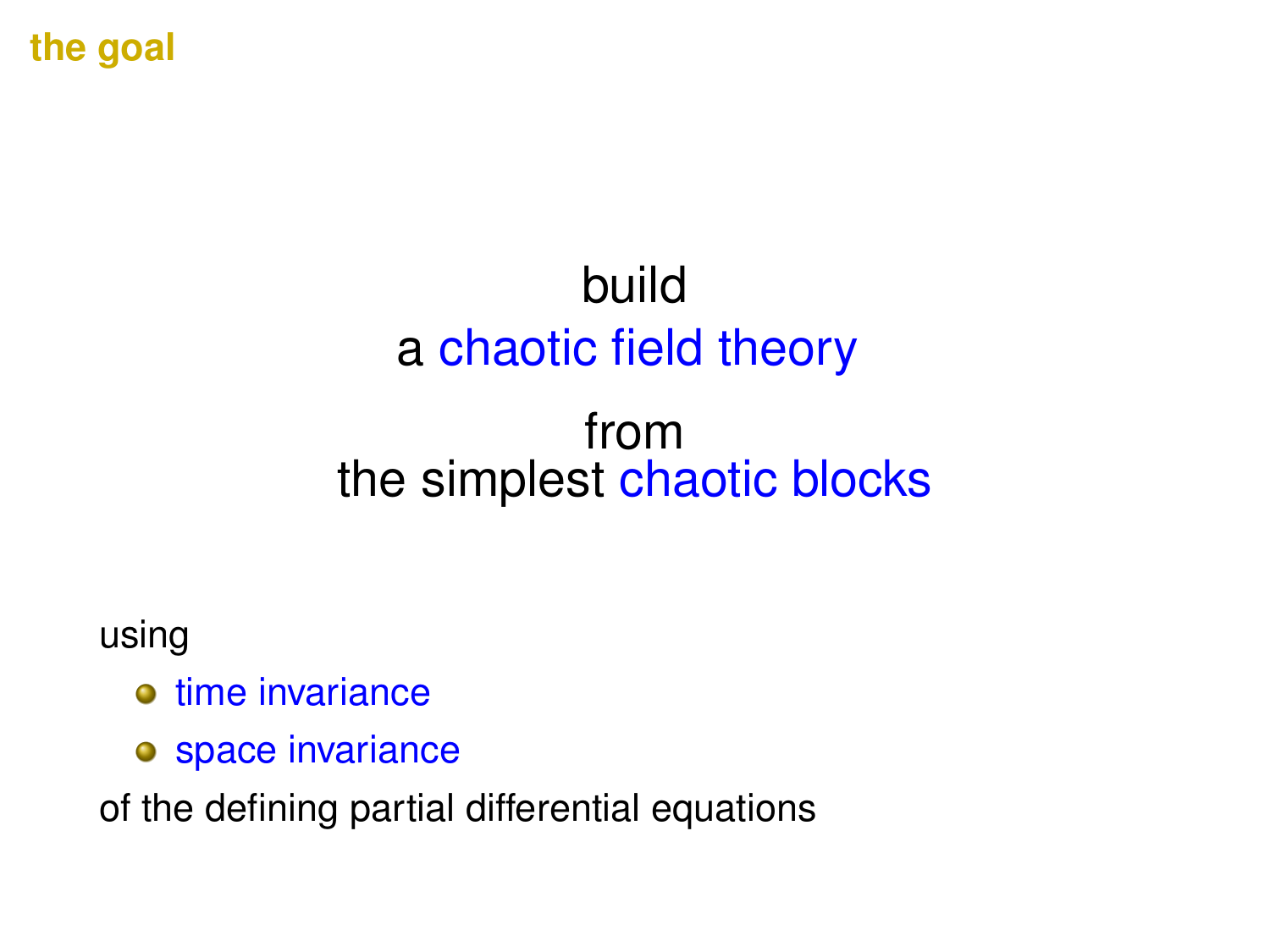## the goal

build
a chaotic field theory

from
the simplest chaotic blocks

using

- time invariance
- space invariance

of the defining partial differential equations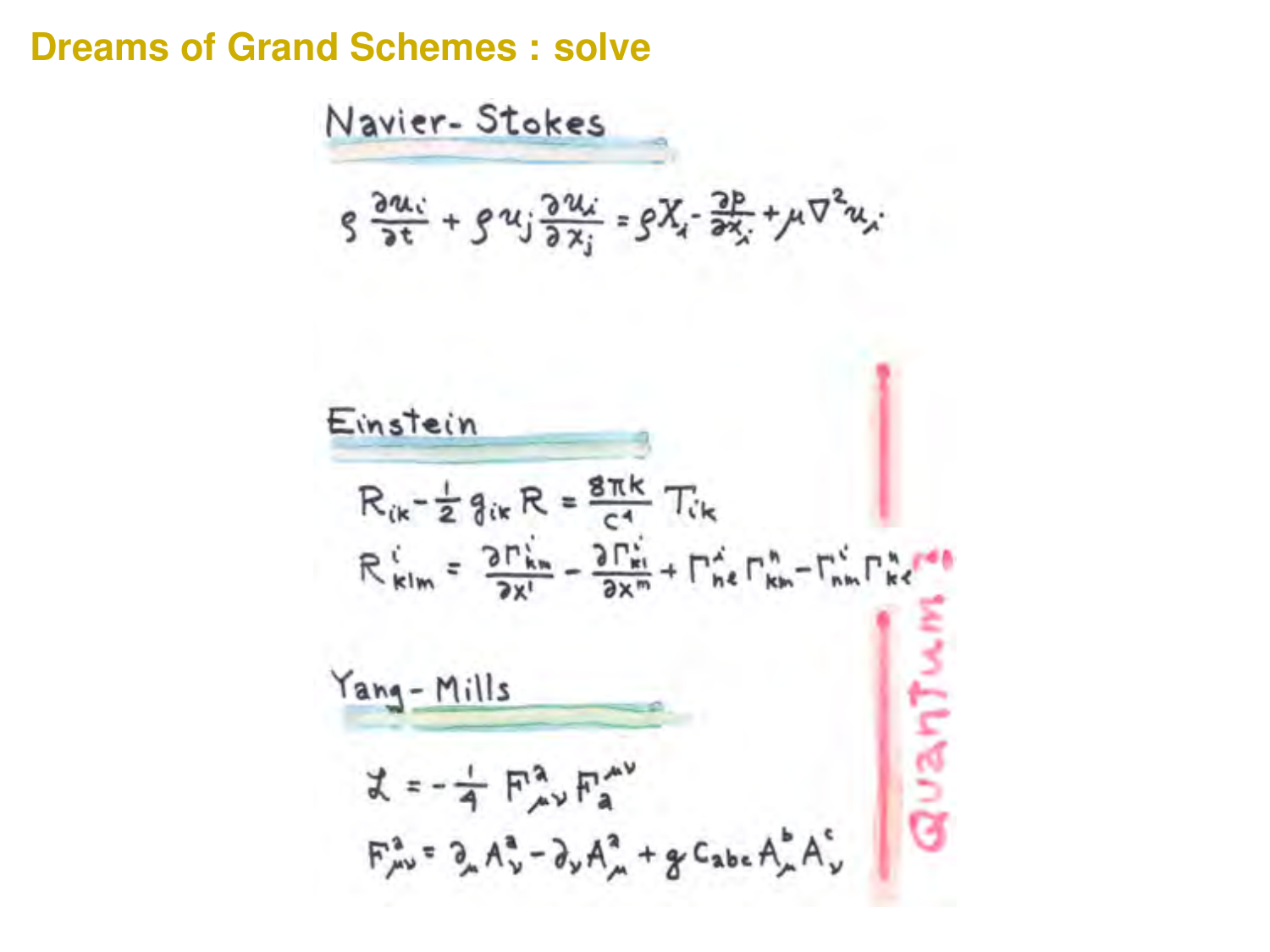# Dreams of Grand Schemes : solve

## Navier-Stokes

$$\rho \frac{\partial u_i}{\partial t} + \rho u_j \frac{\partial u_i}{\partial x_j} = \rho X_i - \frac{\partial p}{\partial x_i} + \mu \nabla^2 u_i$$

## Einstein

$$R_{ik} - \frac{1}{2} g_{ik} R = \frac{8\pi k}{c^4} T_{ik}$$

$$R^i_{klm} = \frac{\partial \Gamma^i_{km}}{\partial x^l} - \frac{\partial \Gamma^i_{kl}}{\partial x^m} + \Gamma^i_{nl} \Gamma^n_{km} - \Gamma^i_{nm} \Gamma^n_{kl}$$

## Yang-Mills

$$\mathcal{L} = -\frac{1}{4} F^a_{\mu\nu} F_a^{\mu\nu}$$

$$F^a_{\mu\nu} = \partial_\mu A^a_\nu - \partial_\nu A^a_\mu + g\, C_{abc} A^b_\mu A^c_\nu$$

Quantum ?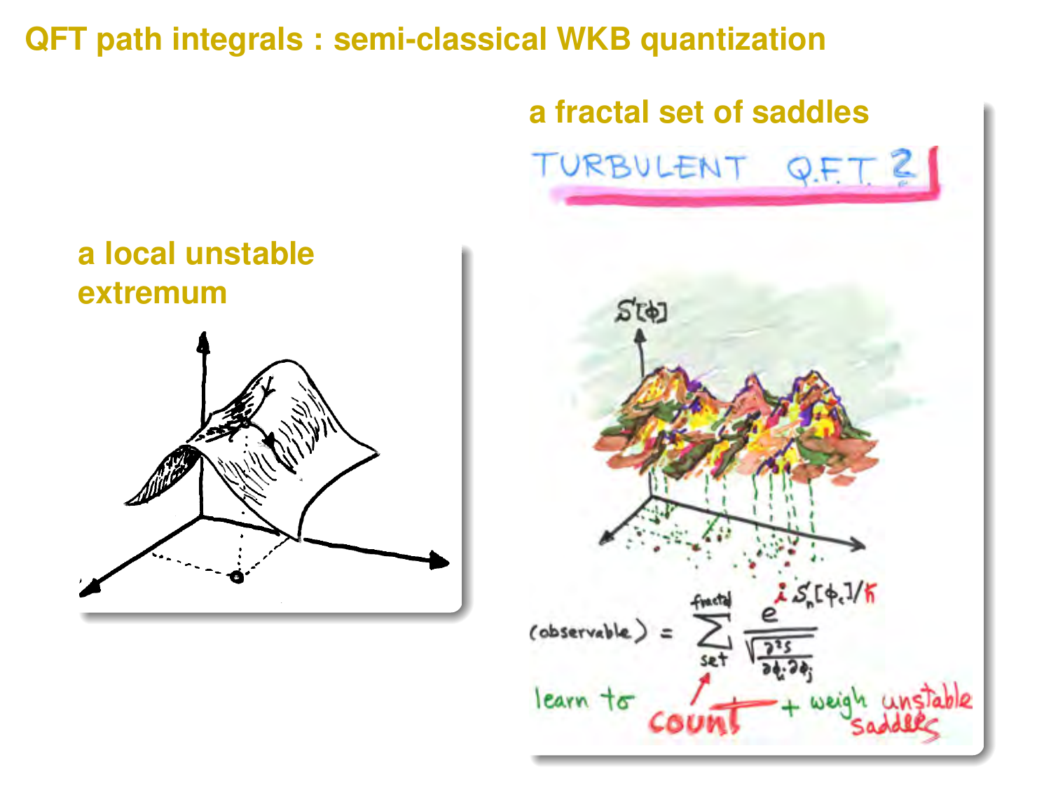# QFT path integrals : semi-classical WKB quantization

a local unstable extremum

a fractal set of saddles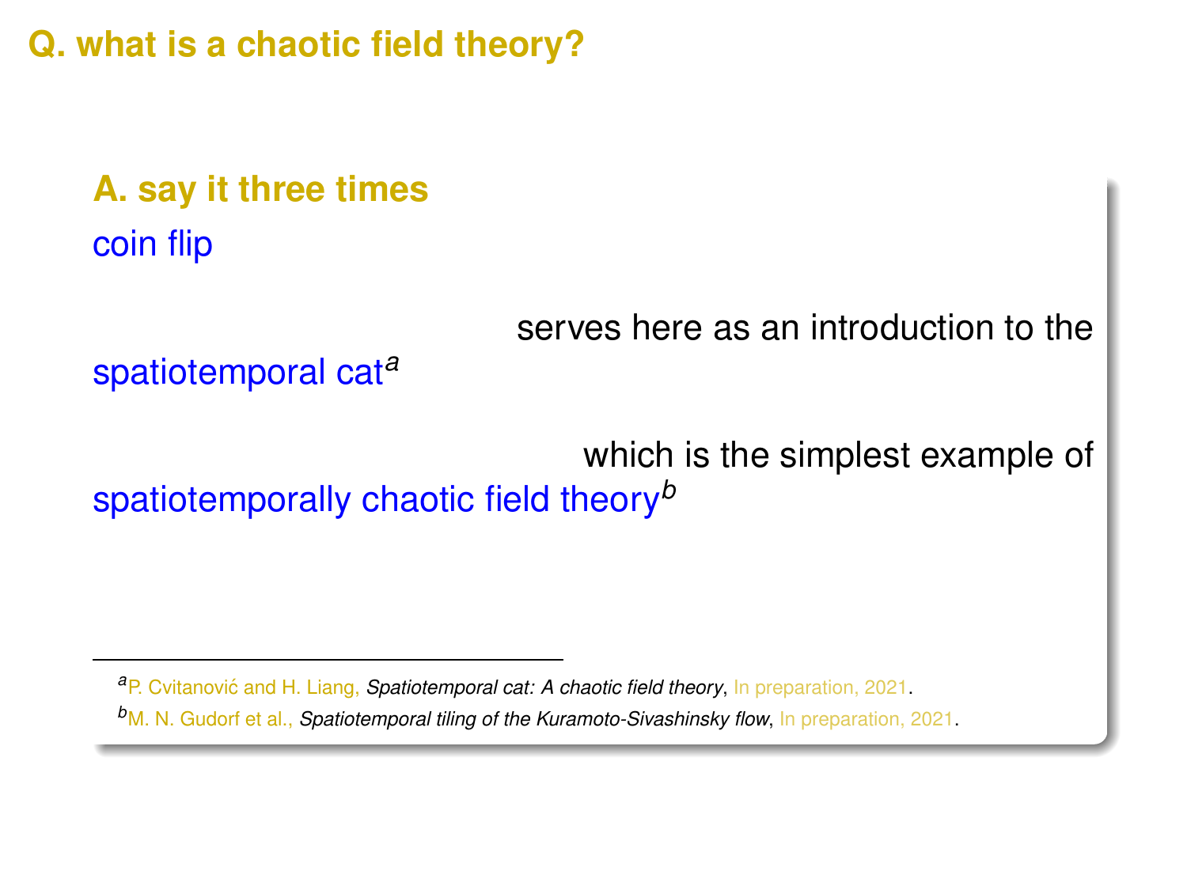## Q. what is a chaotic field theory?

**A. say it three times**

coin flip

serves here as an introduction to the

spatiotemporal cat[a]

which is the simplest example of

spatiotemporally chaotic field theory[b]

---

[a] P. Cvitanović and H. Liang, *Spatiotemporal cat: A chaotic field theory*, In preparation, 2021.

[b] M. N. Gudorf et al., *Spatiotemporal tiling of the Kuramoto-Sivashinsky flow*, In preparation, 2021.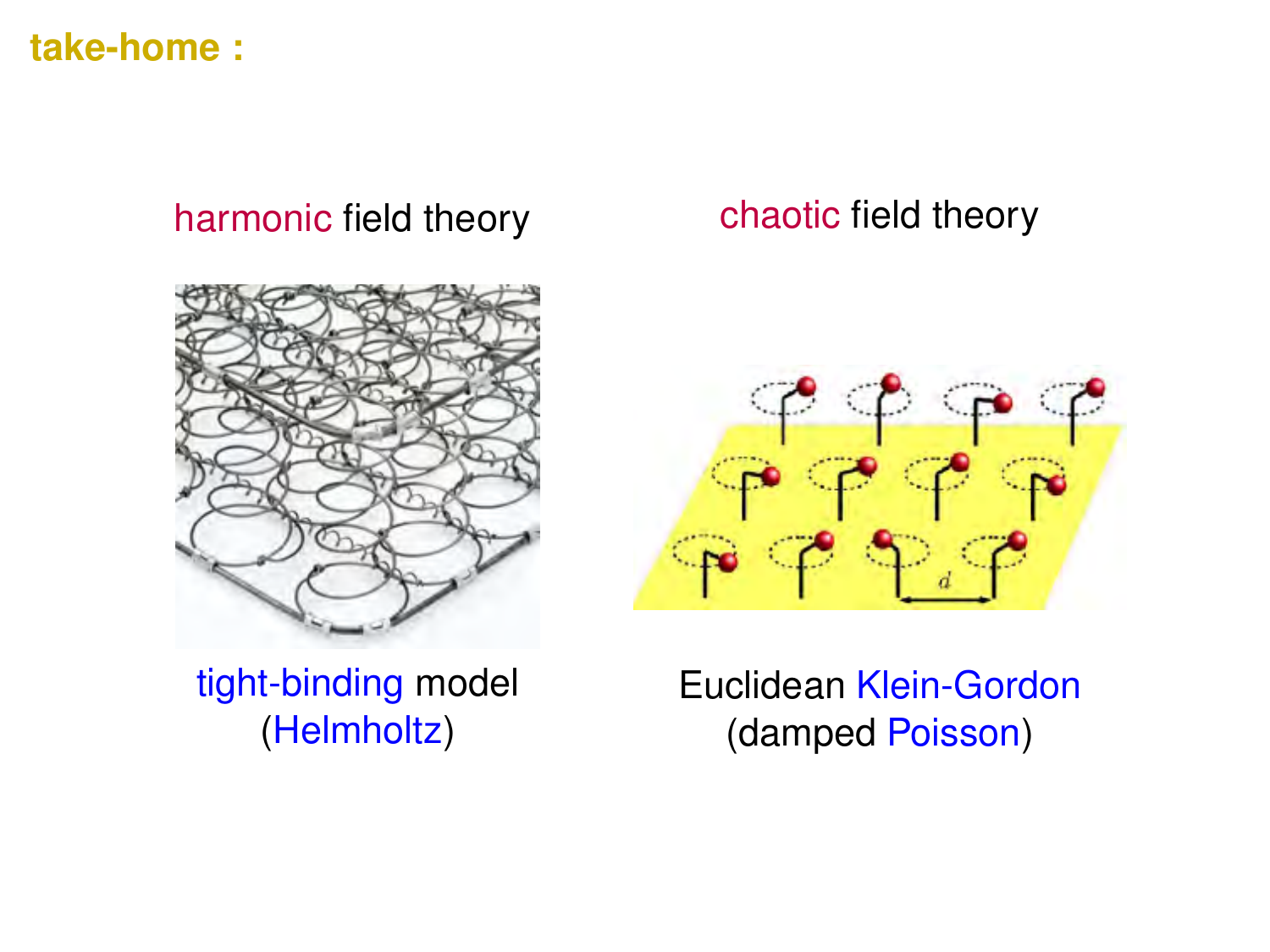**take-home :**

| harmonic field theory | chaotic field theory |
| --- | --- |
| tight-binding model (Helmholtz) | Euclidean Klein-Gordon (damped Poisson) |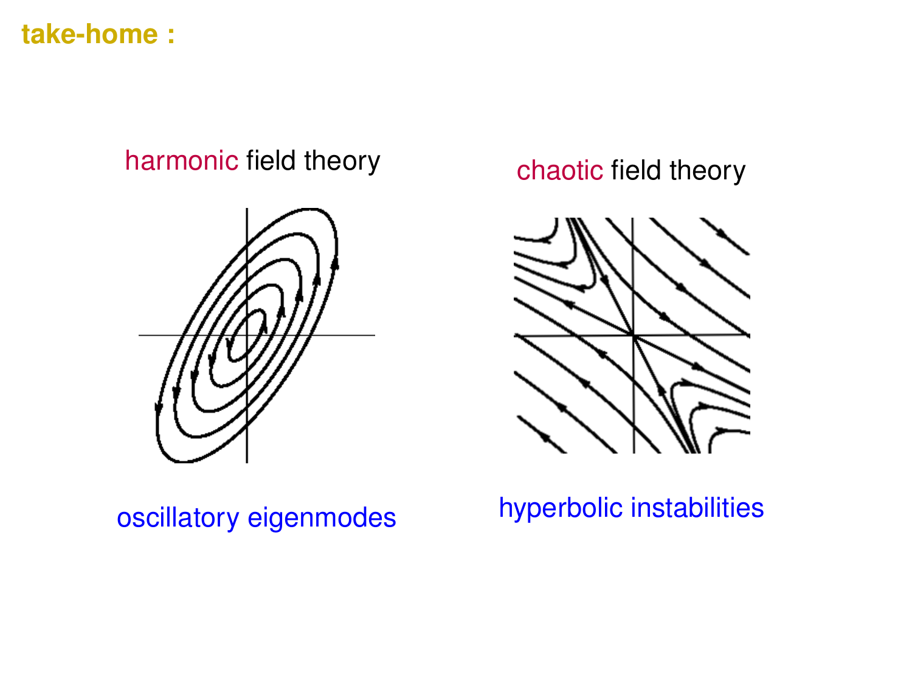**take-home :**

harmonic field theory

oscillatory eigenmodes

chaotic field theory

hyperbolic instabilities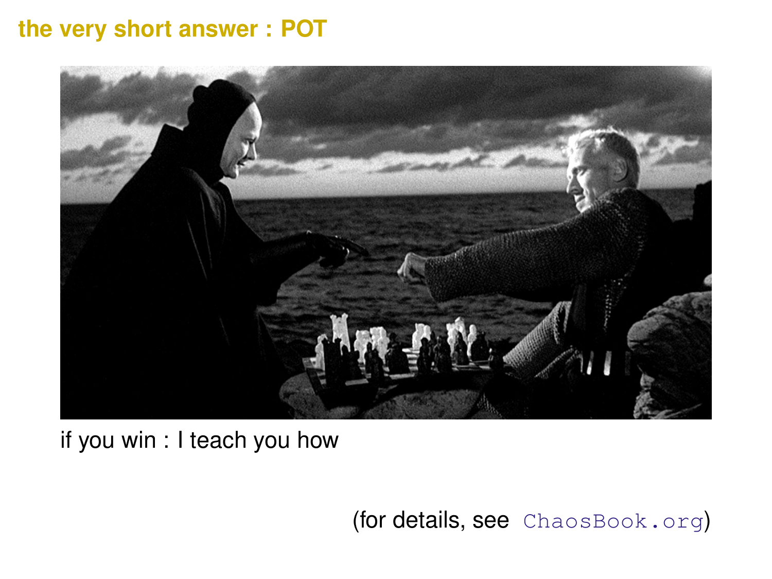## the very short answer : POT

if you win : I teach you how

(for details, see ChaosBook.org)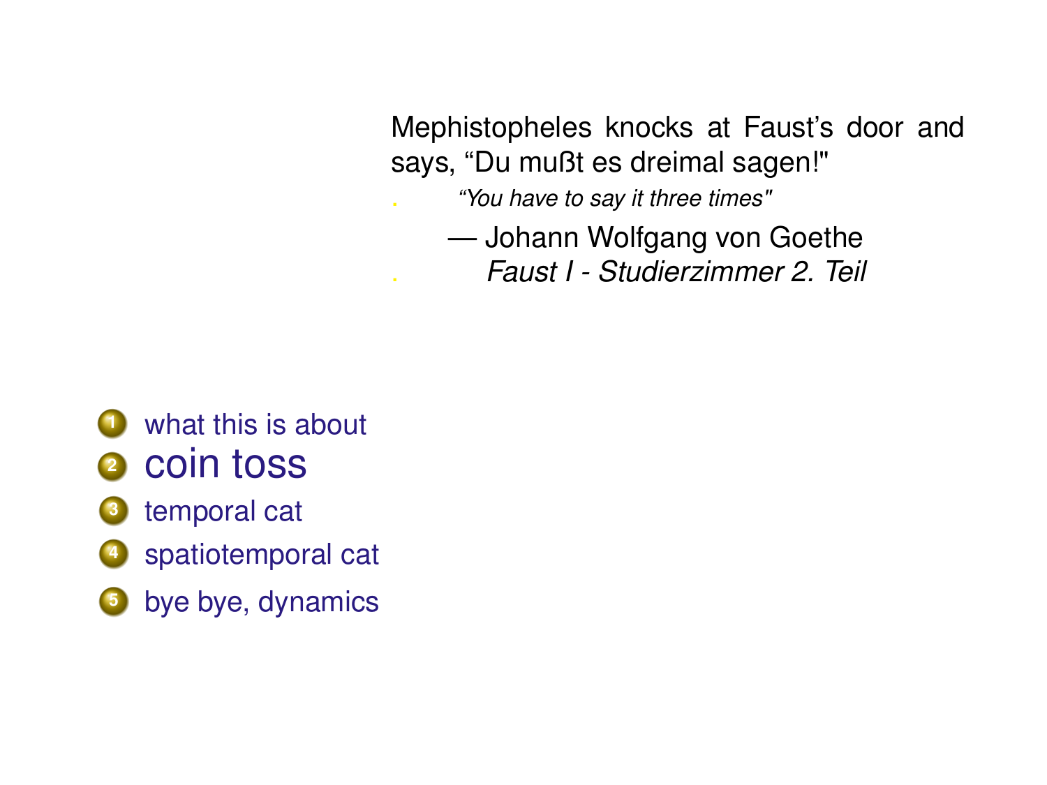Mephistopheles knocks at Faust’s door and says, “Du mußt es dreimal sagen!"

*“You have to say it three times"*

— Johann Wolfgang von Goethe
*Faust I - Studierzimmer 2. Teil*

1. what this is about
2. **coin toss**
3. temporal cat
4. spatiotemporal cat
5. bye bye, dynamics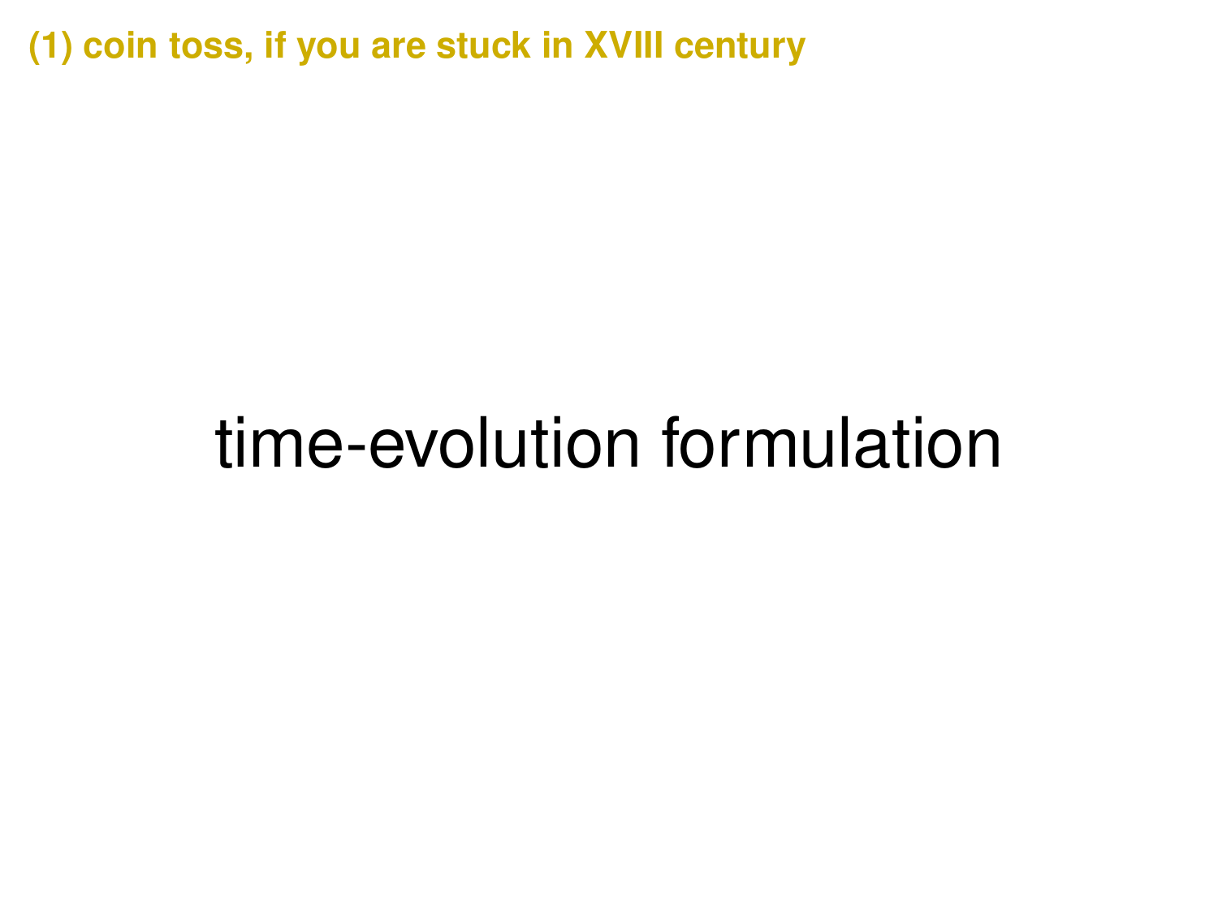**(1) coin toss, if you are stuck in XVIII century**

time-evolution formulation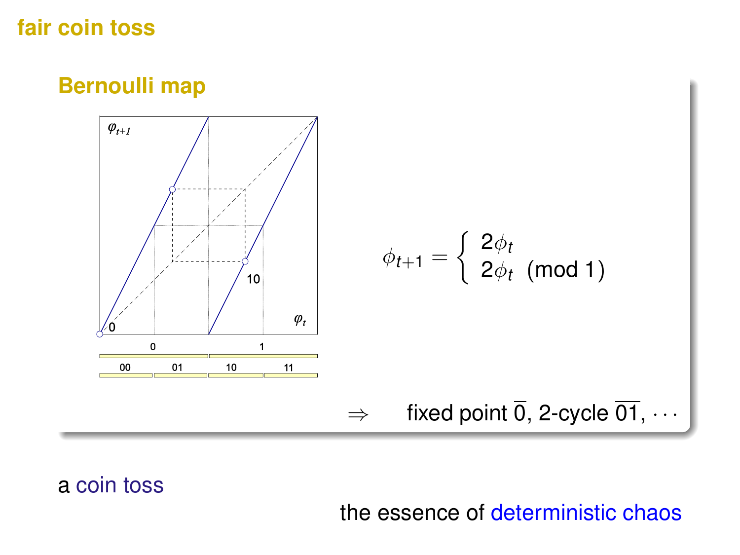# fair coin toss

## Bernoulli map

$$\phi_{t+1} = \begin{cases} 2\phi_t \\ 2\phi_t \pmod 1 \end{cases}$$

$\Rightarrow$ fixed point $\overline{0}$, 2-cycle $\overline{01}$, $\cdots$

a coin toss

the essence of deterministic chaos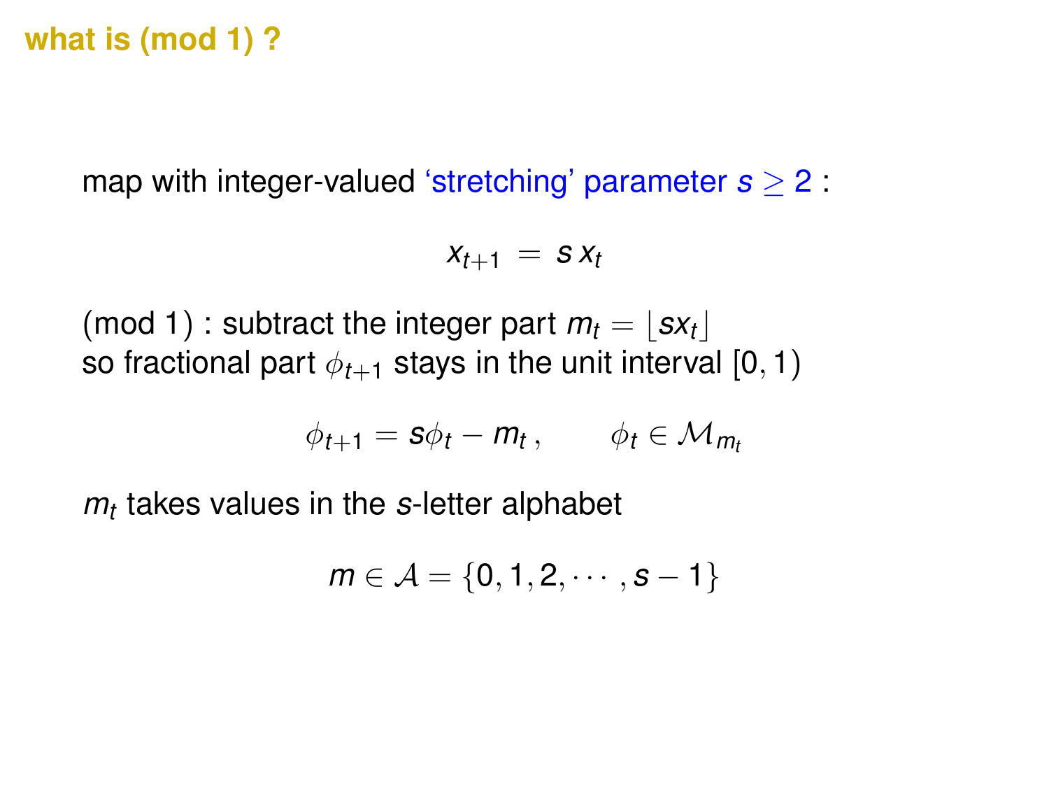# what is (mod 1) ?

map with integer-valued 'stretching' parameter $s \geq 2$ :

$$x_{t+1} = s\, x_t$$

(mod 1) : subtract the integer part $m_t = \lfloor s x_t \rfloor$
so fractional part $\phi_{t+1}$ stays in the unit interval $[0, 1)$

$$\phi_{t+1} = s\phi_t - m_t\,, \qquad \phi_t \in \mathcal{M}_{m_t}$$

$m_t$ takes values in the $s$-letter alphabet

$$m \in \mathcal{A} = \{0, 1, 2, \cdots, s-1\}$$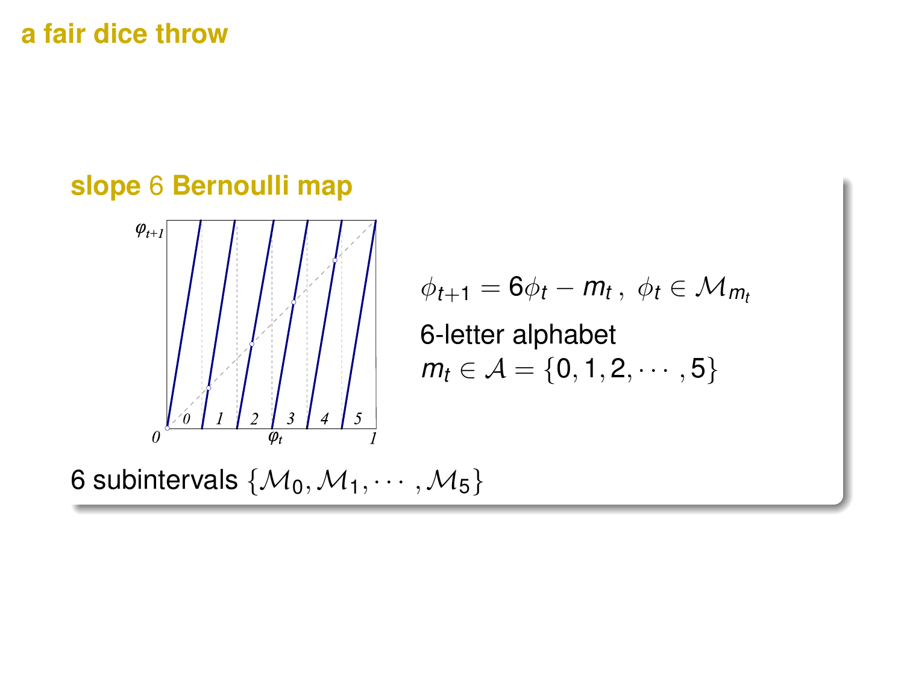# a fair dice throw

## slope 6 Bernoulli map

$$\phi_{t+1} = 6\phi_t - m_t \,, \; \phi_t \in \mathcal{M}_{m_t}$$

6-letter alphabet

$m_t \in \mathcal{A} = \{0, 1, 2, \cdots, 5\}$

6 subintervals $\{\mathcal{M}_0, \mathcal{M}_1, \cdots, \mathcal{M}_5\}$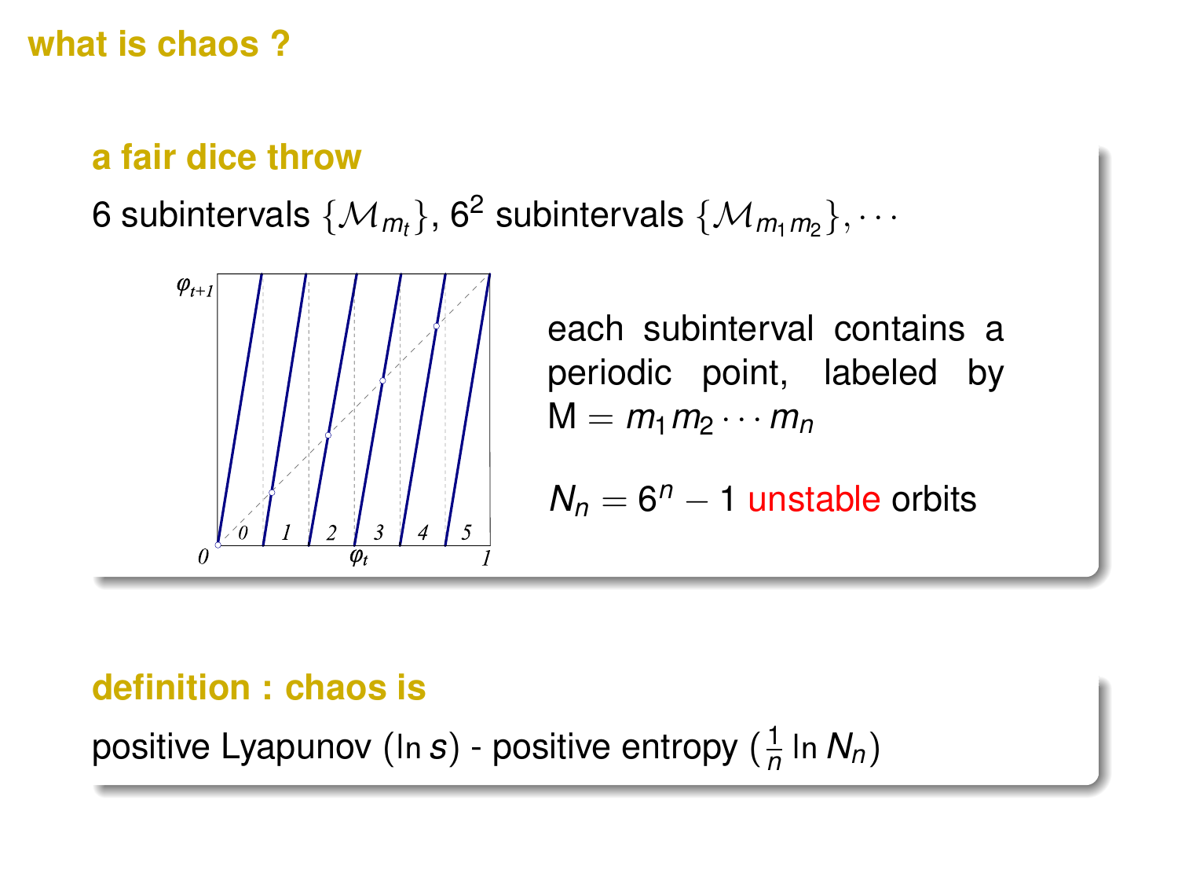# what is chaos ?

## a fair dice throw

6 subintervals $\{\mathcal{M}_{m_t}\}$, $6^2$ subintervals $\{\mathcal{M}_{m_1 m_2}\}, \cdots$

each subinterval contains a periodic point, labeled by $\mathsf{M} = m_1 m_2 \cdots m_n$

$N_n = 6^n - 1$ unstable orbits

## definition : chaos is

positive Lyapunov ($\ln s$) - positive entropy ($\frac{1}{n} \ln N_n$)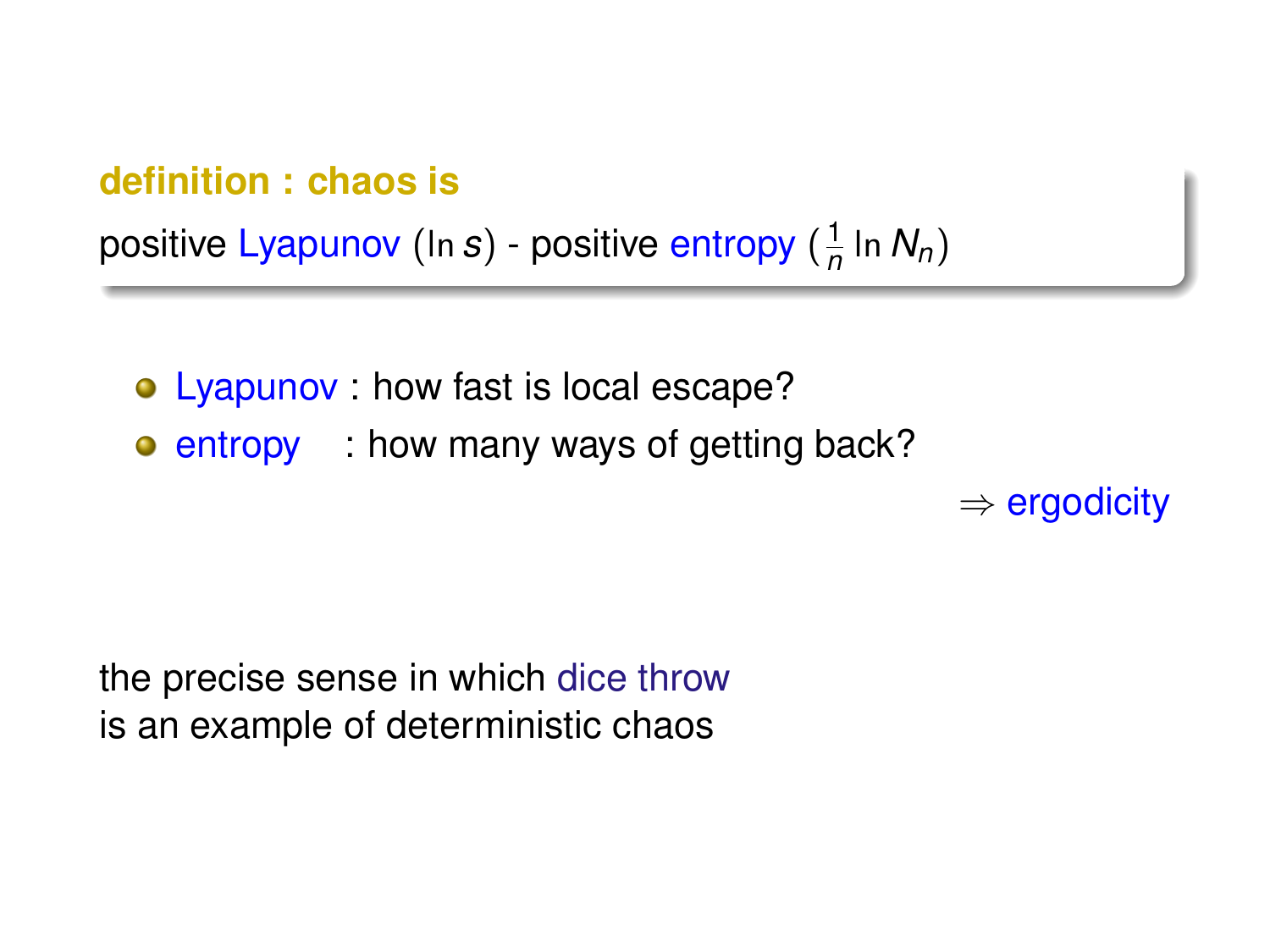**definition : chaos is**

positive Lyapunov ($\ln s$) - positive entropy ($\frac{1}{n} \ln N_n$)

- Lyapunov : how fast is local escape?
- entropy : how many ways of getting back?

$\Rightarrow$ ergodicity

the precise sense in which dice throw
is an example of deterministic chaos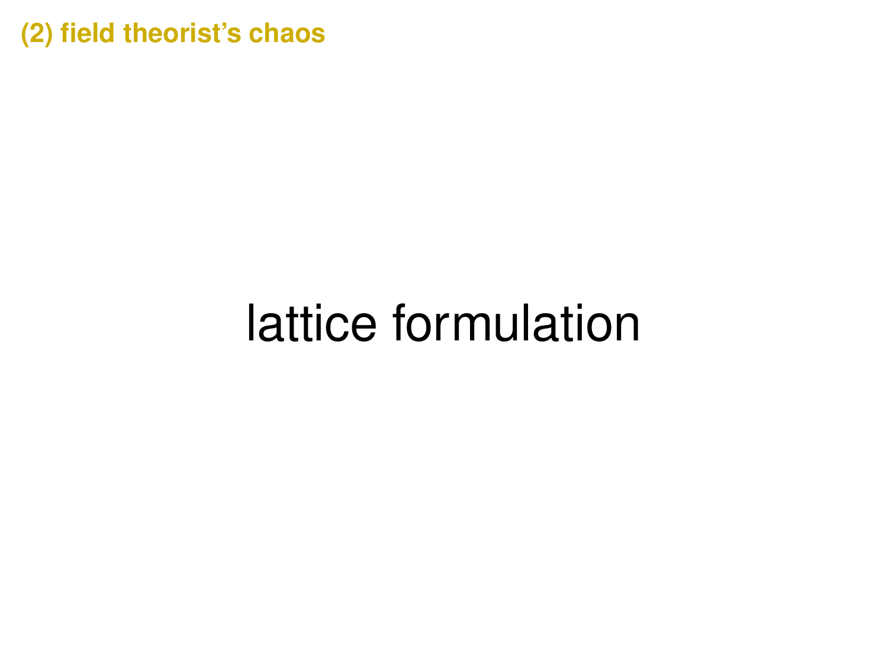## (2) field theorist's chaos

# lattice formulation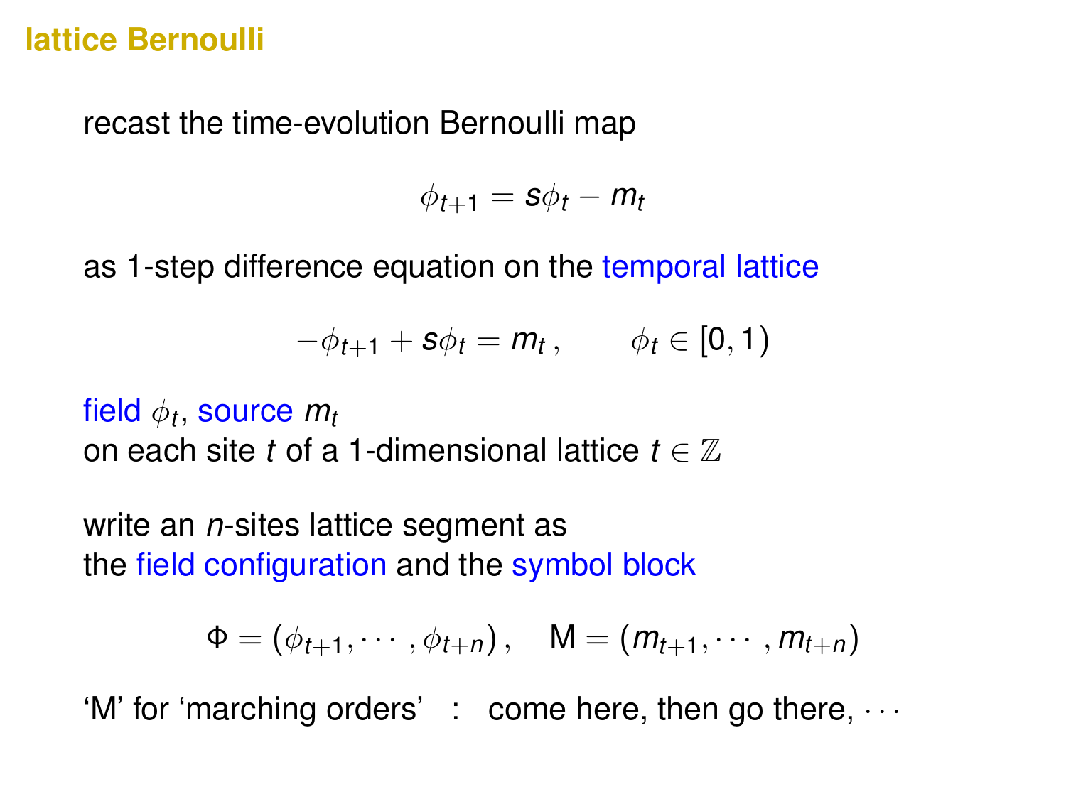## lattice Bernoulli

recast the time-evolution Bernoulli map

$$\phi_{t+1} = s\phi_t - m_t$$

as 1-step difference equation on the temporal lattice

$$-\phi_{t+1} + s\phi_t = m_t \,, \qquad \phi_t \in [0,1)$$

field $\phi_t$, source $m_t$
on each site $t$ of a 1-dimensional lattice $t \in \mathbb{Z}$

write an $n$-sites lattice segment as
the field configuration and the symbol block

$$\Phi = (\phi_{t+1}, \cdots, \phi_{t+n}) \,, \quad \mathsf{M} = (m_{t+1}, \cdots, m_{t+n})$$

'M' for 'marching orders' : come here, then go there, $\cdots$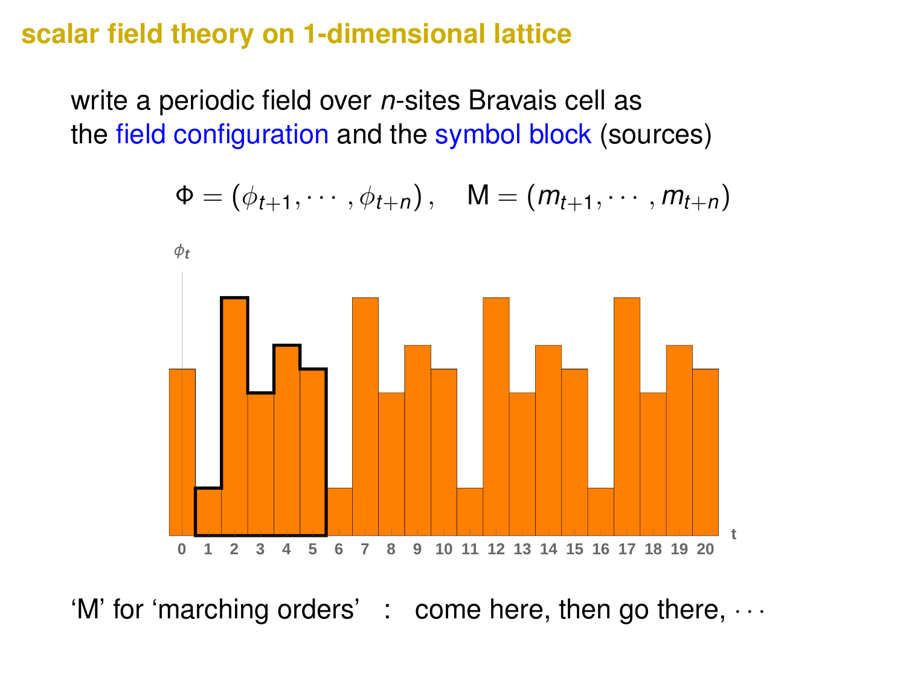# scalar field theory on 1-dimensional lattice

write a periodic field over $n$-sites Bravais cell as the field configuration and the symbol block (sources)

$$\Phi = (\phi_{t+1}, \cdots, \phi_{t+n}), \quad \mathsf{M} = (m_{t+1}, \cdots, m_{t+n})$$

'M' for 'marching orders' : come here, then go there, $\cdots$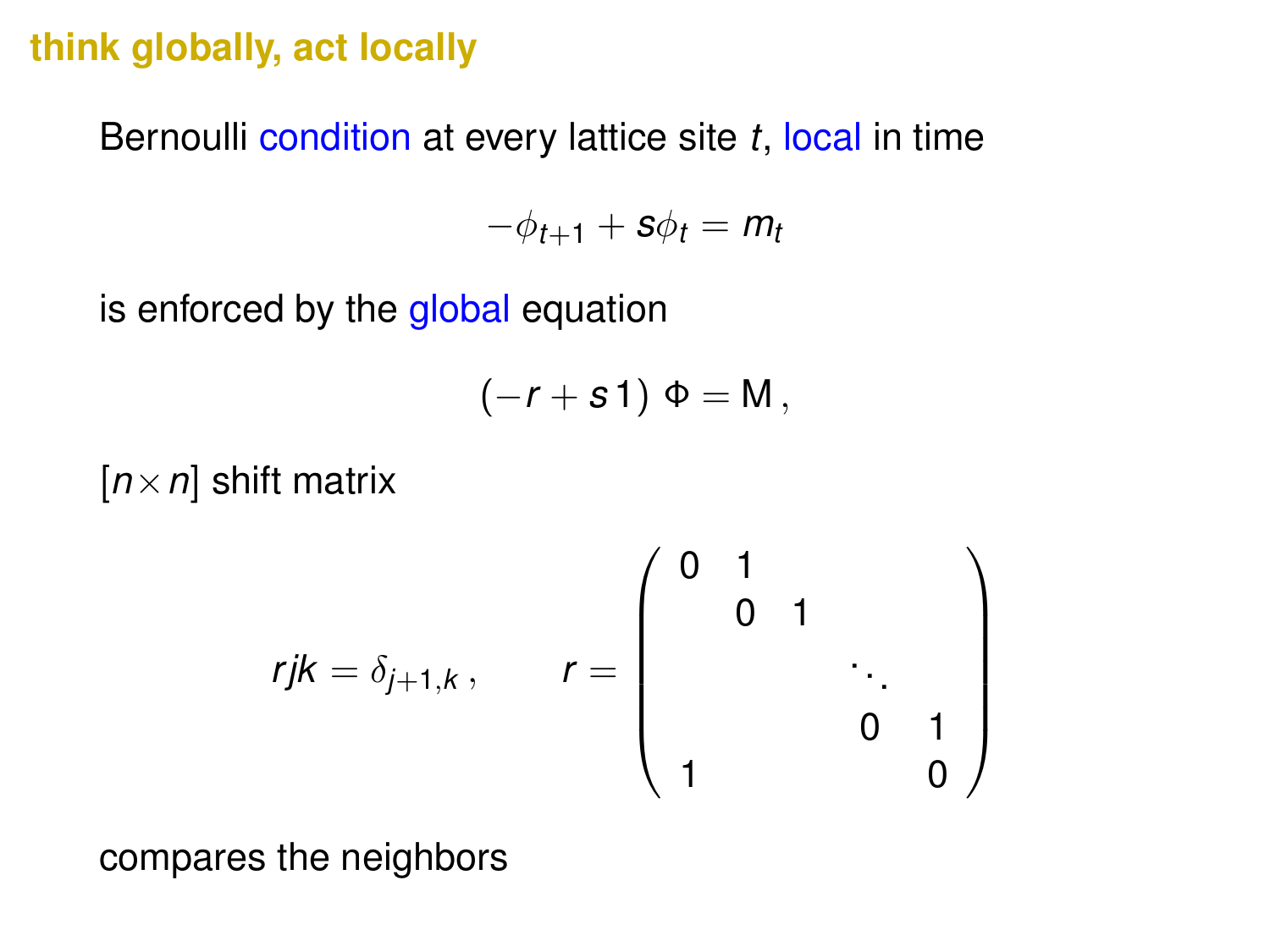## think globally, act locally

Bernoulli condition at every lattice site $t$, local in time

$$-\phi_{t+1} + s\phi_t = m_t$$

is enforced by the global equation

$$(-r + s\,1)\;\Phi = \mathsf{M}\,,$$

$[n \times n]$ shift matrix

$$rjk = \delta_{j+1,k}\,, \qquad r = \begin{pmatrix} 0 & 1 & & & \\ & 0 & 1 & & \\ & & & \ddots & \\ & & & 0 & 1 \\ 1 & & & & 0 \end{pmatrix}$$

compares the neighbors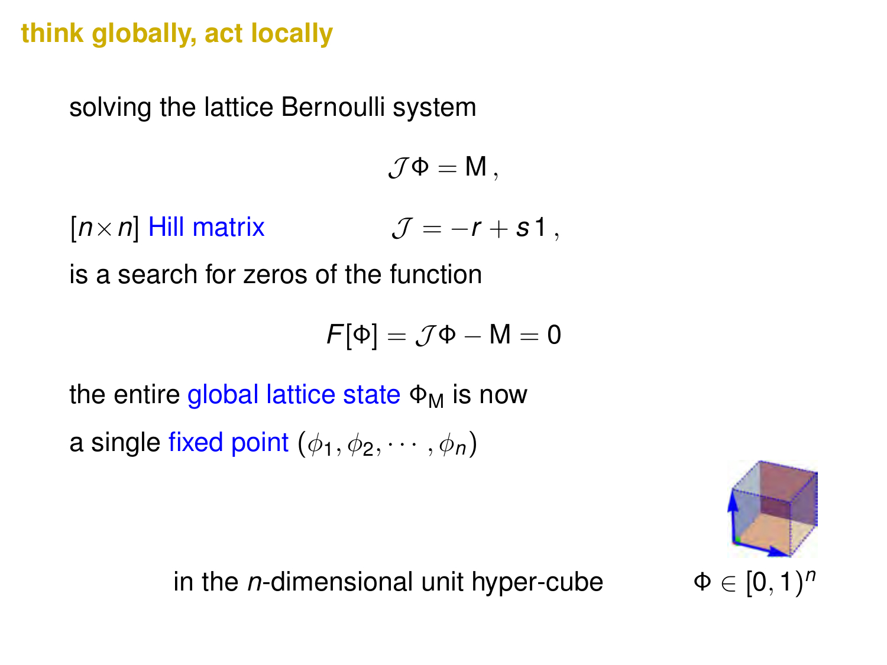# think globally, act locally

solving the lattice Bernoulli system

$$\mathcal{J}\Phi = \mathsf{M}\,,$$

$[n\times n]$ Hill matrix $\qquad \mathcal{J} = -r + s\,1\,,$

is a search for zeros of the function

$$F[\Phi] = \mathcal{J}\Phi - \mathsf{M} = 0$$

the entire global lattice state $\Phi_{\mathsf{M}}$ is now

a single fixed point $(\phi_1, \phi_2, \cdots, \phi_n)$

in the $n$-dimensional unit hyper-cube $\qquad \Phi \in [0, 1)^n$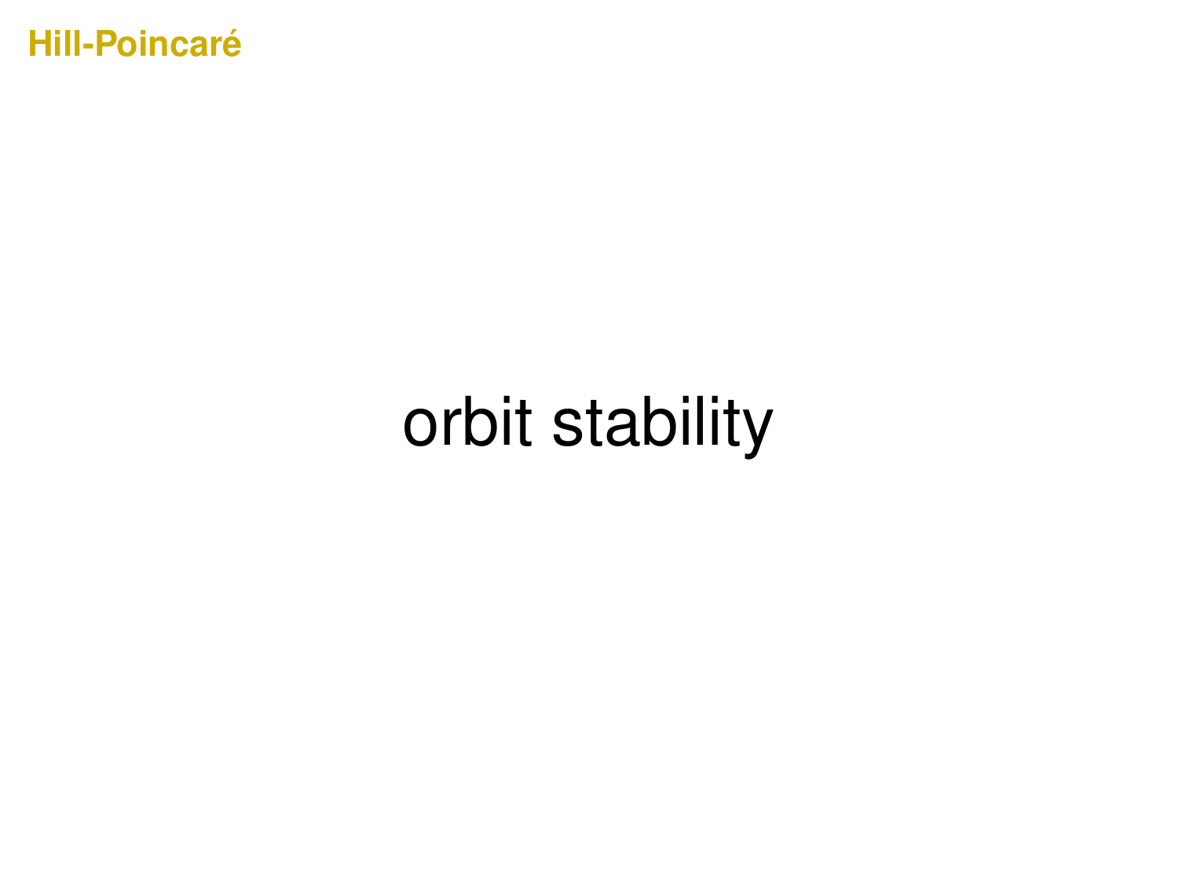# Hill-Poincaré

orbit stability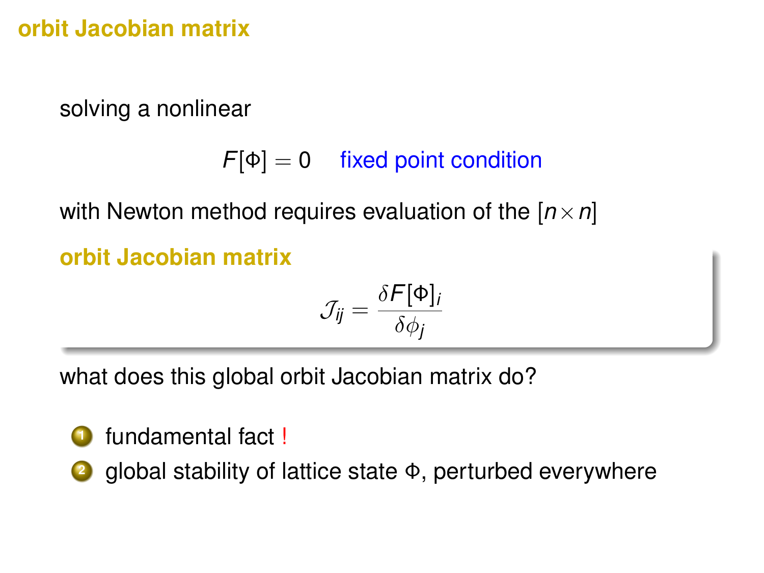# orbit Jacobian matrix

solving a nonlinear

$$F[\Phi] = 0 \quad \text{fixed point condition}$$

with Newton method requires evaluation of the $[n \times n]$

**orbit Jacobian matrix**

$$\mathcal{J}_{ij} = \frac{\delta F[\Phi]_i}{\delta \phi_j}$$

what does this global orbit Jacobian matrix do?

1. fundamental fact !
2. global stability of lattice state $\Phi$, perturbed everywhere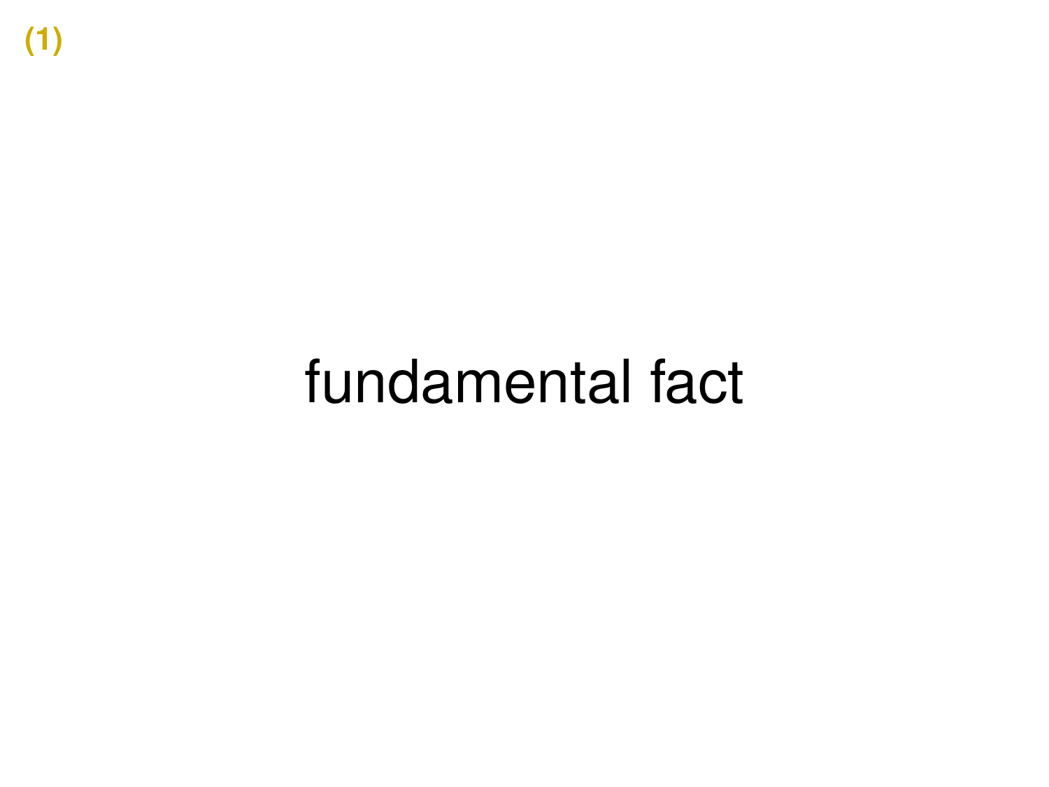**(1)**

fundamental fact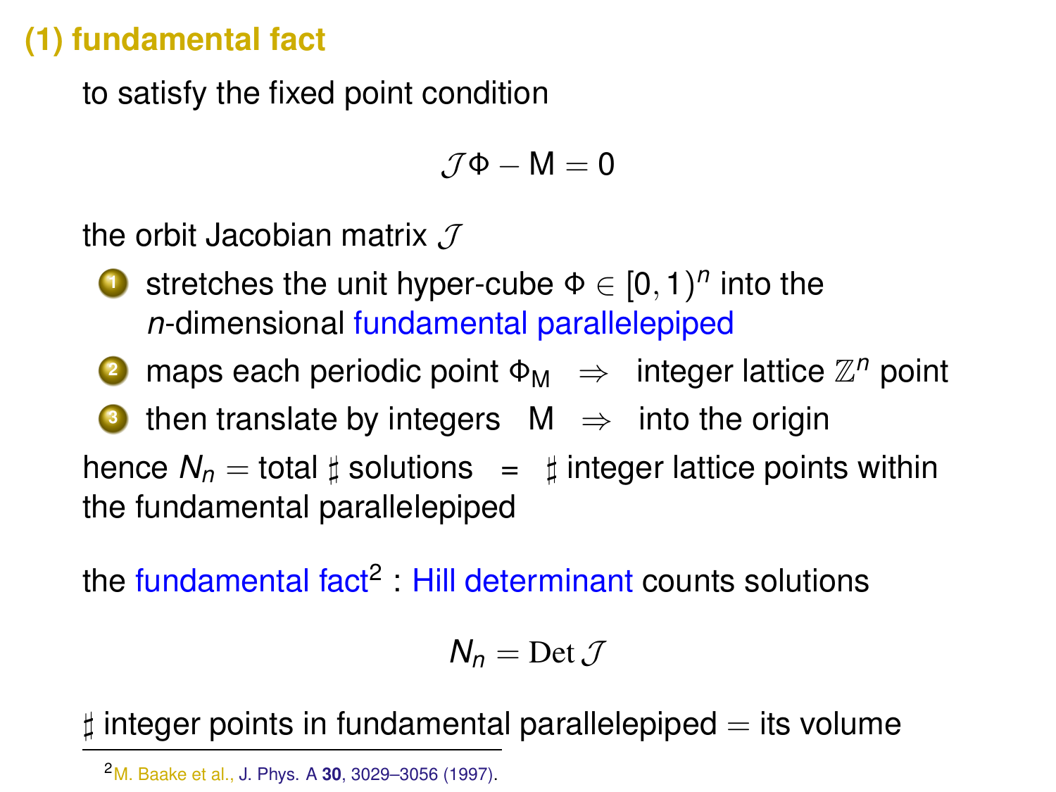## (1) fundamental fact

to satisfy the fixed point condition

$$\mathcal{J}\Phi - \mathsf{M} = 0$$

the orbit Jacobian matrix $\mathcal{J}$

1. stretches the unit hyper-cube $\Phi \in [0,1)^n$ into the $n$-dimensional fundamental parallelepiped
2. maps each periodic point $\Phi_{\mathsf{M}} \Rightarrow$ integer lattice $\mathbb{Z}^n$ point
3. then translate by integers $\mathsf{M} \Rightarrow$ into the origin

hence $N_n =$ total $\sharp$ solutions = $\sharp$ integer lattice points within the fundamental parallelepiped

the fundamental fact[2] : Hill determinant counts solutions

$$N_n = \mathrm{Det}\,\mathcal{J}$$

$\sharp$ integer points in fundamental parallelepiped $=$ its volume

[2] M. Baake et al., J. Phys. A **30**, 3029–3056 (1997).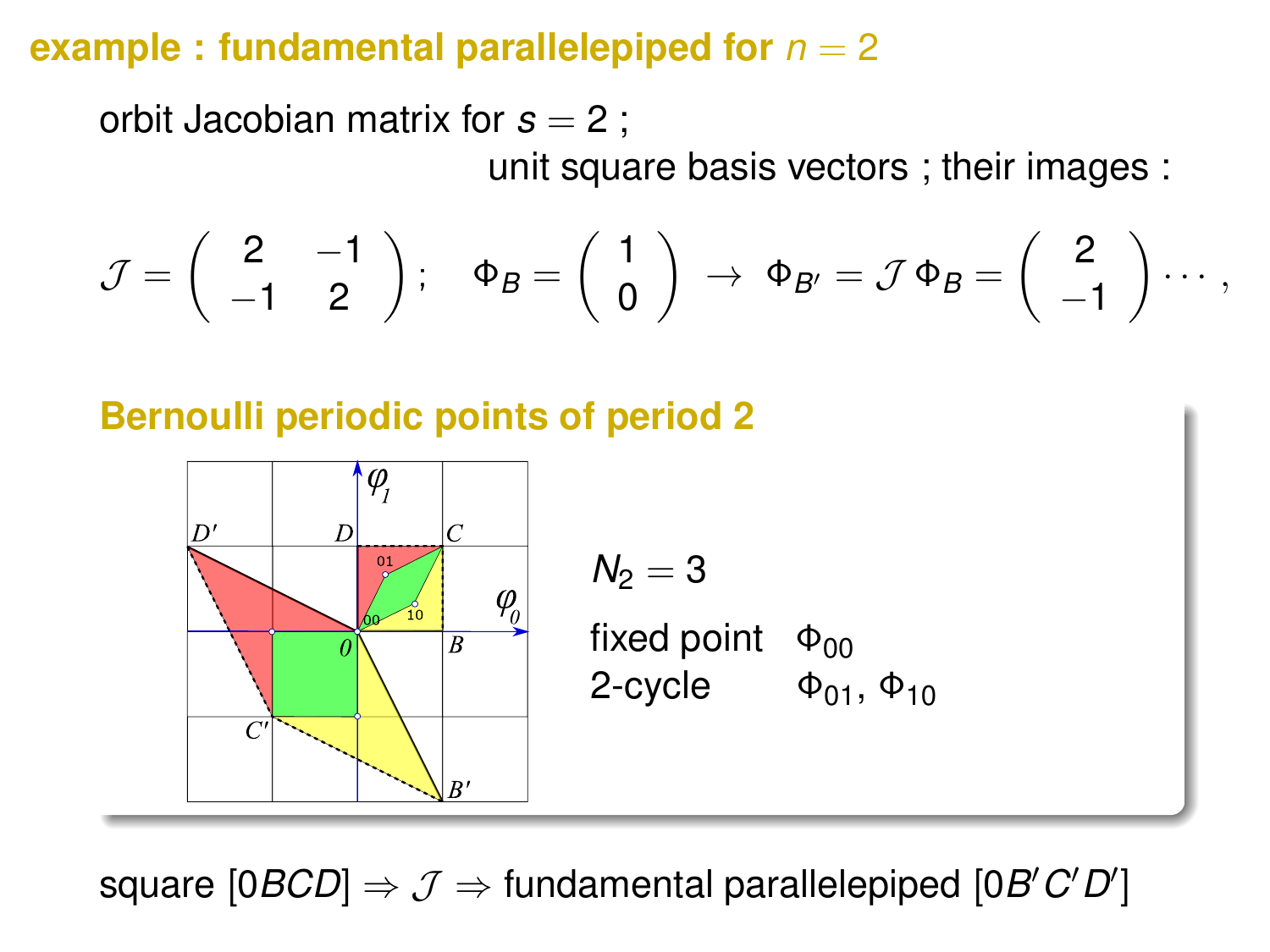## example : fundamental parallelepiped for $n = 2$

orbit Jacobian matrix for $s = 2$ ;

unit square basis vectors ; their images :

$$
\mathcal{J} = \begin{pmatrix} 2 & -1 \\ -1 & 2 \end{pmatrix} ; \quad \Phi_B = \begin{pmatrix} 1 \\ 0 \end{pmatrix} \rightarrow \Phi_{B'} = \mathcal{J}\,\Phi_B = \begin{pmatrix} 2 \\ -1 \end{pmatrix} \cdots ,
$$

### Bernoulli periodic points of period 2

$N_2 = 3$

fixed point $\Phi_{00}$

2-cycle $\Phi_{01}, \Phi_{10}$

square $[0BCD] \Rightarrow \mathcal{J} \Rightarrow$ fundamental parallelepiped $[0B'C'D']$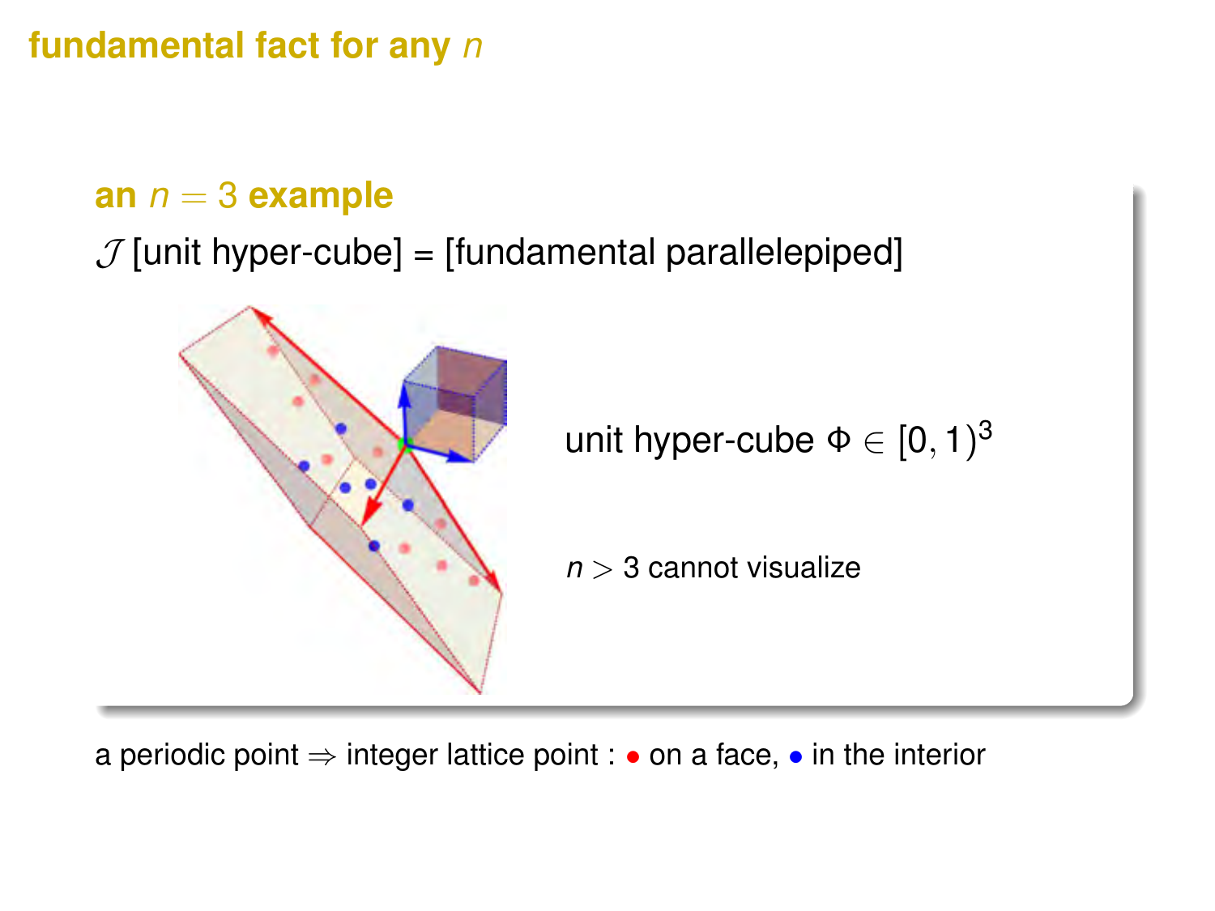# fundamental fact for any $n$

## an $n = 3$ example

$\mathcal{J}$ [unit hyper-cube] = [fundamental parallelepiped]

unit hyper-cube $\Phi \in [0, 1)^3$

$n > 3$ cannot visualize

a periodic point $\Rightarrow$ integer lattice point : • on a face, • in the interior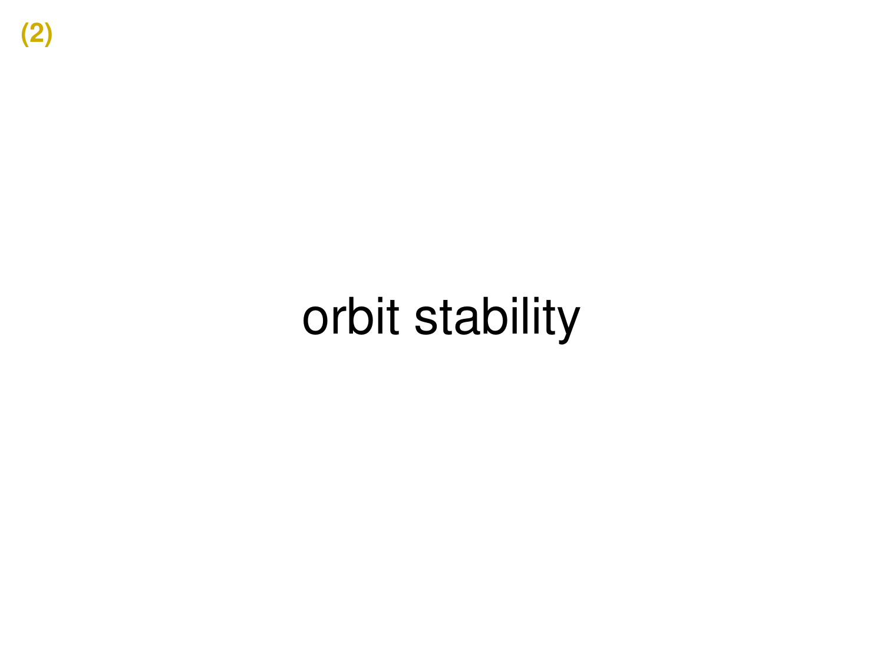**(2)**

# orbit stability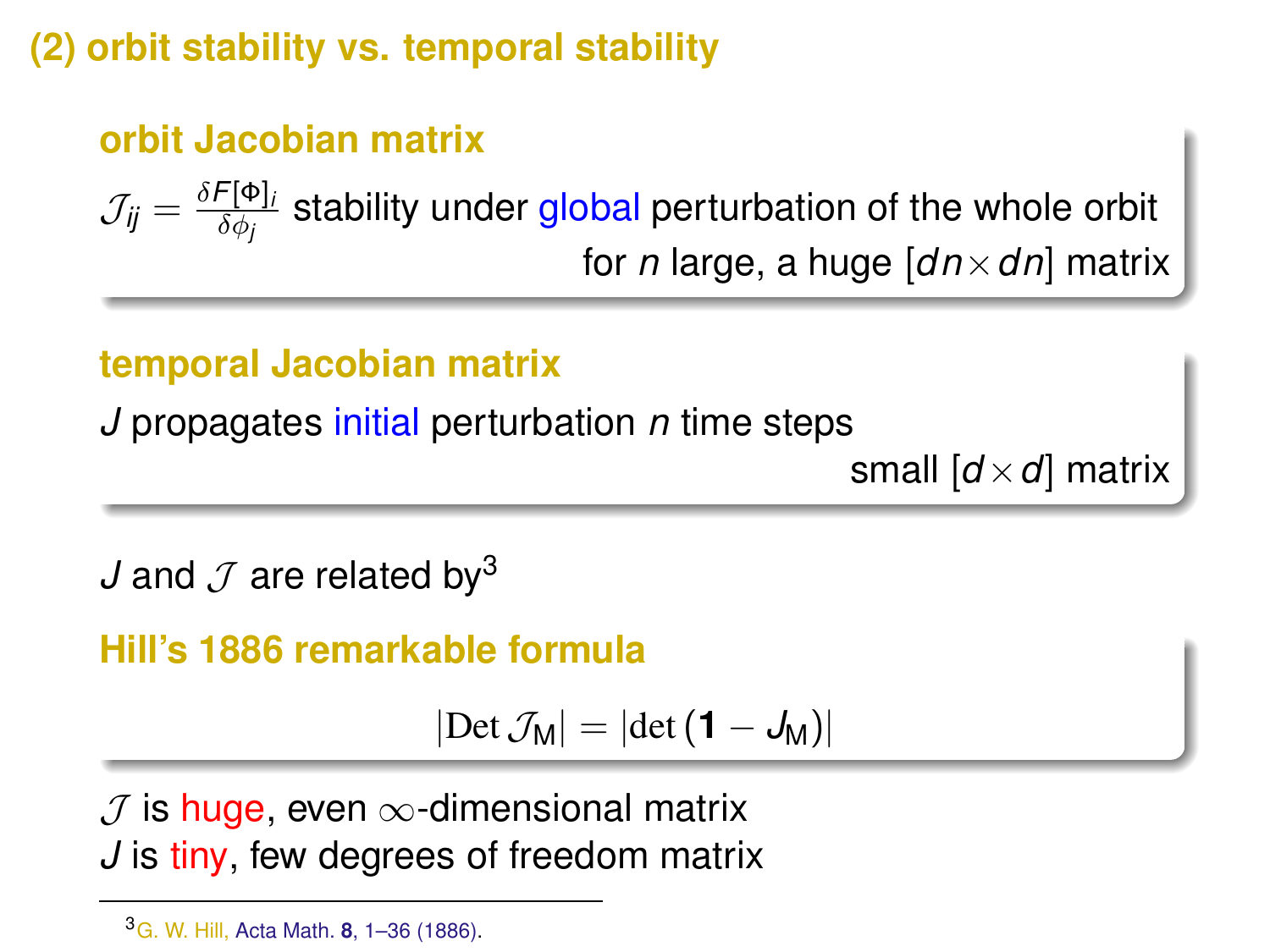## (2) orbit stability vs. temporal stability

**orbit Jacobian matrix**

$\mathcal{J}_{ij} = \frac{\delta F[\Phi]_i}{\delta \phi_j}$ stability under global perturbation of the whole orbit

for $n$ large, a huge $[dn \times dn]$ matrix

**temporal Jacobian matrix**

$J$ propagates initial perturbation $n$ time steps

small $[d \times d]$ matrix

$J$ and $\mathcal{J}$ are related by[3]

**Hill's 1886 remarkable formula**

$$|\mathrm{Det}\,\mathcal{J}_\mathsf{M}| = |\det\left(\mathbf{1} - J_\mathsf{M}\right)|$$

$\mathcal{J}$ is huge, even $\infty$-dimensional matrix
$J$ is tiny, few degrees of freedom matrix

---

[3] G. W. Hill, Acta Math. **8**, 1–36 (1886).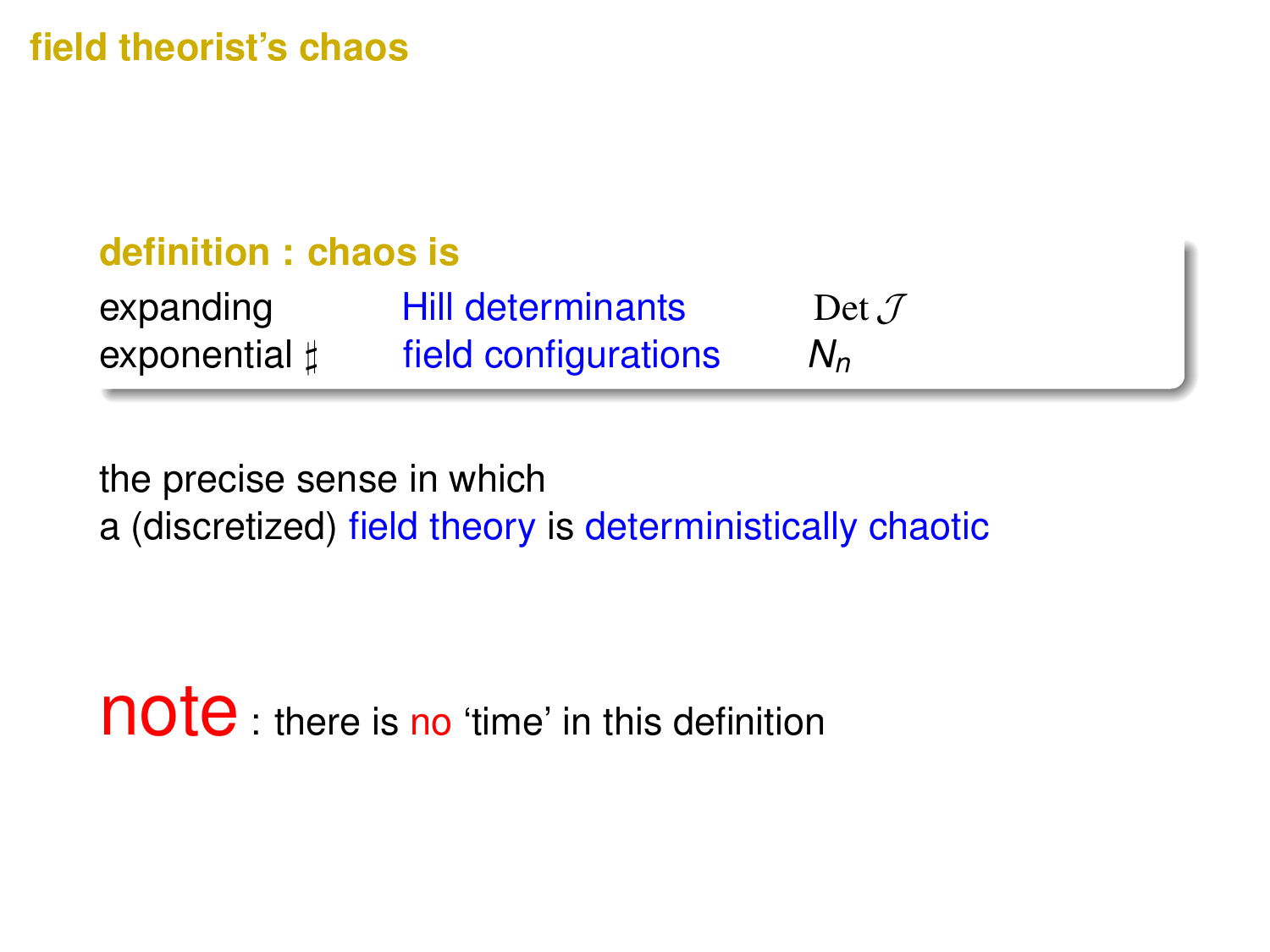## field theorist's chaos

**definition : chaos is**

| | | |
|---|---|---|
| expanding | Hill determinants | $\mathrm{Det}\,\mathcal{J}$ |
| exponential $\sharp$ | field configurations | $N_n$ |

the precise sense in which
a (discretized) field theory is deterministically chaotic

**note** : there is no 'time' in this definition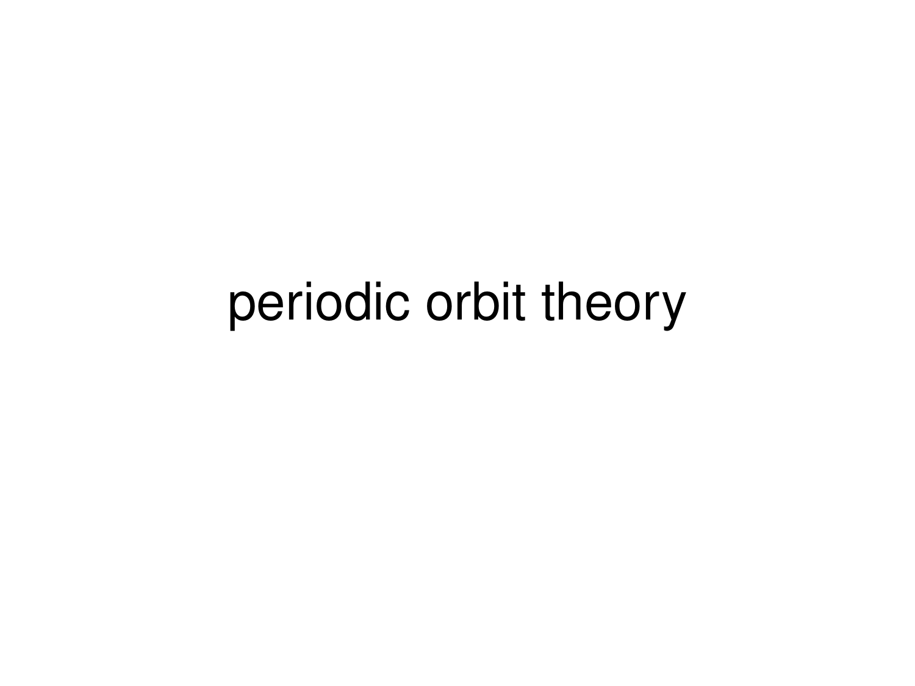# periodic orbit theory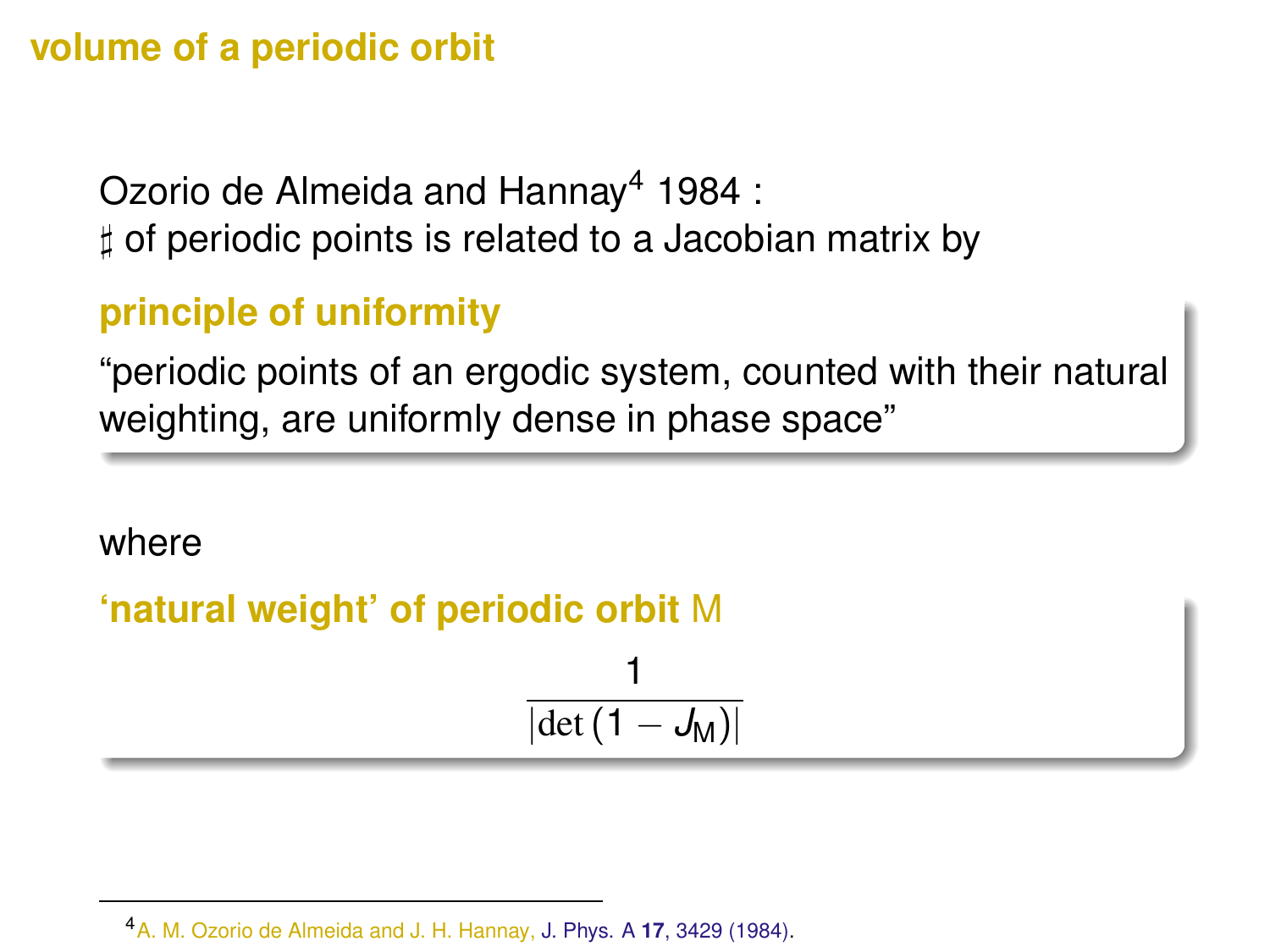# volume of a periodic orbit

Ozorio de Almeida and Hannay[4] 1984 :
$\sharp$ of periodic points is related to a Jacobian matrix by

**principle of uniformity**

"periodic points of an ergodic system, counted with their natural weighting, are uniformly dense in phase space"

where

**'natural weight' of periodic orbit** $\mathsf{M}$

$$\frac{1}{|\det(1 - J_{\mathsf{M}})|}$$

---

[4] A. M. Ozorio de Almeida and J. H. Hannay, J. Phys. A **17**, 3429 (1984).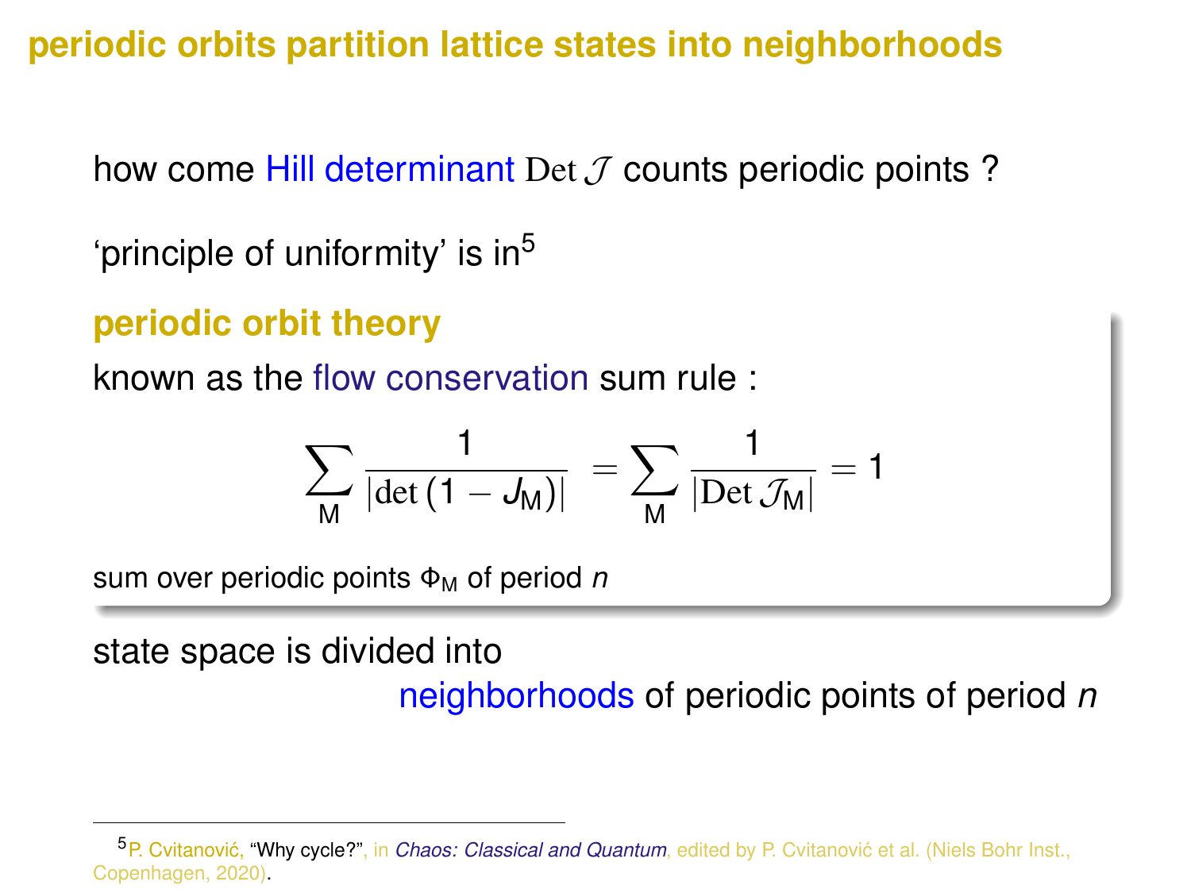# periodic orbits partition lattice states into neighborhoods

how come Hill determinant $\mathrm{Det}\,\mathcal{J}$ counts periodic points ?

'principle of uniformity' is in[5]

**periodic orbit theory**

known as the flow conservation sum rule :

$$\sum_{\mathsf{M}} \frac{1}{|\det(1 - J_{\mathsf{M}})|} = \sum_{\mathsf{M}} \frac{1}{|\mathrm{Det}\,\mathcal{J}_{\mathsf{M}}|} = 1$$

sum over periodic points $\Phi_{\mathsf{M}}$ of period $n$

state space is divided into neighborhoods of periodic points of period $n$

[5] P. Cvitanović, "Why cycle?", in *Chaos: Classical and Quantum*, edited by P. Cvitanović et al. (Niels Bohr Inst., Copenhagen, 2020).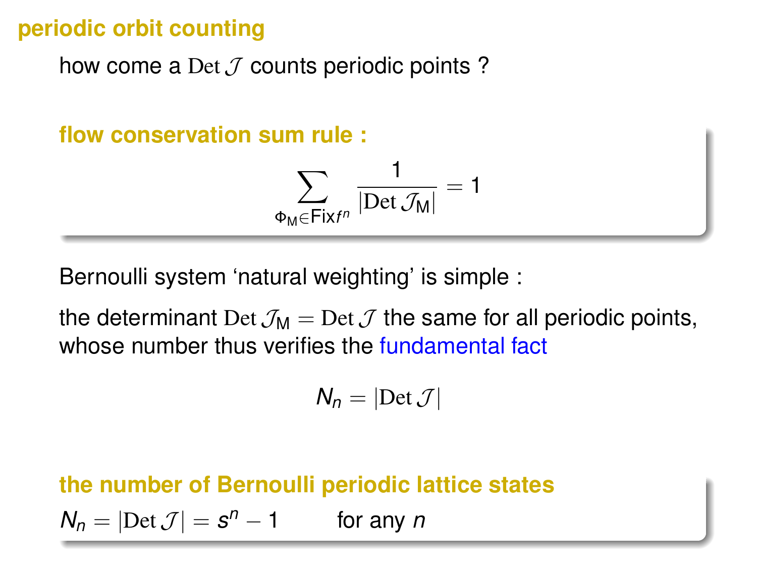# periodic orbit counting

how come a $\mathrm{Det}\,\mathcal{J}$ counts periodic points ?

**flow conservation sum rule :**

$$\sum_{\Phi_\mathsf{M} \in \mathsf{Fix} f^n} \frac{1}{|\mathrm{Det}\,\mathcal{J}_\mathsf{M}|} = 1$$

Bernoulli system 'natural weighting' is simple :

the determinant $\mathrm{Det}\,\mathcal{J}_\mathsf{M} = \mathrm{Det}\,\mathcal{J}$ the same for all periodic points, whose number thus verifies the fundamental fact

$$N_n = |\mathrm{Det}\,\mathcal{J}|$$

**the number of Bernoulli periodic lattice states**

$N_n = |\mathrm{Det}\,\mathcal{J}| = s^n - 1$ for any $n$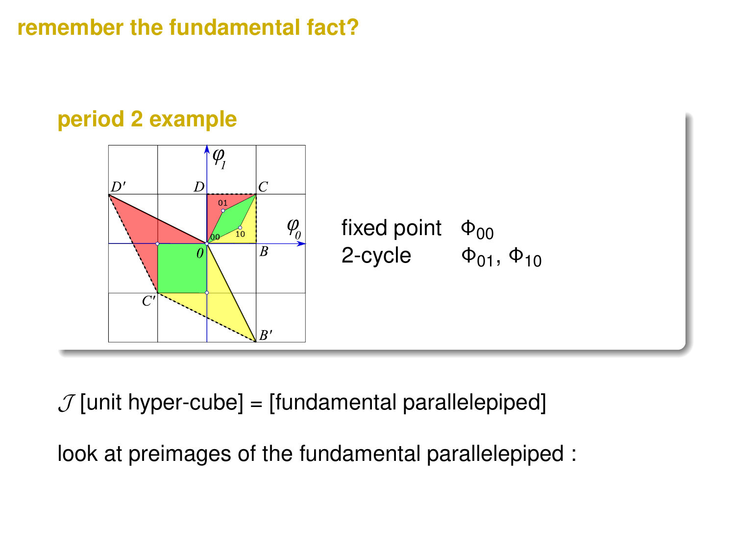# remember the fundamental fact?

## period 2 example

fixed point $\Phi_{00}$

2-cycle $\Phi_{01}$, $\Phi_{10}$

$\mathcal{J}$ [unit hyper-cube] = [fundamental parallelepiped]

look at preimages of the fundamental parallelepiped :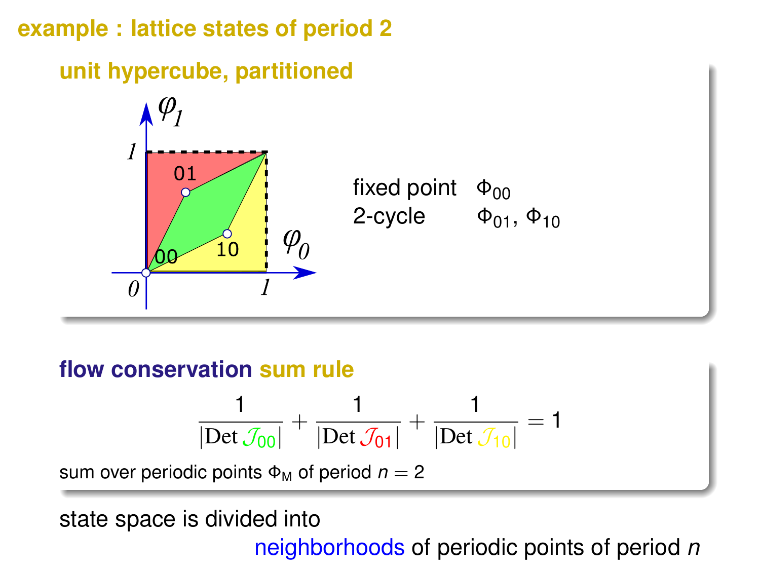# example : lattice states of period 2

## unit hypercube, partitioned

fixed point $\Phi_{00}$

2-cycle $\Phi_{01}$, $\Phi_{10}$

## flow conservation sum rule

$$\frac{1}{|\mathrm{Det}\, \mathcal{J}_{00}|} + \frac{1}{|\mathrm{Det}\, \mathcal{J}_{01}|} + \frac{1}{|\mathrm{Det}\, \mathcal{J}_{10}|} = 1$$

sum over periodic points $\Phi_{\mathsf{M}}$ of period $n = 2$

state space is divided into

neighborhoods of periodic points of period $n$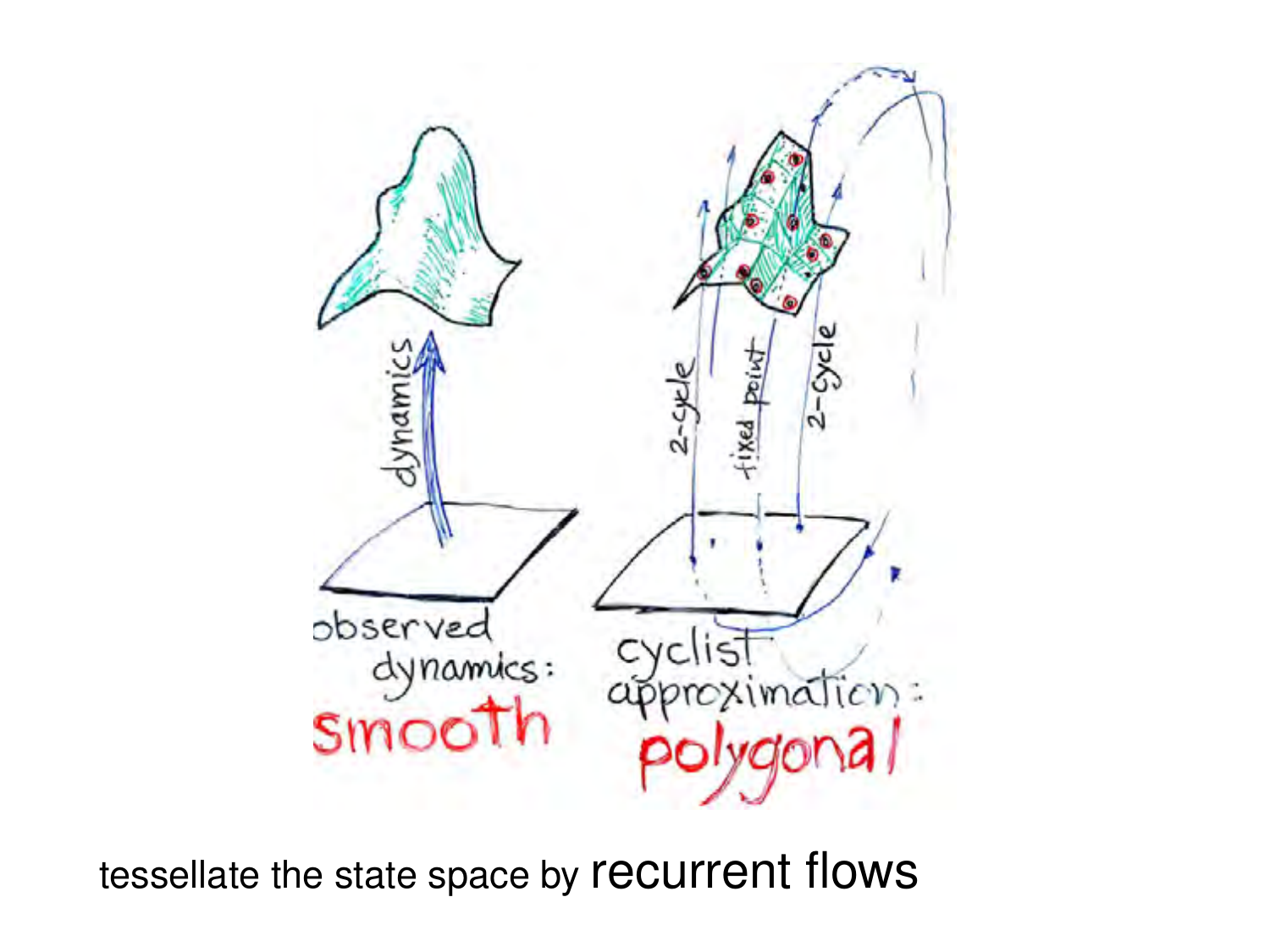observed dynamics: smooth

dynamics

cyclist approximation: polygonal

2-cycle

fixed point

2-cycle

tessellate the state space by recurrent flows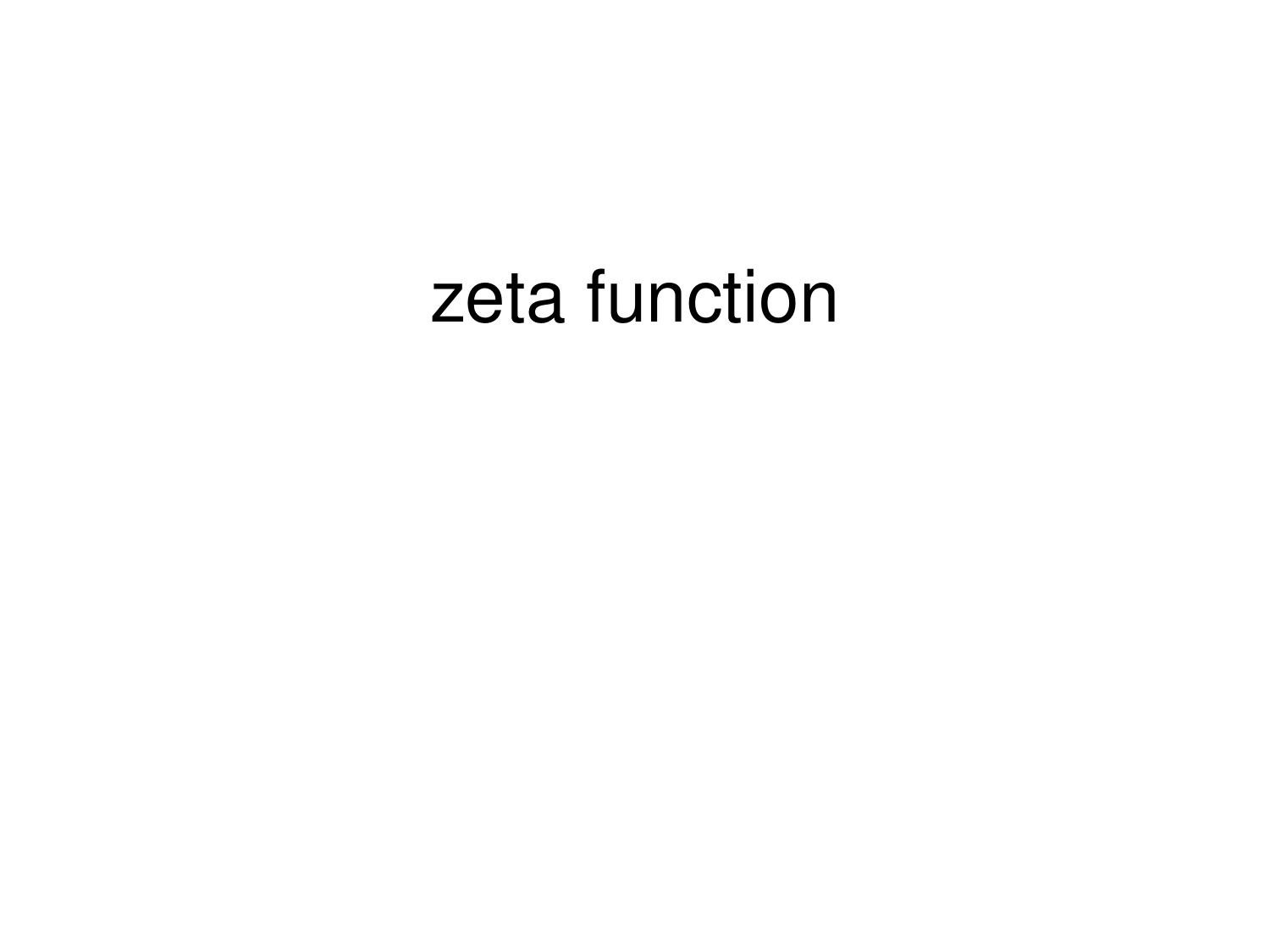# zeta function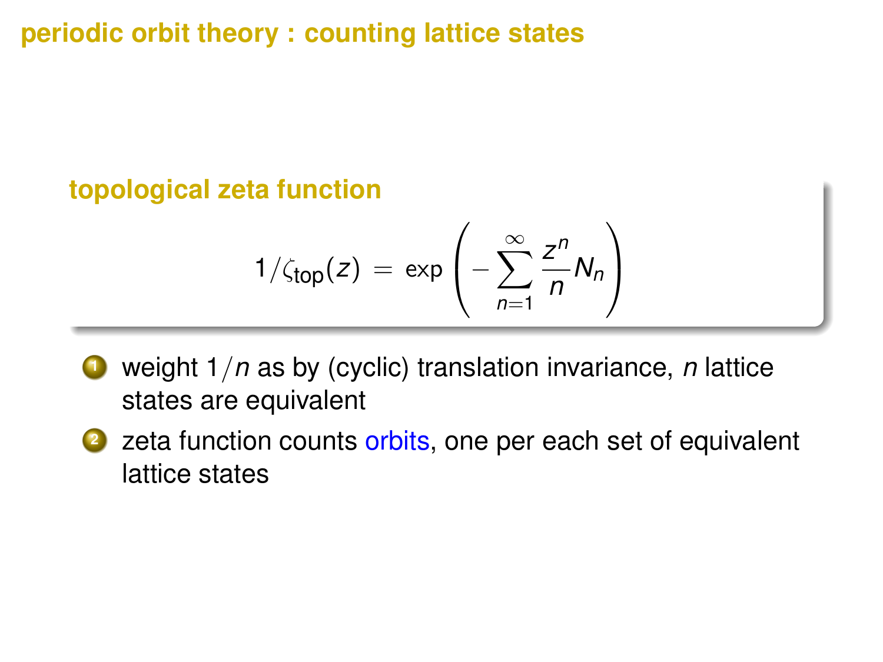# periodic orbit theory : counting lattice states

### topological zeta function

$$1/\zeta_{\text{top}}(z) \;=\; \exp\left(-\sum_{n=1}^{\infty}\frac{z^n}{n}N_n\right)$$

1. weight $1/n$ as by (cyclic) translation invariance, $n$ lattice states are equivalent
2. zeta function counts orbits, one per each set of equivalent lattice states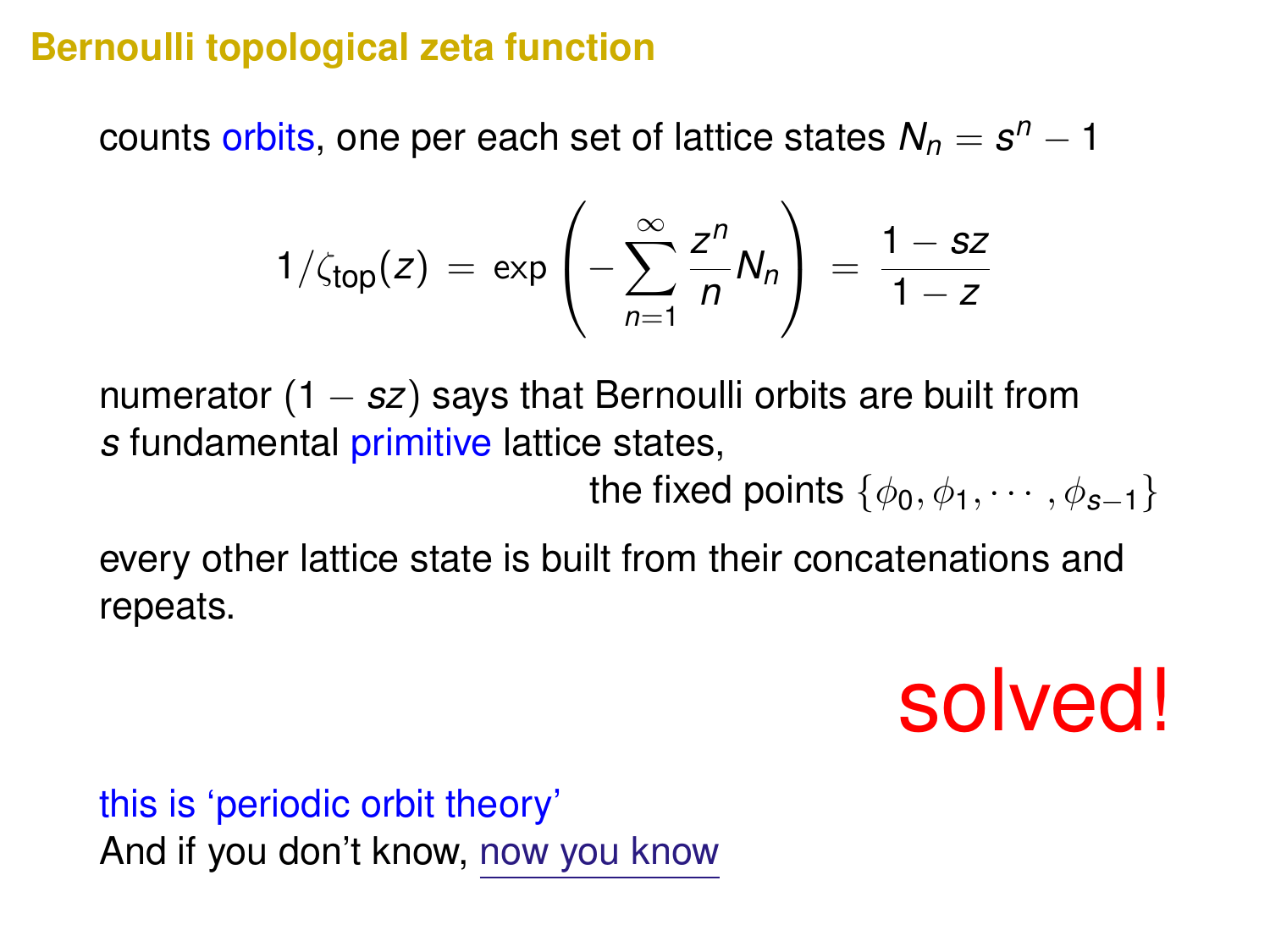# Bernoulli topological zeta function

counts orbits, one per each set of lattice states $N_n = s^n - 1$

$$1/\zeta_{\text{top}}(z) = \exp\left(-\sum_{n=1}^{\infty} \frac{z^n}{n} N_n\right) = \frac{1 - sz}{1 - z}$$

numerator $(1 - sz)$ says that Bernoulli orbits are built from $s$ fundamental primitive lattice states,

the fixed points $\{\phi_0, \phi_1, \cdots, \phi_{s-1}\}$

every other lattice state is built from their concatenations and repeats.

solved!

this is 'periodic orbit theory'

And if you don't know, now you know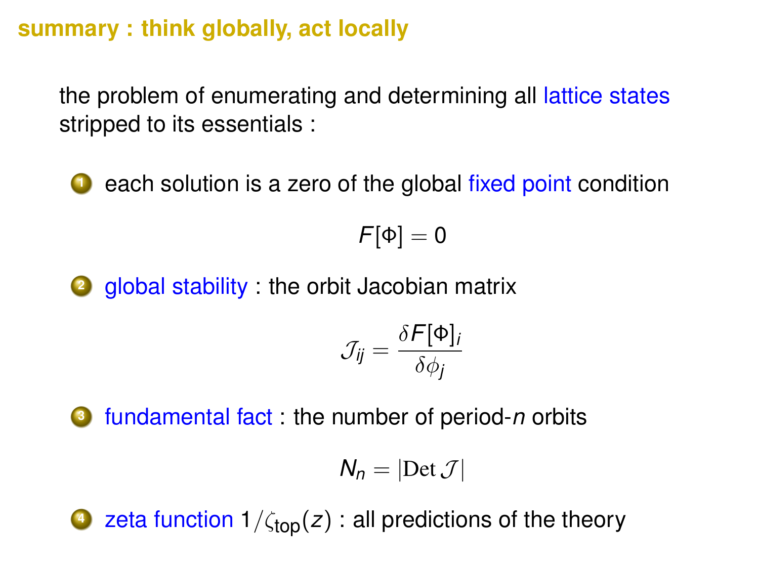## summary : think globally, act locally

the problem of enumerating and determining all lattice states stripped to its essentials :

1. each solution is a zero of the global fixed point condition

$$F[\Phi] = 0$$

2. global stability : the orbit Jacobian matrix

$$\mathcal{J}_{ij} = \frac{\delta F[\Phi]_i}{\delta \phi_j}$$

3. fundamental fact : the number of period-$n$ orbits

$$N_n = |\mathrm{Det}\,\mathcal{J}|$$

4. zeta function $1/\zeta_{\mathrm{top}}(z)$ : all predictions of the theory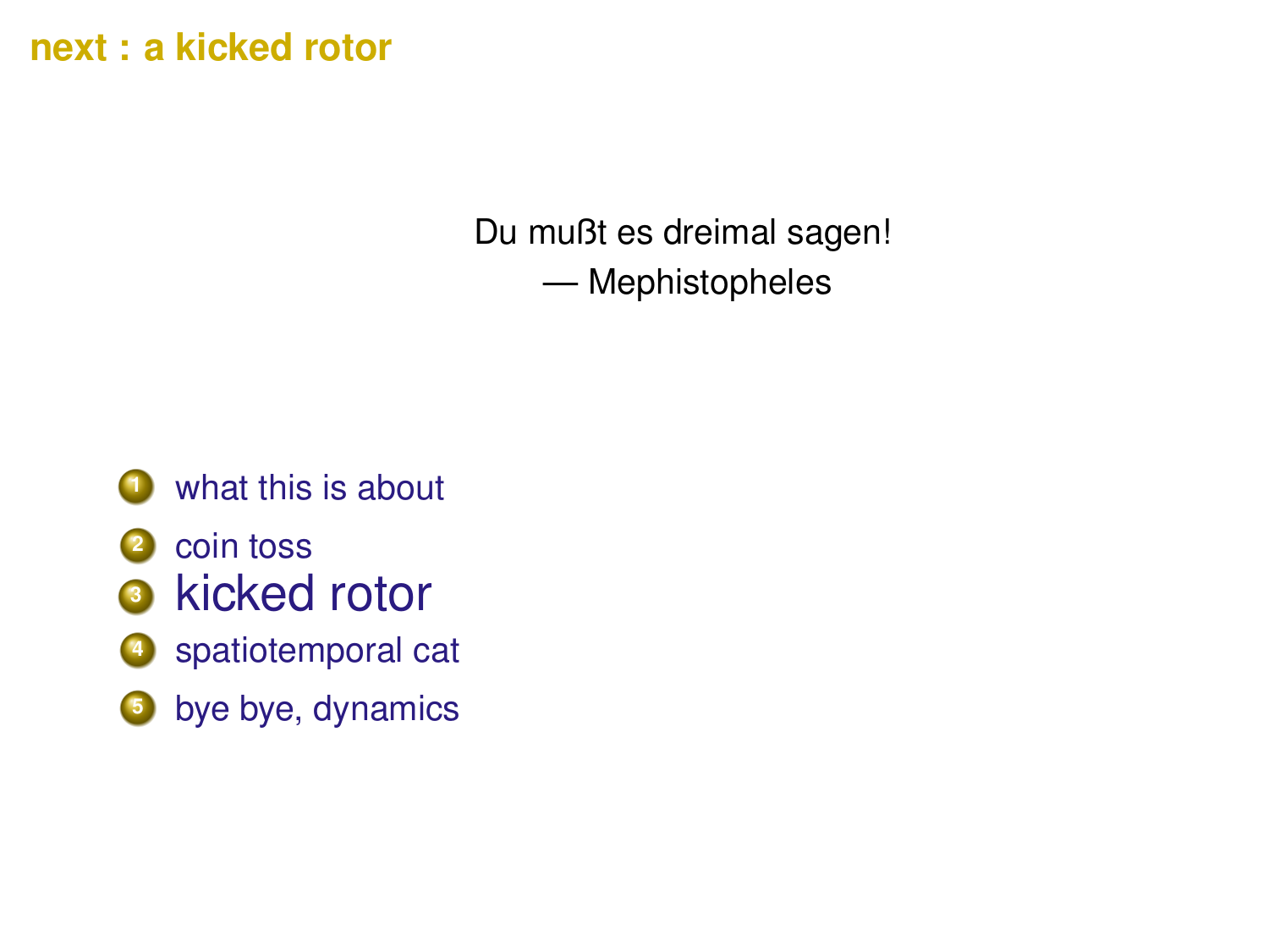## next : a kicked rotor

Du mußt es dreimal sagen!
— Mephistopheles

1. what this is about
2. coin toss
3. **kicked rotor**
4. spatiotemporal cat
5. bye bye, dynamics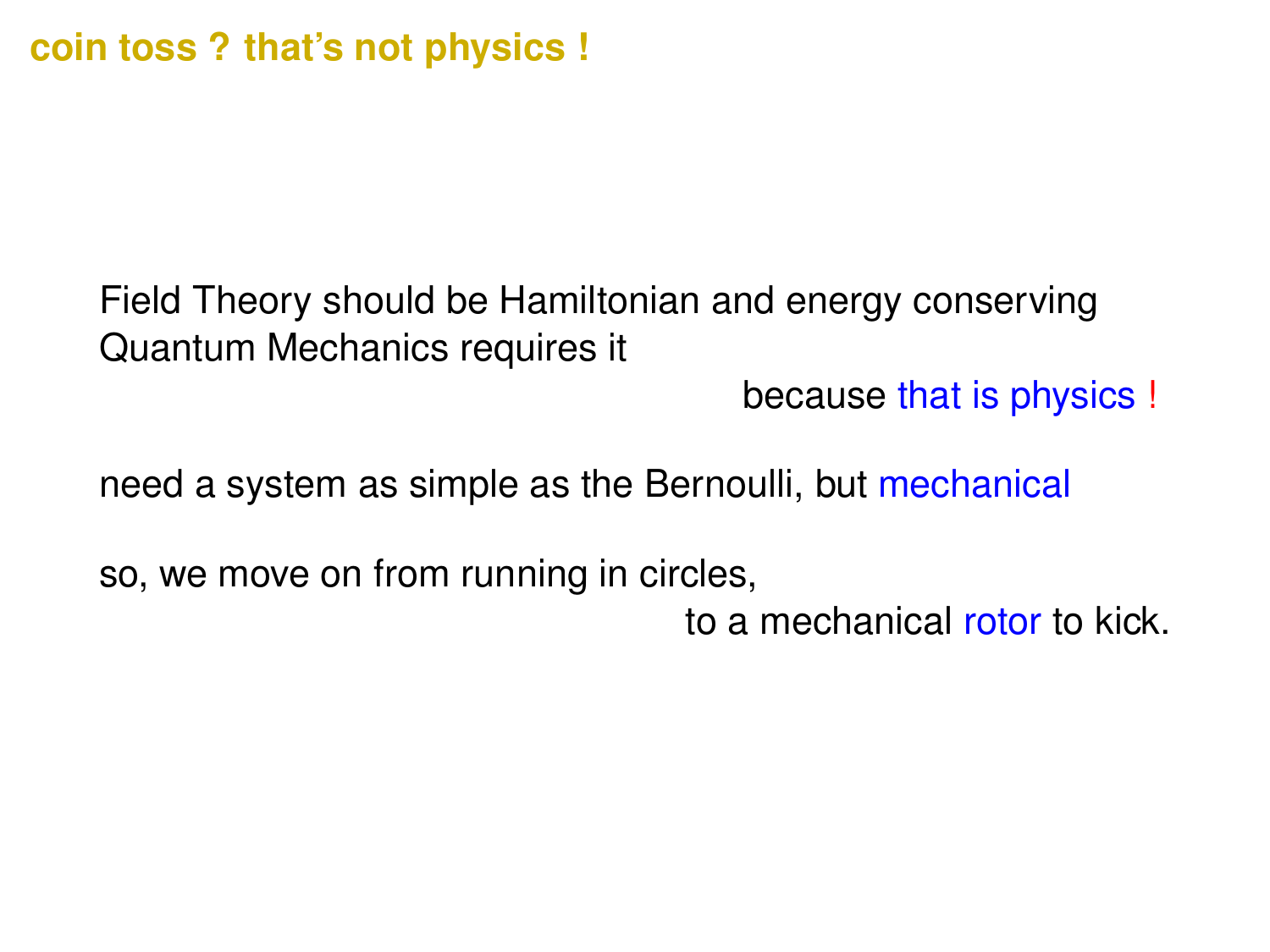## coin toss ? that's not physics !

Field Theory should be Hamiltonian and energy conserving
Quantum Mechanics requires it

because that is physics !

need a system as simple as the Bernoulli, but mechanical

so, we move on from running in circles,

to a mechanical rotor to kick.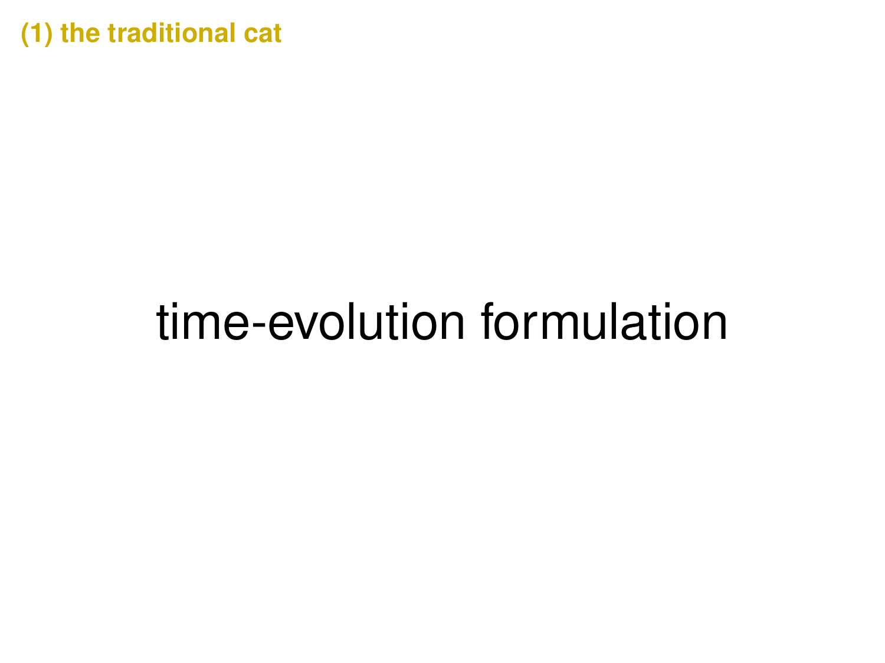**(1) the traditional cat**

# time-evolution formulation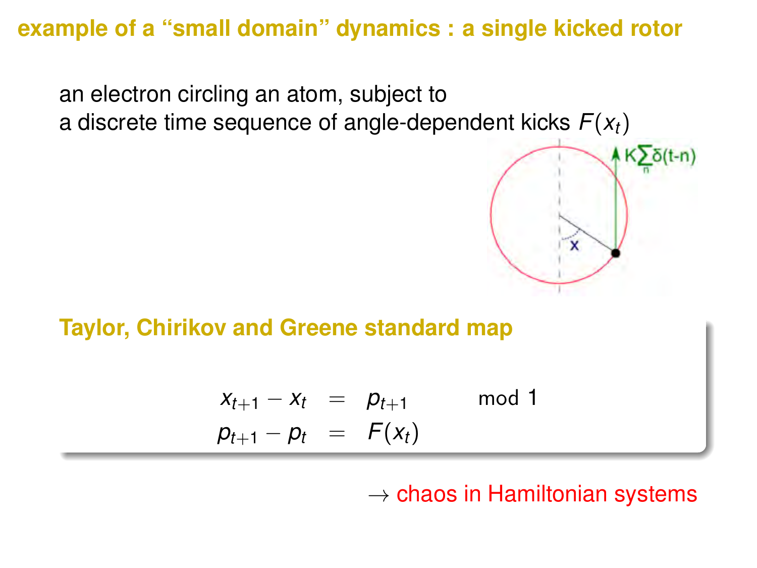## example of a “small domain” dynamics : a single kicked rotor

an electron circling an atom, subject to
a discrete time sequence of angle-dependent kicks $F(x_t)$

### Taylor, Chirikov and Greene standard map

$$
\begin{aligned}
x_{t+1} - x_t &= p_{t+1} \qquad \text{mod } 1 \\
p_{t+1} - p_t &= F(x_t)
\end{aligned}
$$

→ chaos in Hamiltonian systems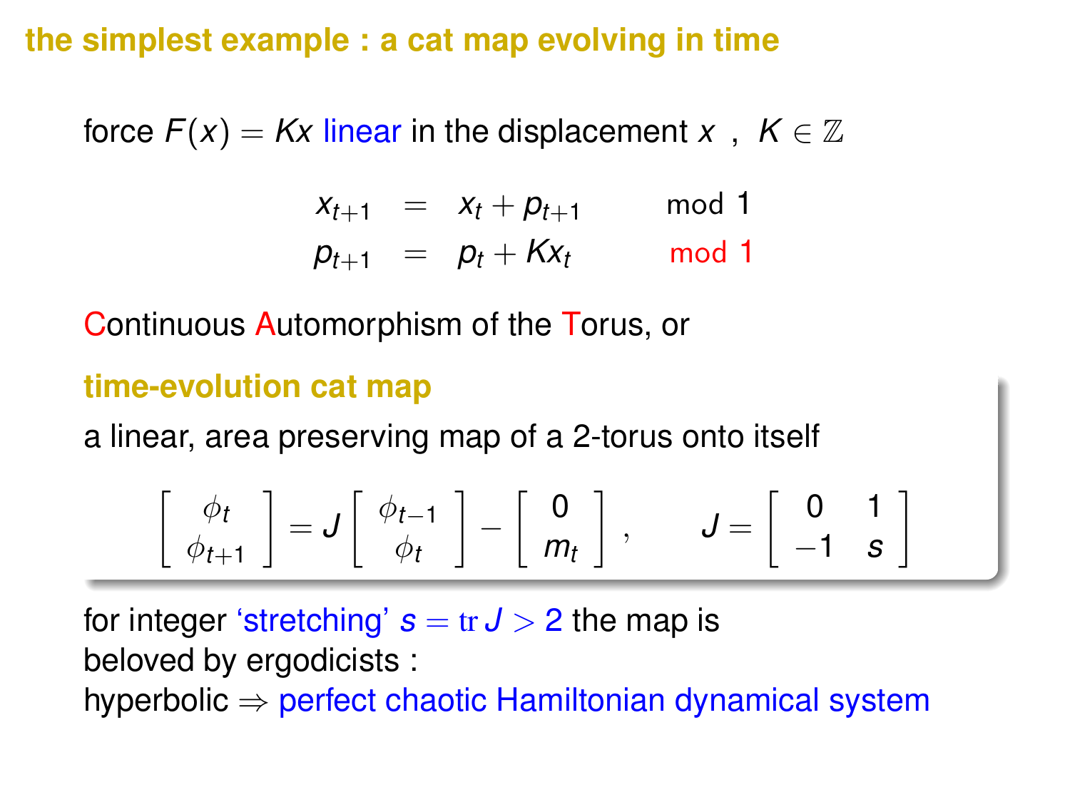# the simplest example : a cat map evolving in time

force $F(x) = Kx$ linear in the displacement $x$ , $K \in \mathbb{Z}$

$$
\begin{aligned}
x_{t+1} &= x_t + p_{t+1} \qquad \text{mod } 1 \\
p_{t+1} &= p_t + K x_t \qquad \text{mod } 1
\end{aligned}
$$

Continuous Automorphism of the Torus, or

**time-evolution cat map**

a linear, area preserving map of a 2-torus onto itself

$$
\left[ \begin{array}{c} \phi_t \\ \phi_{t+1} \end{array} \right] = J \left[ \begin{array}{c} \phi_{t-1} \\ \phi_t \end{array} \right] - \left[ \begin{array}{c} 0 \\ m_t \end{array} \right] , \qquad J = \left[ \begin{array}{cc} 0 & 1 \\ -1 & s \end{array} \right]
$$

for integer 'stretching' $s = \mathrm{tr}\, J > 2$ the map is
beloved by ergodicists :
hyperbolic $\Rightarrow$ perfect chaotic Hamiltonian dynamical system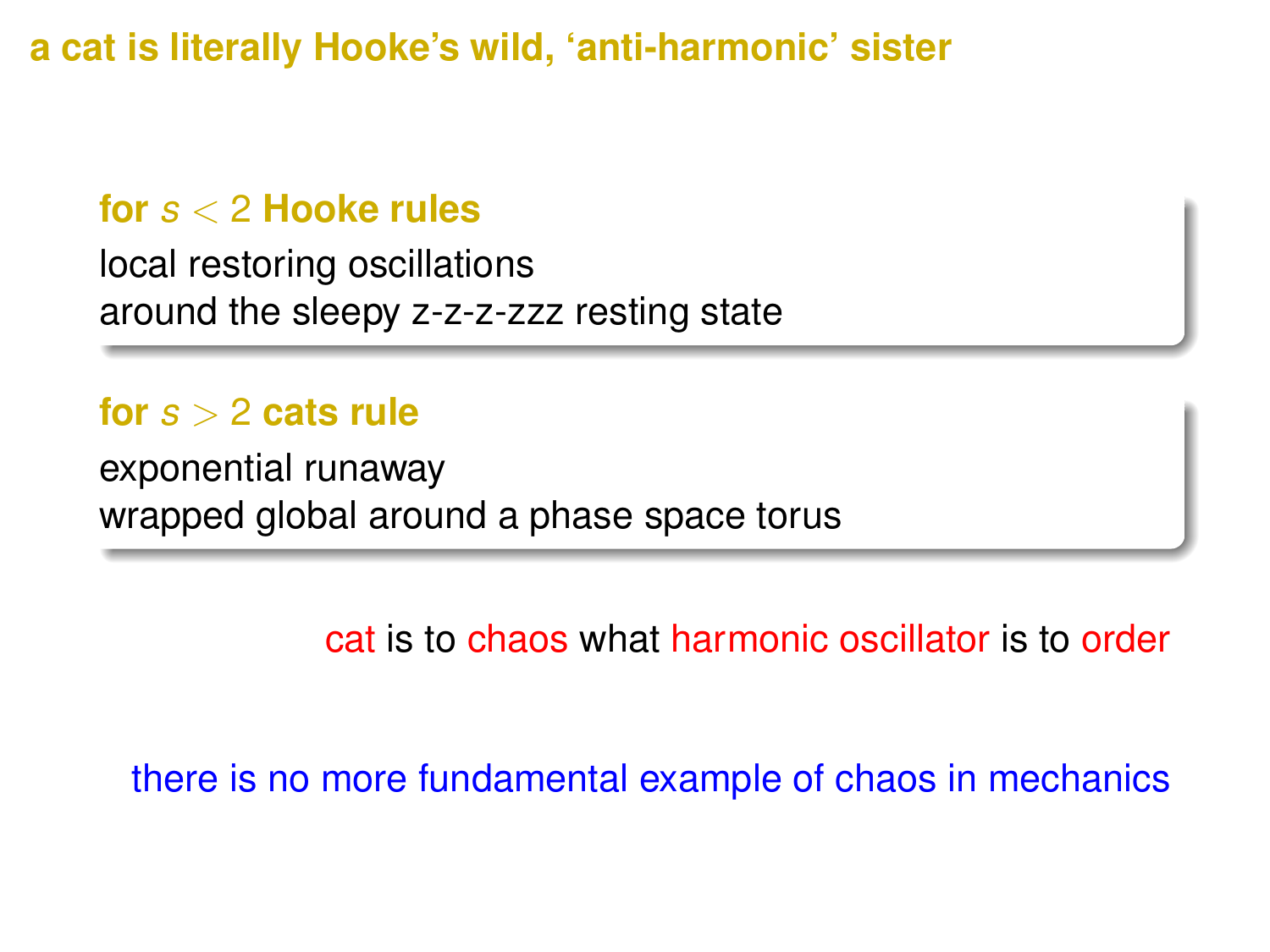# a cat is literally Hooke's wild, 'anti-harmonic' sister

**for $s < 2$ Hooke rules**

local restoring oscillations
around the sleepy z-z-z-zzz resting state

**for $s > 2$ cats rule**

exponential runaway
wrapped global around a phase space torus

cat is to chaos what harmonic oscillator is to order

there is no more fundamental example of chaos in mechanics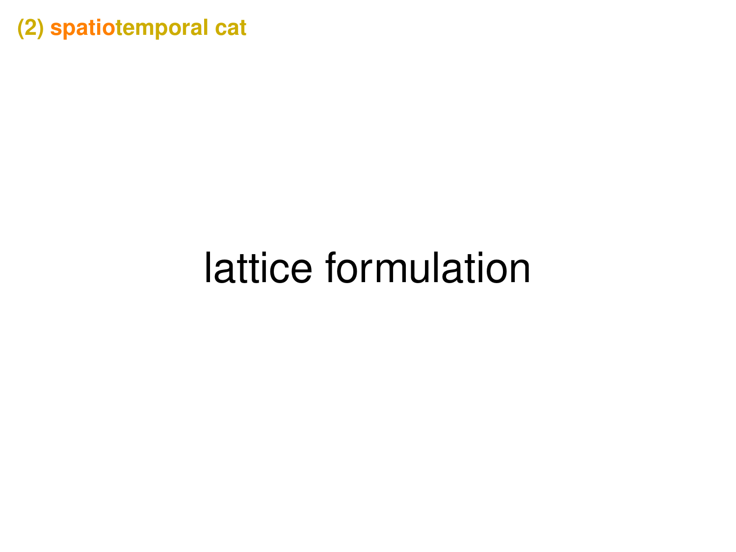# (2) spatiotemporal cat

lattice formulation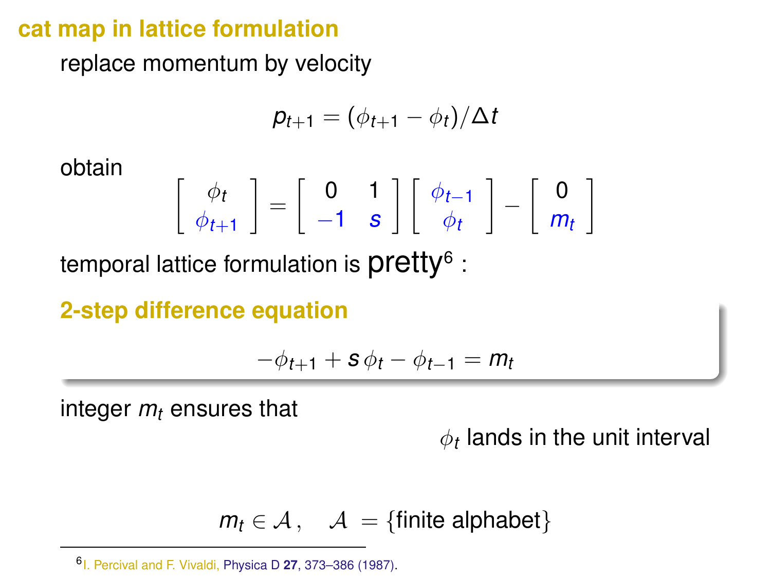## cat map in lattice formulation

replace momentum by velocity

$$p_{t+1} = (\phi_{t+1} - \phi_t)/\Delta t$$

obtain

$$\begin{bmatrix} \phi_t \\ \phi_{t+1} \end{bmatrix} = \begin{bmatrix} 0 & 1 \\ -1 & s \end{bmatrix} \begin{bmatrix} \phi_{t-1} \\ \phi_t \end{bmatrix} - \begin{bmatrix} 0 \\ m_t \end{bmatrix}$$

temporal lattice formulation is pretty[6] :

**2-step difference equation**

$$-\phi_{t+1} + s\,\phi_t - \phi_{t-1} = m_t$$

integer $m_t$ ensures that

$\phi_t$ lands in the unit interval

$$m_t \in \mathcal{A}\,, \quad \mathcal{A} = \{\text{finite alphabet}\}$$

---

[6] I. Percival and F. Vivaldi, Physica D **27**, 373–386 (1987).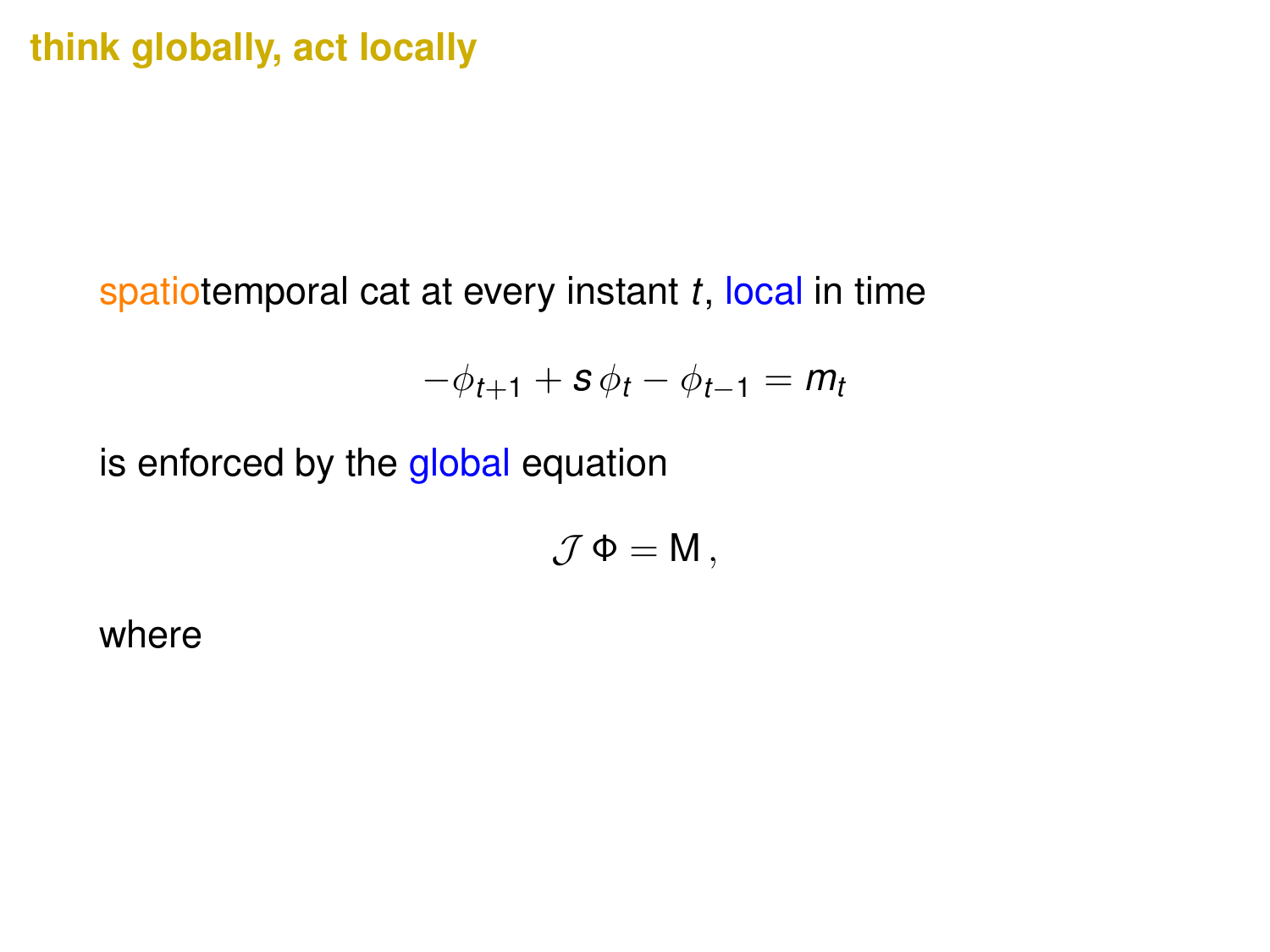# think globally, act locally

spatiotemporal cat at every instant $t$, local in time

$$-\phi_{t+1} + s\,\phi_t - \phi_{t-1} = m_t$$

is enforced by the global equation

$$\mathcal{J}\,\Phi = \mathsf{M}\,,$$

where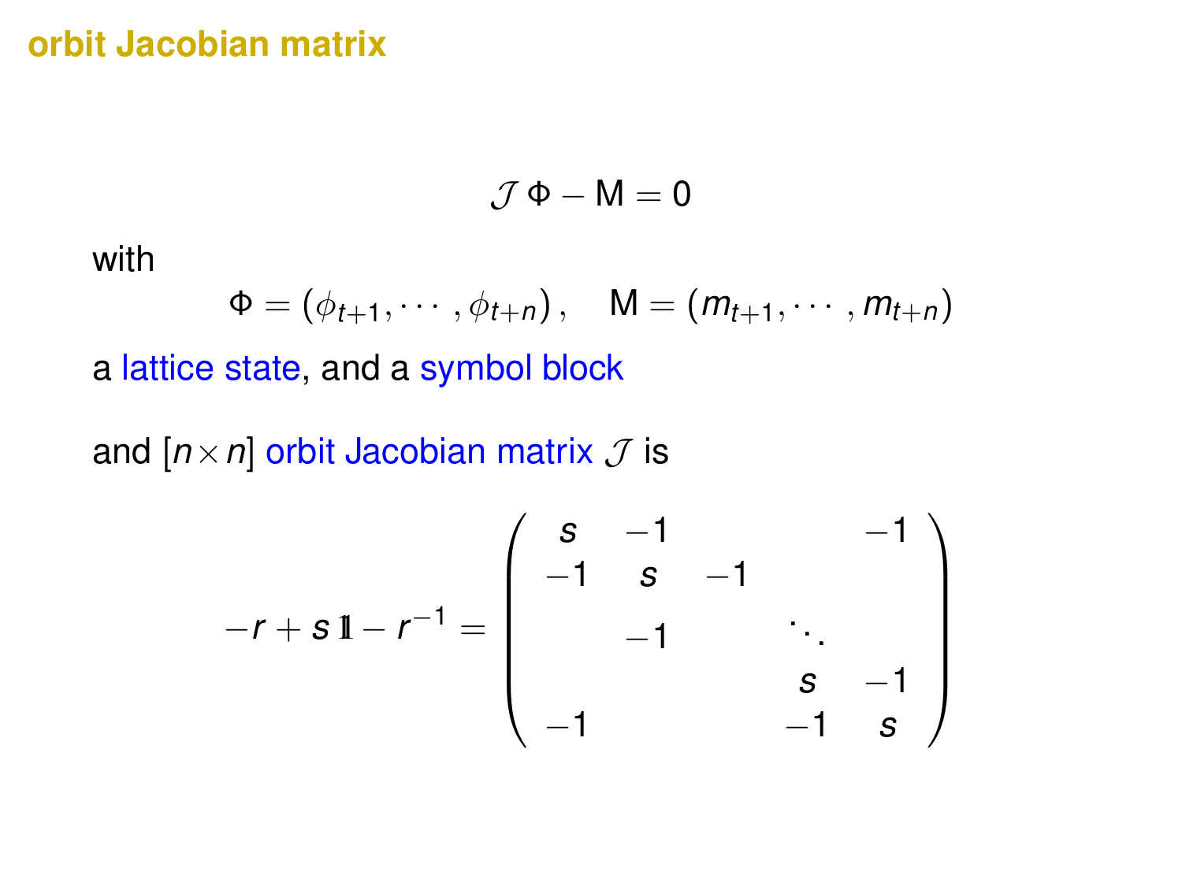# orbit Jacobian matrix

$$\mathcal{J}\,\Phi - \mathsf{M} = 0$$

with

$$\Phi = (\phi_{t+1}, \cdots, \phi_{t+n})\,, \quad \mathsf{M} = (m_{t+1}, \cdots, m_{t+n})$$

a lattice state, and a symbol block

and $[n\times n]$ orbit Jacobian matrix $\mathcal{J}$ is

$$-r + s\,\mathbb{1} - r^{-1} = \begin{pmatrix} s & -1 & & & -1 \\ -1 & s & -1 & & \\ & -1 & & \ddots & \\ & & & s & -1 \\ -1 & & & -1 & s \end{pmatrix}$$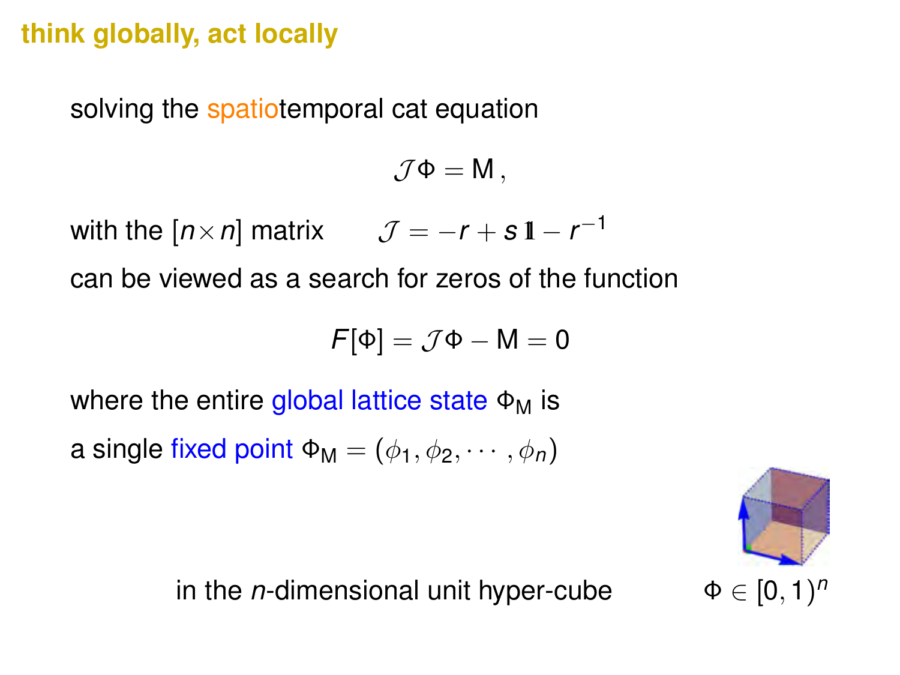## think globally, act locally

solving the spatiotemporal cat equation

$$\mathcal{J}\Phi = \mathsf{M}\,,$$

with the $[n\times n]$ matrix $\qquad \mathcal{J} = -r + s\,\mathbb{1} - r^{-1}$

can be viewed as a search for zeros of the function

$$F[\Phi] = \mathcal{J}\Phi - \mathsf{M} = 0$$

where the entire global lattice state $\Phi_{\mathsf{M}}$ is

a single fixed point $\Phi_{\mathsf{M}} = (\phi_1, \phi_2, \cdots, \phi_n)$

in the $n$-dimensional unit hyper-cube $\qquad \Phi \in [0,1)^n$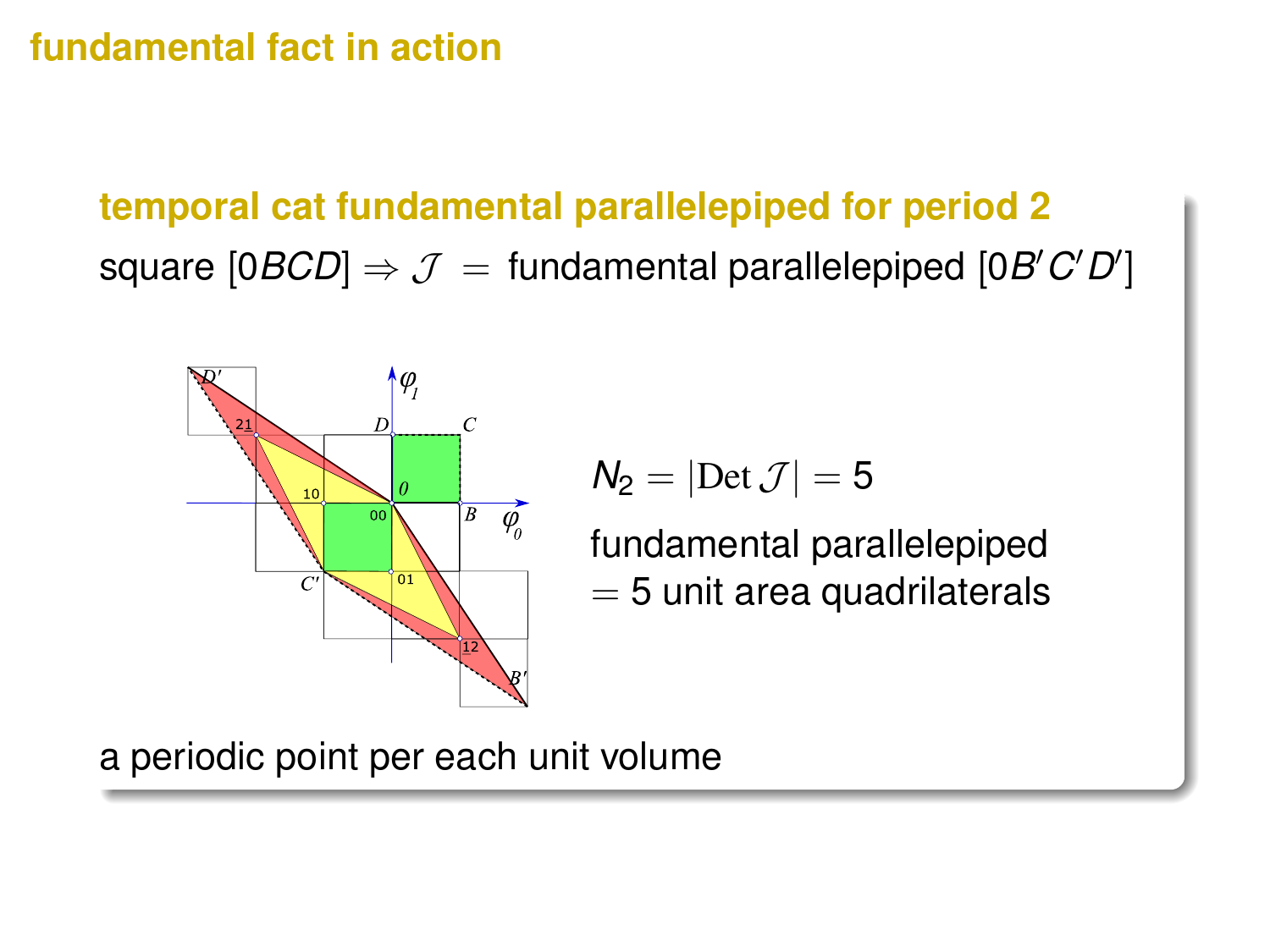## fundamental fact in action

### temporal cat fundamental parallelepiped for period 2

square $[0BCD] \Rightarrow \mathcal{J} \;=\;$ fundamental parallelepiped $[0B'C'D']$

$N_2 = |\mathrm{Det}\,\mathcal{J}| = 5$

fundamental parallelepiped
$=$ 5 unit area quadrilaterals

a periodic point per each unit volume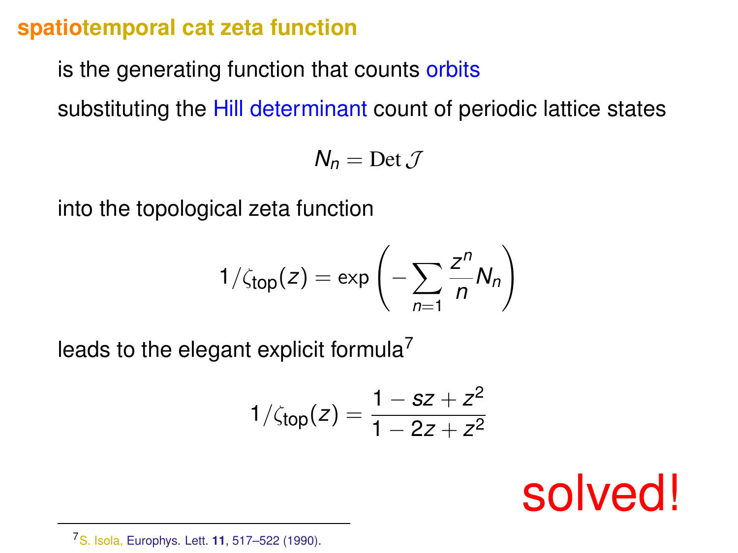# spatiotemporal cat zeta function

is the generating function that counts orbits

substituting the Hill determinant count of periodic lattice states

$$N_n = \mathrm{Det}\,\mathcal{J}$$

into the topological zeta function

$$1/\zeta_{\mathrm{top}}(z) = \exp\left(-\sum_{n=1} \frac{z^n}{n} N_n\right)$$

leads to the elegant explicit formula[7]

$$1/\zeta_{\mathrm{top}}(z) = \frac{1 - sz + z^2}{1 - 2z + z^2}$$

solved!

[7] S. Isola, Europhys. Lett. **11**, 517–522 (1990).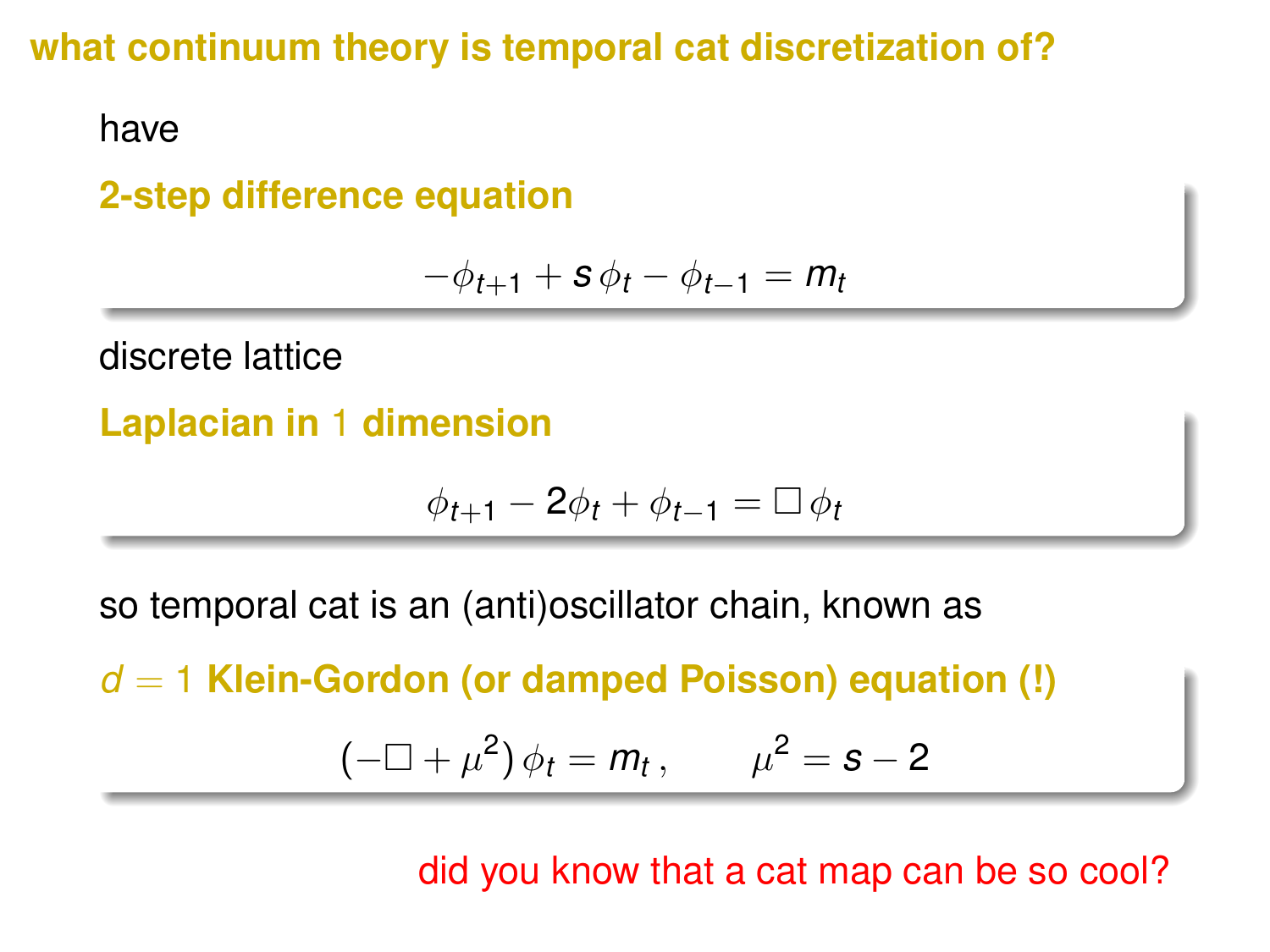# what continuum theory is temporal cat discretization of?

have

**2-step difference equation**

$$-\phi_{t+1} + s\,\phi_t - \phi_{t-1} = m_t$$

discrete lattice

**Laplacian in 1 dimension**

$$\phi_{t+1} - 2\phi_t + \phi_{t-1} = \Box\,\phi_t$$

so temporal cat is an (anti)oscillator chain, known as

**$d = 1$ Klein-Gordon (or damped Poisson) equation (!)**

$$(-\Box + \mu^2)\,\phi_t = m_t\,, \qquad \mu^2 = s - 2$$

did you know that a cat map can be so cool?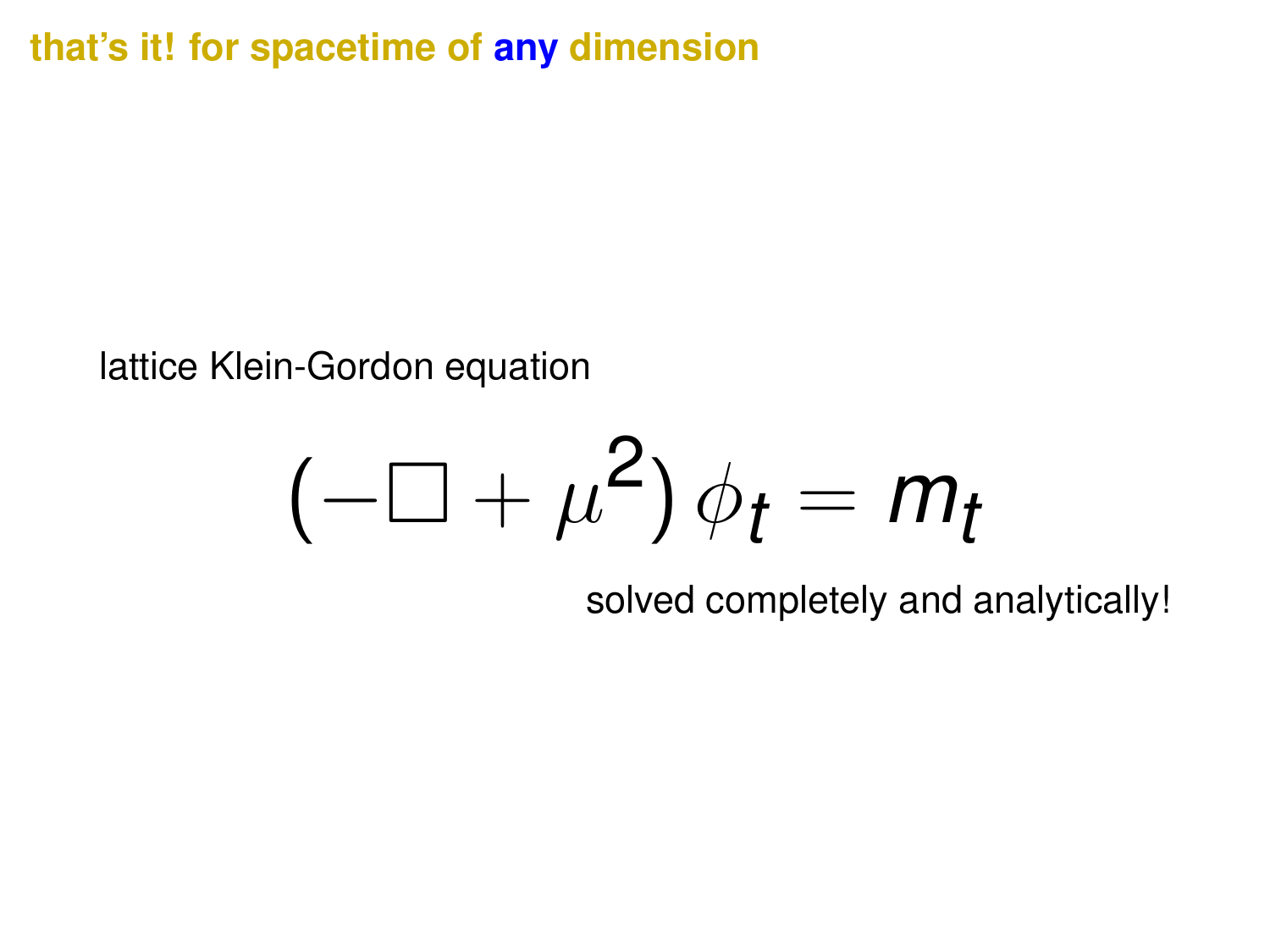## that's it! for spacetime of any dimension

lattice Klein-Gordon equation

$$(-\Box + \mu^2)\,\phi_t = m_t$$

solved completely and analytically!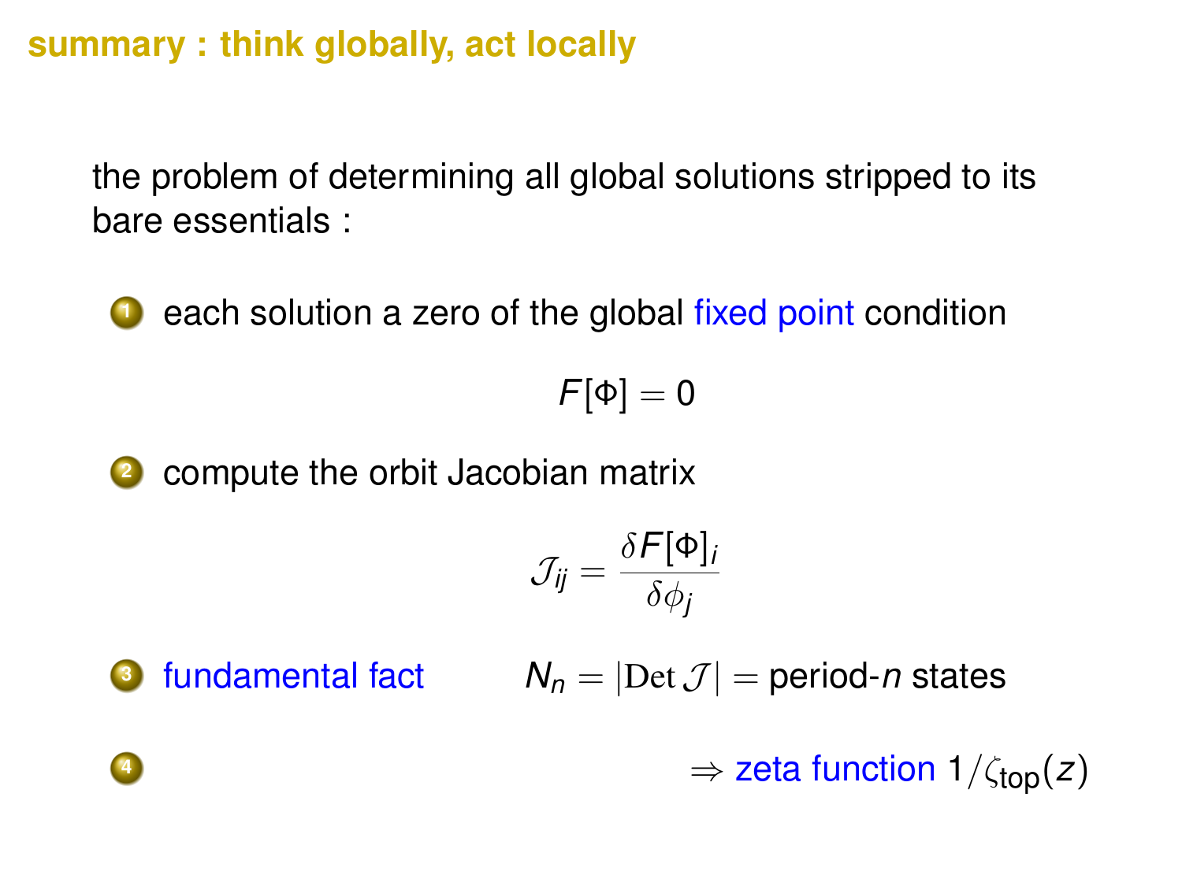## summary : think globally, act locally

the problem of determining all global solutions stripped to its bare essentials :

1. each solution a zero of the global fixed point condition

$$F[\Phi] = 0$$

2. compute the orbit Jacobian matrix

$$\mathcal{J}_{ij} = \frac{\delta F[\Phi]_i}{\delta \phi_j}$$

3. fundamental fact $\qquad N_n = |\mathrm{Det}\,\mathcal{J}| =$ period-$n$ states

4. $\Rightarrow$ zeta function $1/\zeta_{\mathrm{top}}(z)$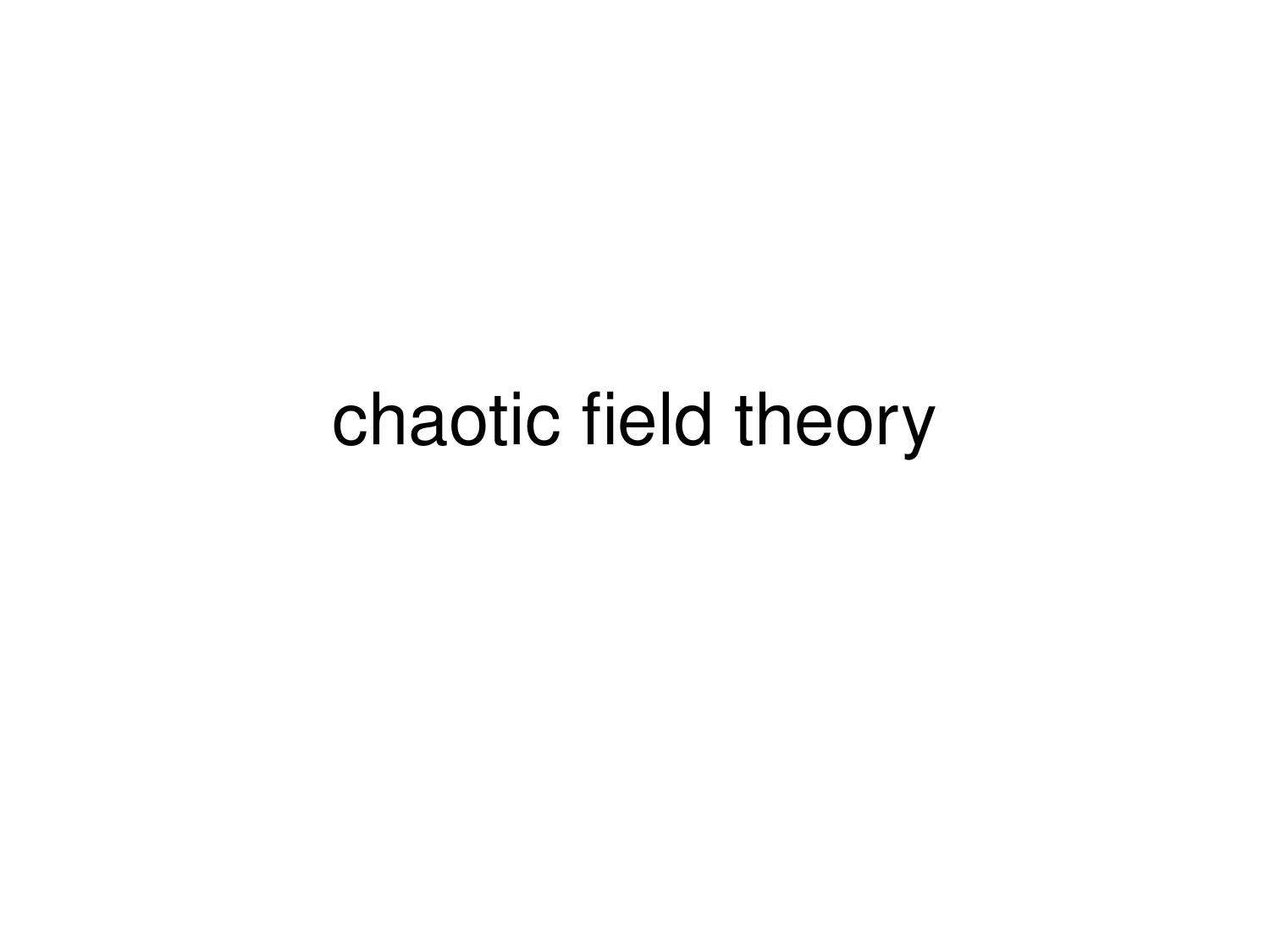# chaotic field theory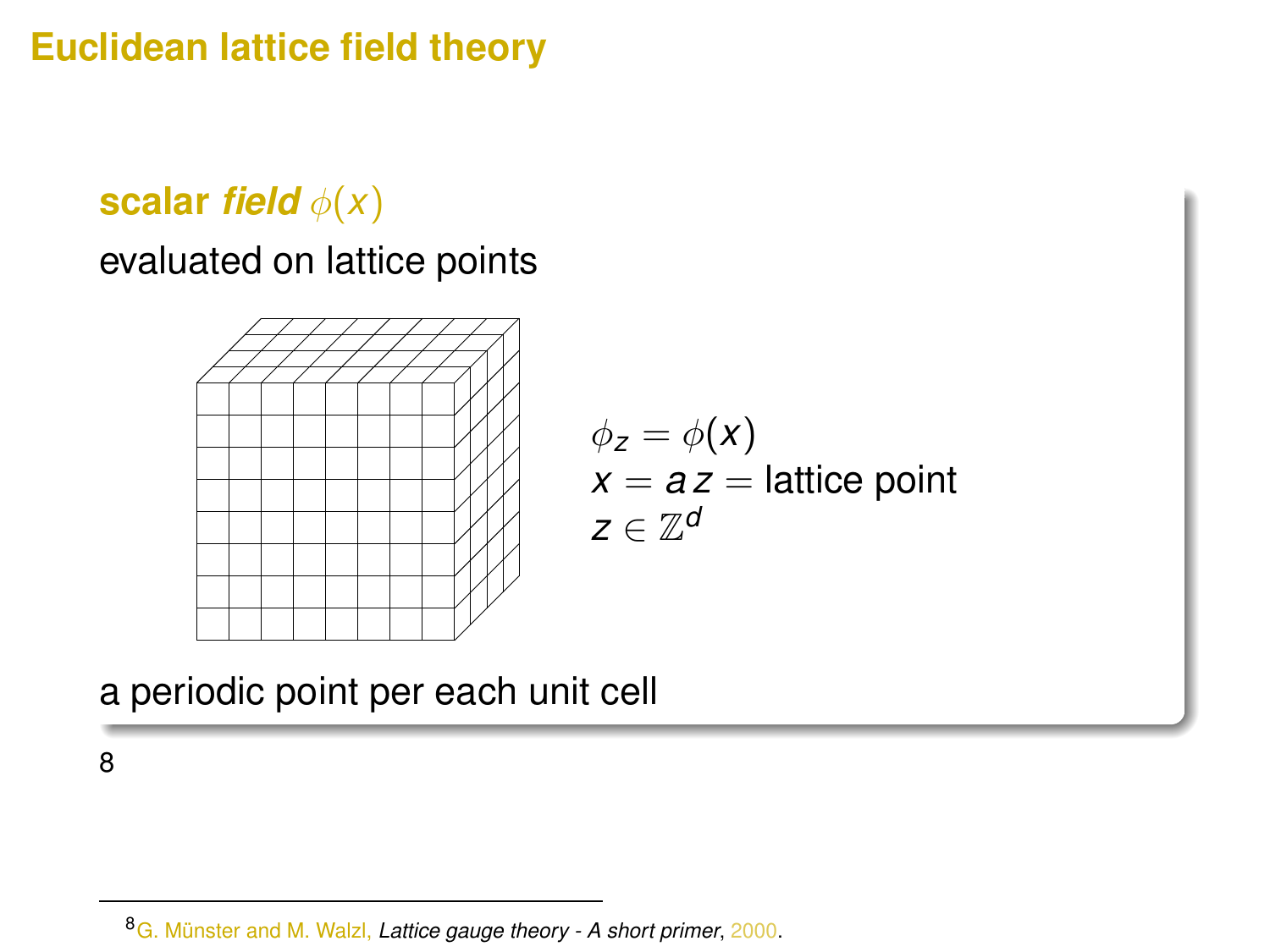# Euclidean lattice field theory

### scalar *field* $\phi(x)$

evaluated on lattice points

$\phi_z = \phi(x)$
$x = a\,z =$ lattice point
$z \in \mathbb{Z}^d$

a periodic point per each unit cell

[8]

---

[8] G. Münster and M. Walzl, *Lattice gauge theory - A short primer*, 2000.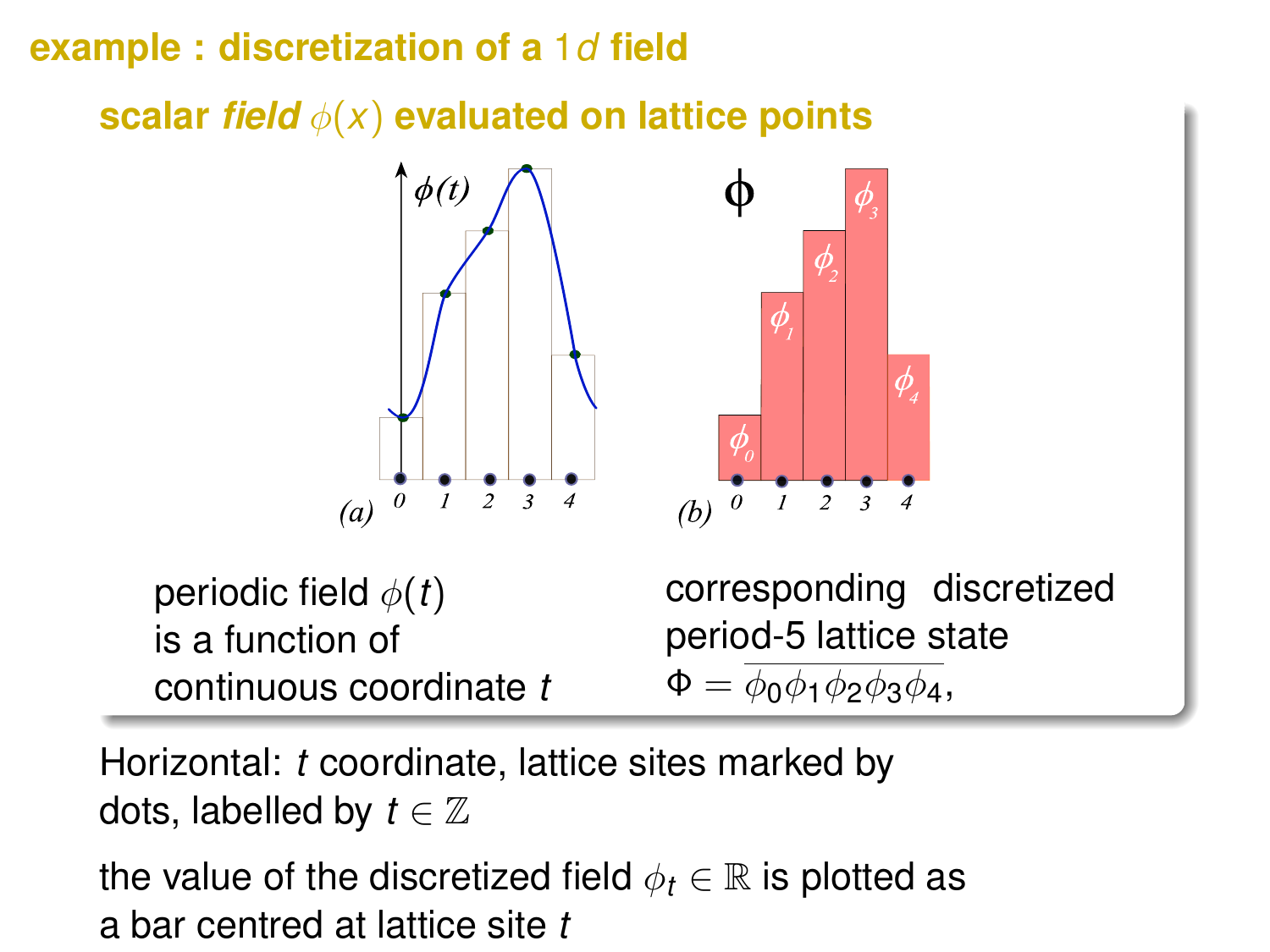## example : discretization of a $1d$ field

### scalar *field* $\phi(x)$ evaluated on lattice points

(a)

periodic field $\phi(t)$ is a function of continuous coordinate $t$

(b)

corresponding discretized period-5 lattice state $\Phi = \overline{\phi_0\phi_1\phi_2\phi_3\phi_4}$,

Horizontal: $t$ coordinate, lattice sites marked by dots, labelled by $t \in \mathbb{Z}$

the value of the discretized field $\phi_t \in \mathbb{R}$ is plotted as a bar centred at lattice site $t$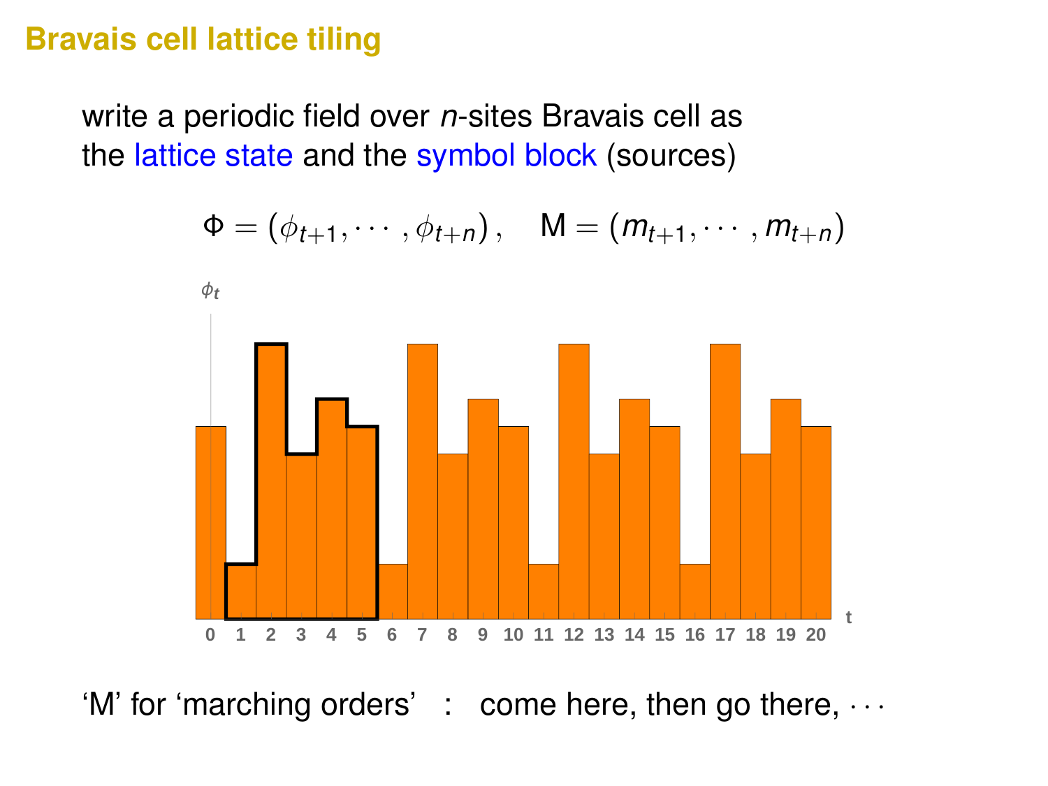## Bravais cell lattice tiling

write a periodic field over $n$-sites Bravais cell as the lattice state and the symbol block (sources)

$$\Phi = (\phi_{t+1}, \cdots, \phi_{t+n}), \quad \mathsf{M} = (m_{t+1}, \cdots, m_{t+n})$$

$\phi_t$

t

0 1 2 3 4 5 6 7 8 9 10 11 12 13 14 15 16 17 18 19 20

'M' for 'marching orders' : come here, then go there, $\cdots$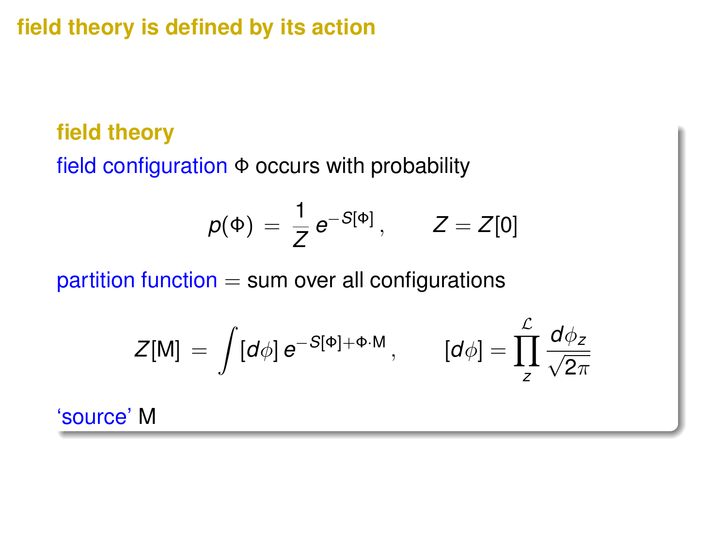# field theory is defined by its action

### field theory

field configuration $\Phi$ occurs with probability

$$p(\Phi) \,=\, \frac{1}{Z}\, e^{-S[\Phi]}\,, \qquad Z = Z[0]$$

partition function = sum over all configurations

$$Z[\mathsf{M}] \,=\, \int [d\phi]\, e^{-S[\Phi]+\Phi\cdot\mathsf{M}}\,, \qquad [d\phi] = \prod_{z}^{\mathcal{L}} \frac{d\phi_z}{\sqrt{2\pi}}$$

'source' M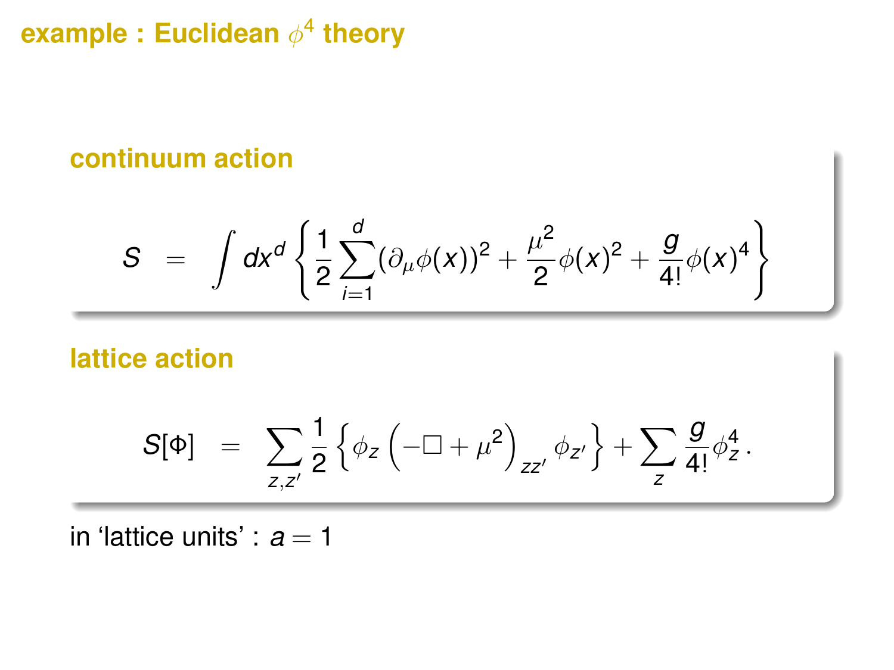# example : Euclidean $\phi^4$ theory

## continuum action

$$S = \int dx^d \left\{ \frac{1}{2} \sum_{i=1}^{d} (\partial_\mu \phi(x))^2 + \frac{\mu^2}{2} \phi(x)^2 + \frac{g}{4!} \phi(x)^4 \right\}$$

## lattice action

$$S[\Phi] = \sum_{z,z'} \frac{1}{2} \left\{ \phi_z \left( -\Box + \mu^2 \right)_{zz'} \phi_{z'} \right\} + \sum_z \frac{g}{4!} \phi_z^4 \,.$$

in 'lattice units' : $a = 1$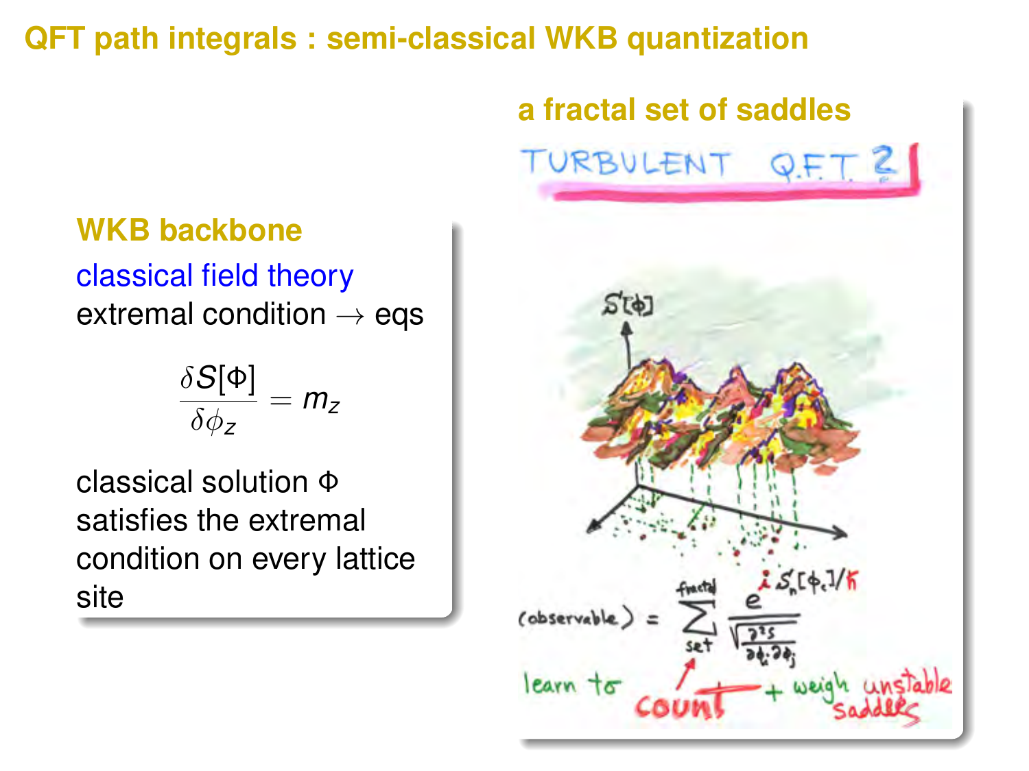# QFT path integrals : semi-classical WKB quantization

### WKB backbone

classical field theory
extremal condition → eqs

$$\frac{\delta S[\Phi]}{\delta \phi_z} = m_z$$

classical solution $\Phi$ satisfies the extremal condition on every lattice site

### a fractal set of saddles

TURBULENT Q.F.T. ?

$$(\text{observable}) = \sum_{\text{fractal set}} \frac{e^{i S_n[\phi_c]/\hbar}}{\sqrt{\frac{\partial^2 S}{\partial \phi_i \partial \phi_j}}}$$

learn to count + weigh unstable saddles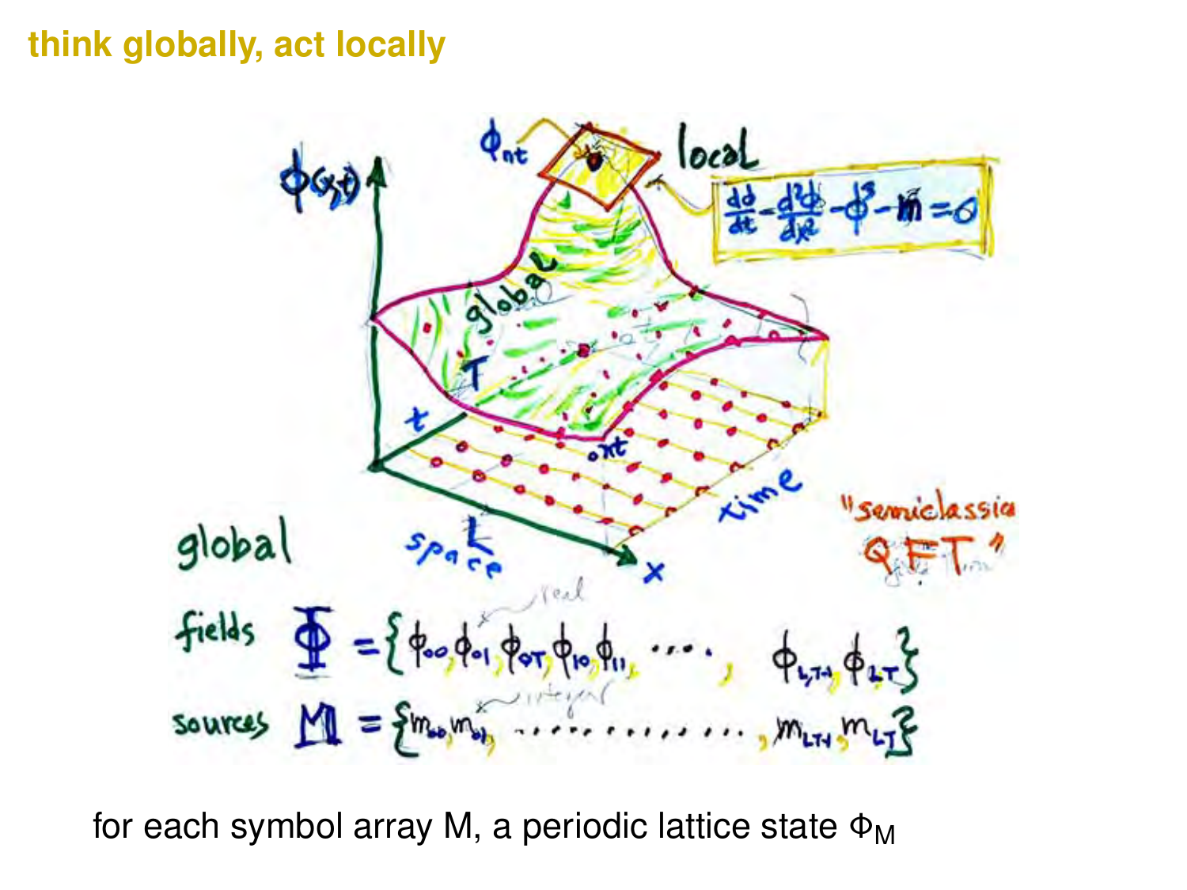# think globally, act locally

for each symbol array M, a periodic lattice state $\Phi_M$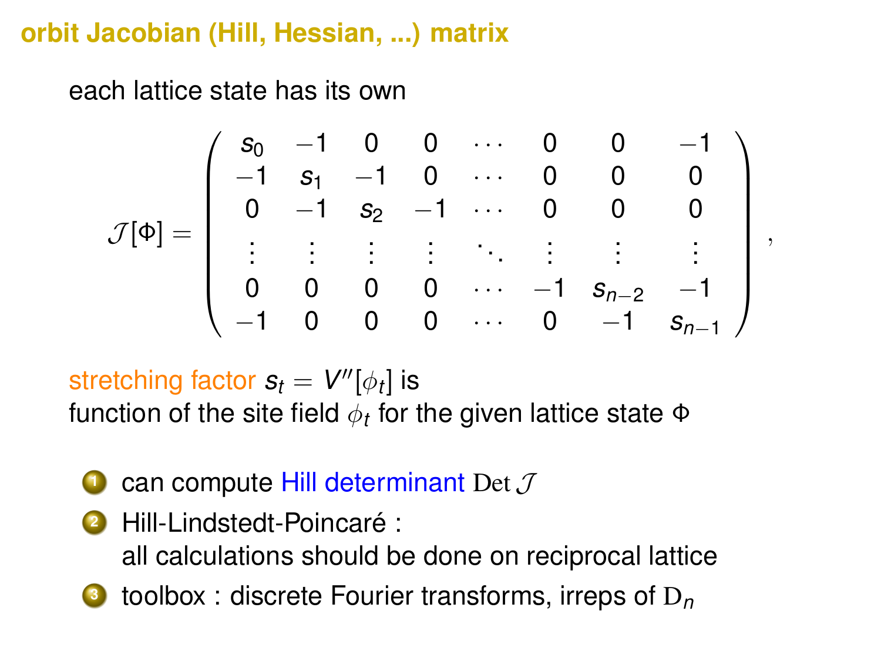## orbit Jacobian (Hill, Hessian, ...) matrix

each lattice state has its own

$$
\mathcal{J}[\Phi] = \begin{pmatrix}
s_0 & -1 & 0 & 0 & \cdots & 0 & 0 & -1 \\
-1 & s_1 & -1 & 0 & \cdots & 0 & 0 & 0 \\
0 & -1 & s_2 & -1 & \cdots & 0 & 0 & 0 \\
\vdots & \vdots & \vdots & \vdots & \ddots & \vdots & \vdots & \vdots \\
0 & 0 & 0 & 0 & \cdots & -1 & s_{n-2} & -1 \\
-1 & 0 & 0 & 0 & \cdots & 0 & -1 & s_{n-1}
\end{pmatrix},
$$

stretching factor $s_t = V''[\phi_t]$ is
function of the site field $\phi_t$ for the given lattice state $\Phi$

1. can compute Hill determinant $\mathrm{Det}\,\mathcal{J}$
2. Hill-Lindstedt-Poincaré :
   all calculations should be done on reciprocal lattice
3. toolbox : discrete Fourier transforms, irreps of $\mathrm{D}_n$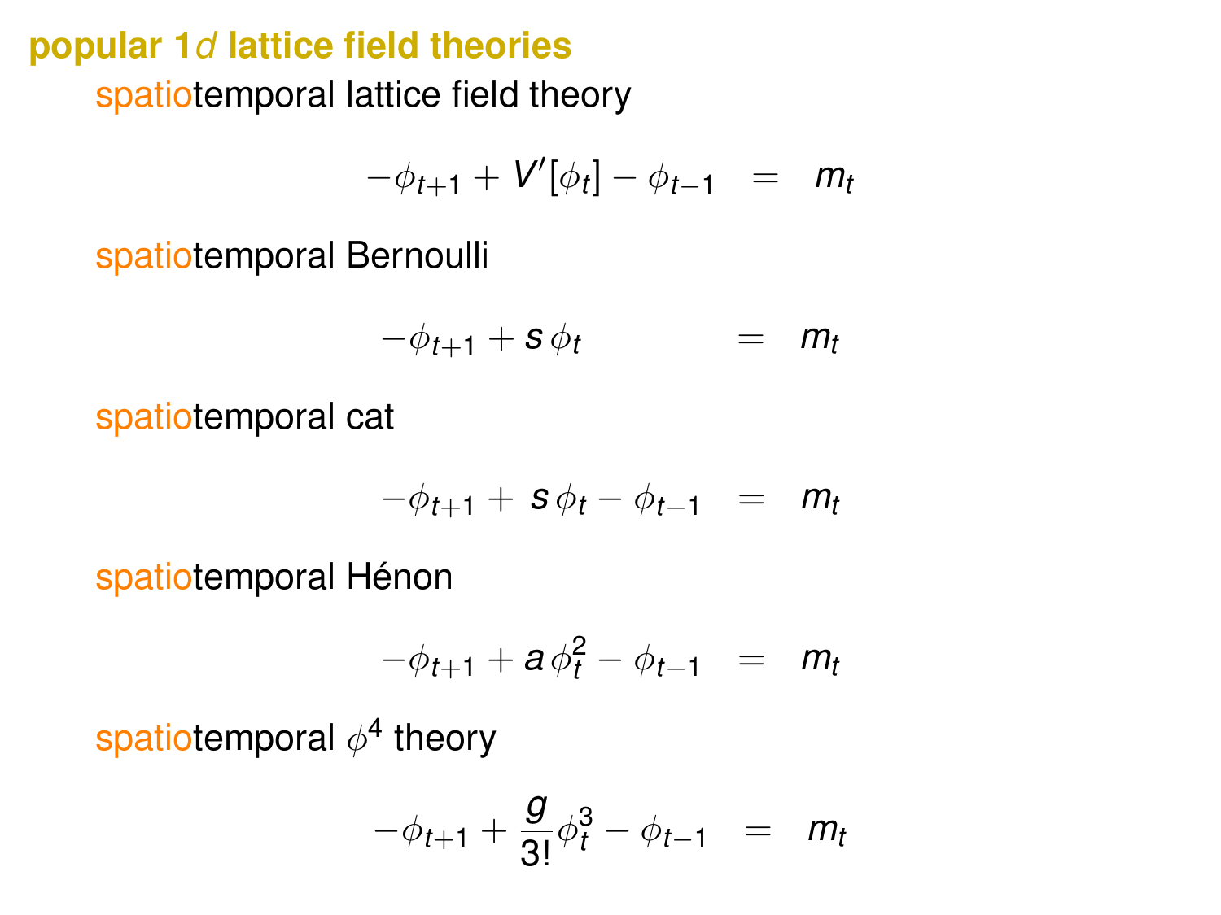## popular 1$d$ lattice field theories

spatiotemporal lattice field theory

$$-\phi_{t+1} + V'[\phi_t] - \phi_{t-1} \quad = \quad m_t$$

spatiotemporal Bernoulli

$$-\phi_{t+1} + s\,\phi_t \quad = \quad m_t$$

spatiotemporal cat

$$-\phi_{t+1} + s\,\phi_t - \phi_{t-1} \quad = \quad m_t$$

spatiotemporal Hénon

$$-\phi_{t+1} + a\,\phi_t^2 - \phi_{t-1} \quad = \quad m_t$$

spatiotemporal $\phi^4$ theory

$$-\phi_{t+1} + \frac{g}{3!}\phi_t^3 - \phi_{t-1} \quad = \quad m_t$$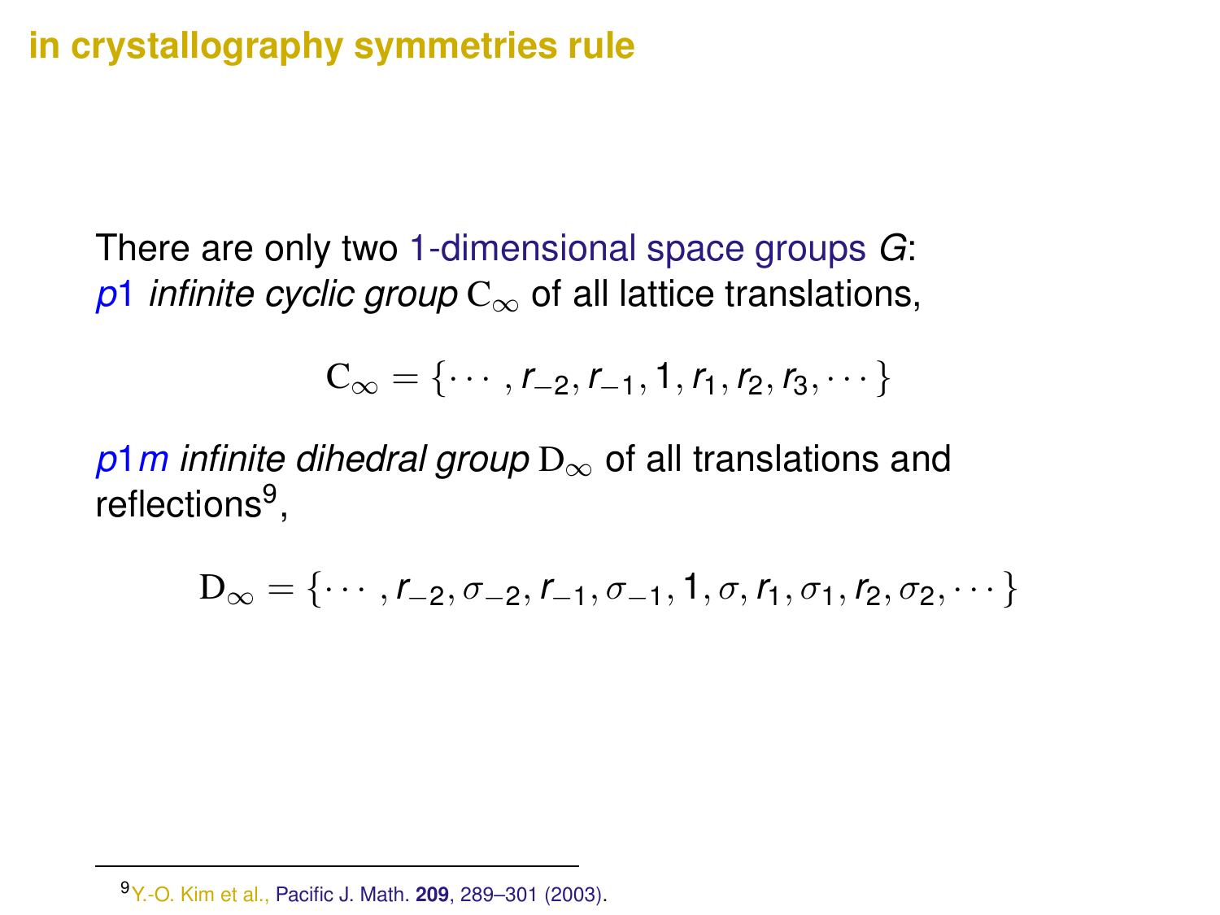# in crystallography symmetries rule

There are only two 1-dimensional space groups $G$:
*p*1 *infinite cyclic group* $\mathrm{C}_\infty$ of all lattice translations,

$$\mathrm{C}_\infty = \{\cdots, r_{-2}, r_{-1}, 1, r_1, r_2, r_3, \cdots\}$$

*p*1*m* *infinite dihedral group* $\mathrm{D}_\infty$ of all translations and reflections[9],

$$\mathrm{D}_\infty = \{\cdots, r_{-2}, \sigma_{-2}, r_{-1}, \sigma_{-1}, 1, \sigma, r_1, \sigma_1, r_2, \sigma_2, \cdots\}$$

---

[9] Y.-O. Kim et al., Pacific J. Math. **209**, 289–301 (2003).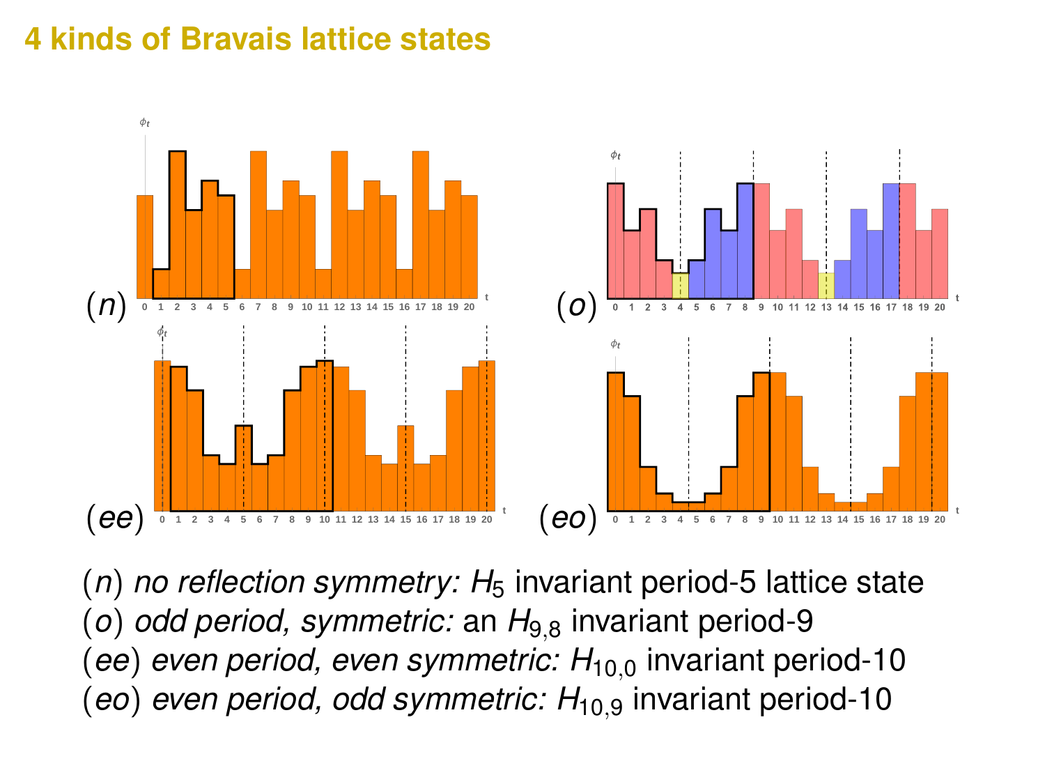# 4 kinds of Bravais lattice states

($n$) *no reflection symmetry:* $H_5$ invariant period-5 lattice state
($o$) *odd period, symmetric:* an $H_{9,8}$ invariant period-9
($ee$) *even period, even symmetric:* $H_{10,0}$ invariant period-10
($eo$) *even period, odd symmetric:* $H_{10,9}$ invariant period-10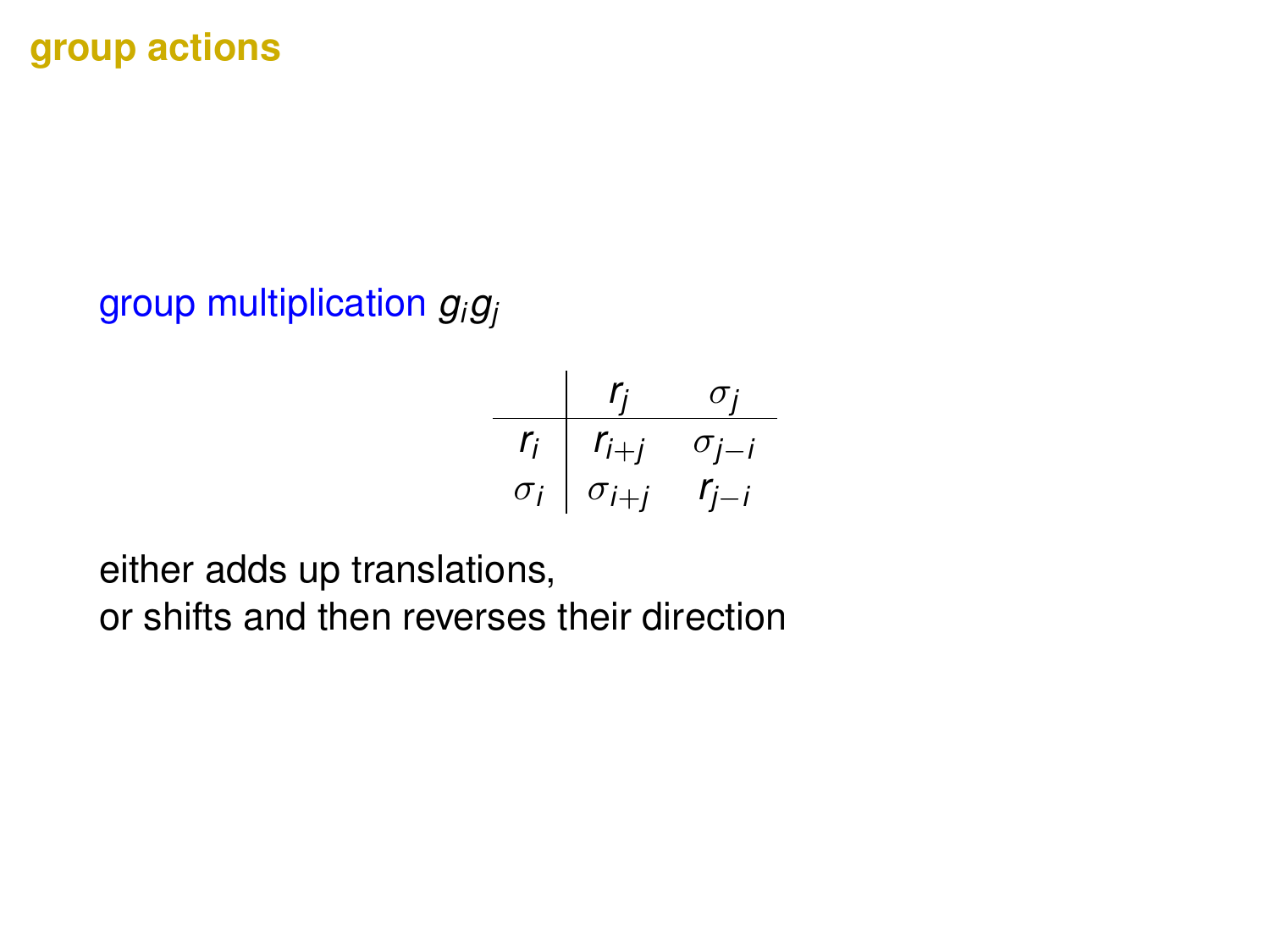## group actions

group multiplication $g_i g_j$

|  | $r_j$ | $\sigma_j$ |
|---|---|---|
| $r_i$ | $r_{i+j}$ | $\sigma_{j-i}$ |
| $\sigma_i$ | $\sigma_{i+j}$ | $r_{j-i}$ |

either adds up translations,
or shifts and then reverses their direction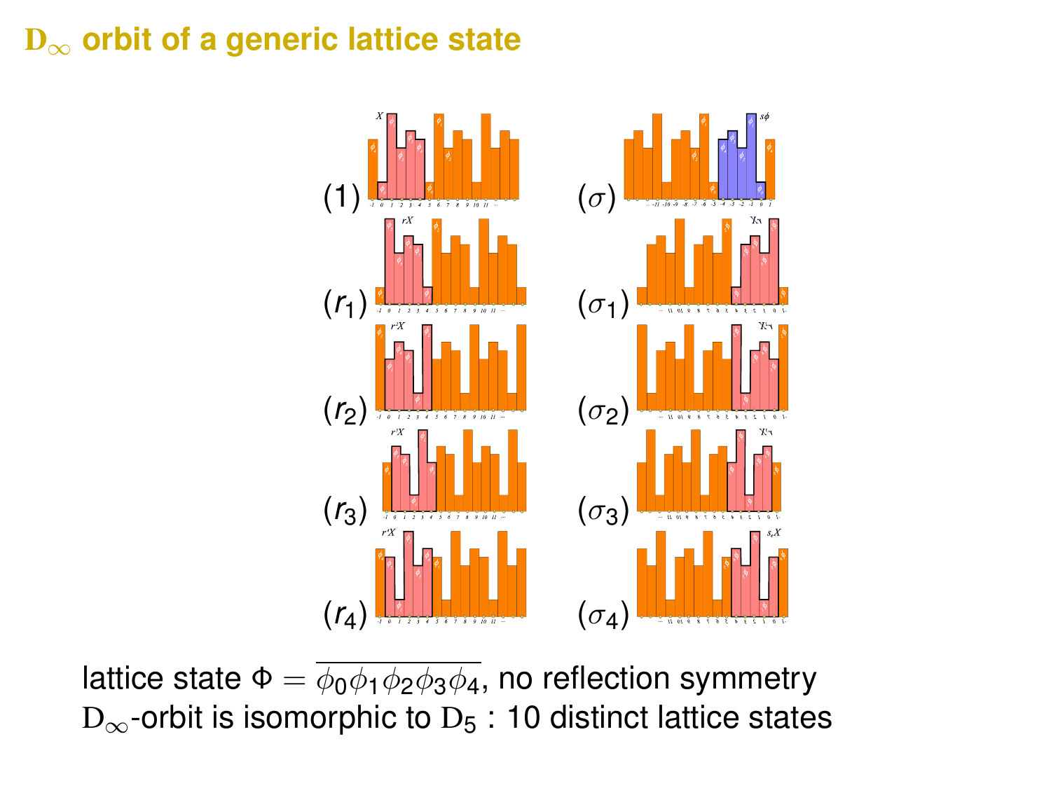# $\mathrm{D}_\infty$ orbit of a generic lattice state

(1) (σ)

($r_1$) ($\sigma_1$)

($r_2$) ($\sigma_2$)

($r_3$) ($\sigma_3$)

($r_4$) ($\sigma_4$)

lattice state $\Phi = \overline{\phi_0\phi_1\phi_2\phi_3\phi_4}$, no reflection symmetry

$\mathrm{D}_\infty$-orbit is isomorphic to $\mathrm{D}_5$ : 10 distinct lattice states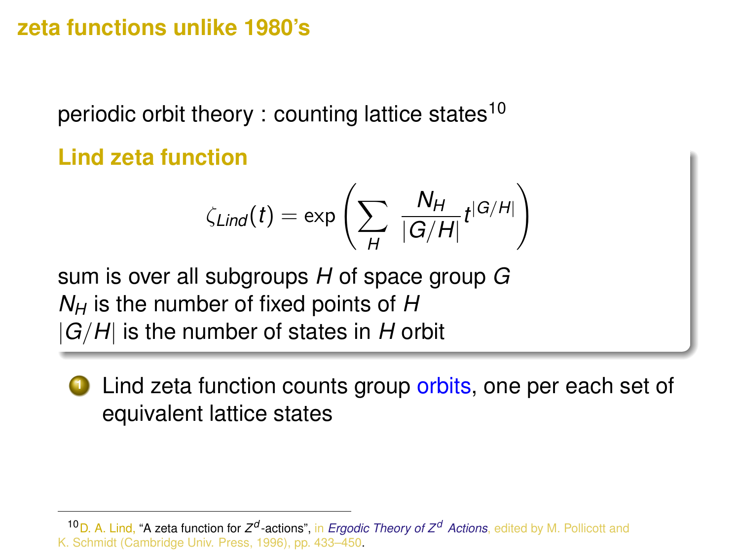## zeta functions unlike 1980's

periodic orbit theory : counting lattice states[10]

### Lind zeta function

$$\zeta_{Lind}(t) = \exp\left(\sum_{H} \frac{N_H}{|G/H|} t^{|G/H|}\right)$$

sum is over all subgroups $H$ of space group $G$
$N_H$ is the number of fixed points of $H$
$|G/H|$ is the number of states in $H$ orbit

1. Lind zeta function counts group orbits, one per each set of equivalent lattice states

[10] D. A. Lind, "A zeta function for $Z^d$-actions", in *Ergodic Theory of $Z^d$ Actions*, edited by M. Pollicott and K. Schmidt (Cambridge Univ. Press, 1996), pp. 433–450.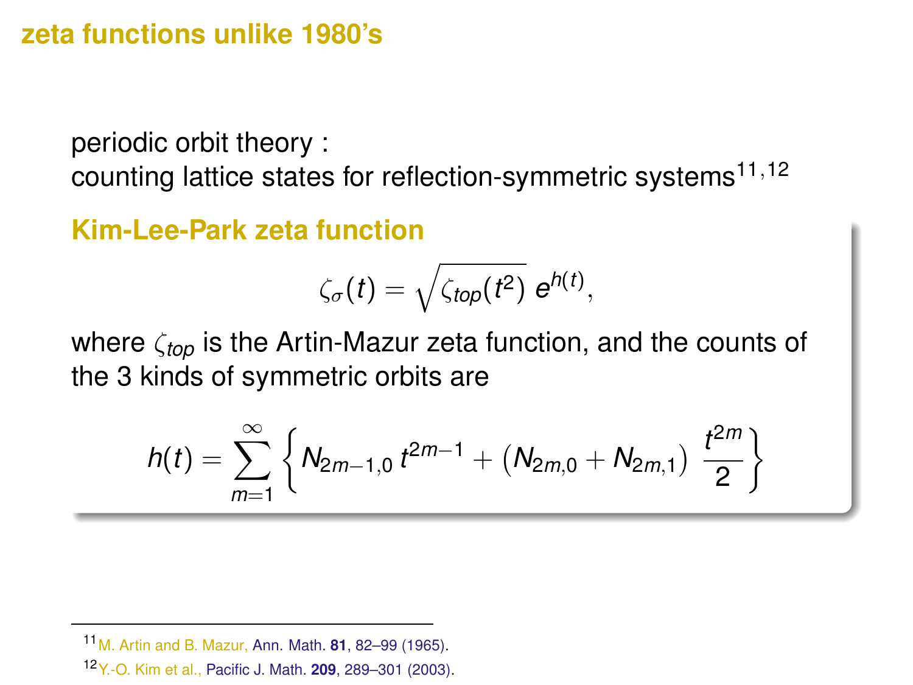## zeta functions unlike 1980's

periodic orbit theory :
counting lattice states for reflection-symmetric systems[11,12]

### Kim-Lee-Park zeta function

$$\zeta_\sigma(t) = \sqrt{\zeta_{top}(t^2)}\; e^{h(t)},$$

where $\zeta_{top}$ is the Artin-Mazur zeta function, and the counts of the 3 kinds of symmetric orbits are

$$h(t) = \sum_{m=1}^{\infty} \left\{ N_{2m-1,0}\, t^{2m-1} + \left(N_{2m,0} + N_{2m,1}\right)\, \frac{t^{2m}}{2} \right\}$$

---

[11] M. Artin and B. Mazur, Ann. Math. **81**, 82–99 (1965).

[12] Y.-O. Kim et al., Pacific J. Math. **209**, 289–301 (2003).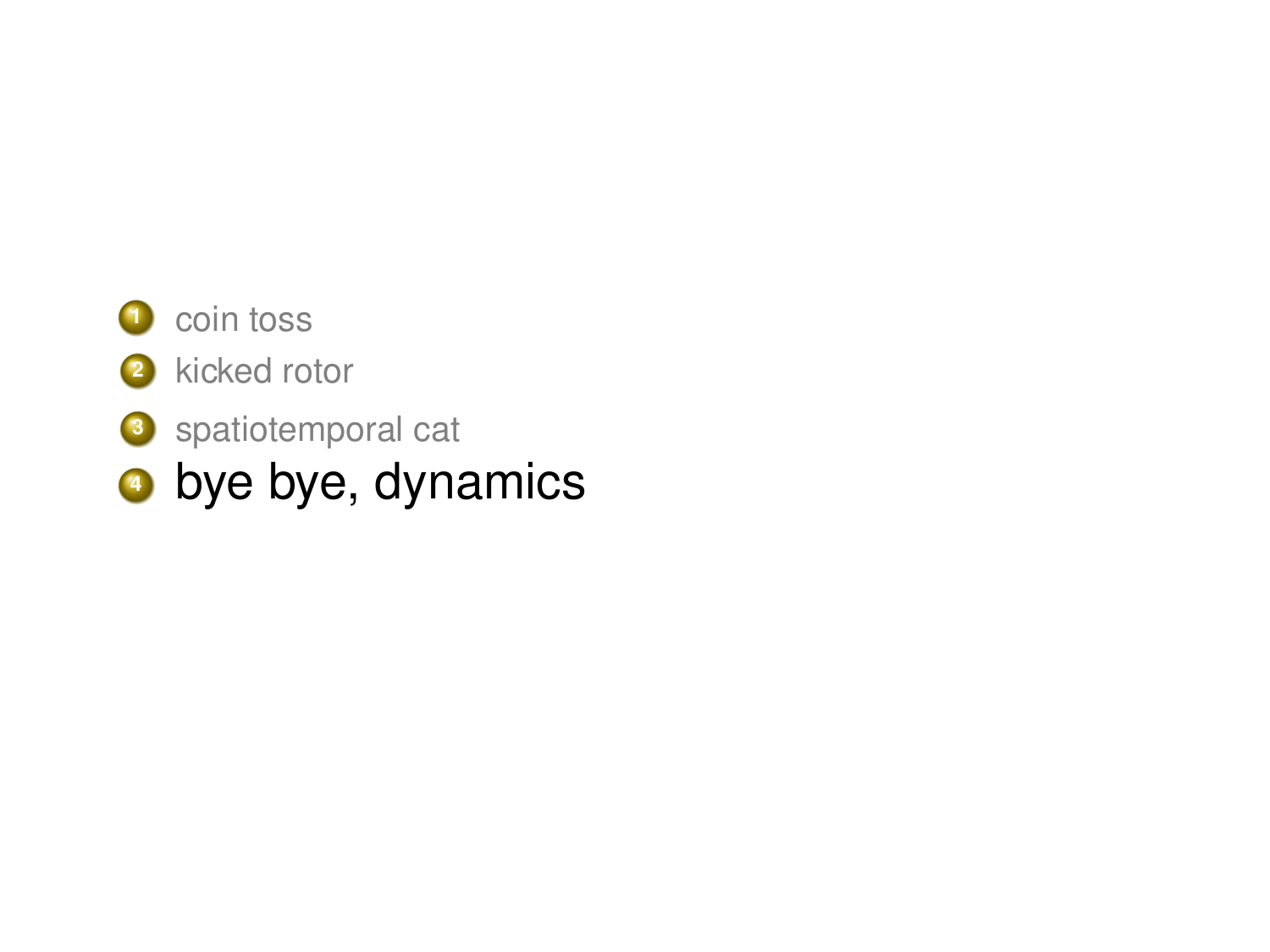1. coin toss
2. kicked rotor
3. spatiotemporal cat
4. bye bye, dynamics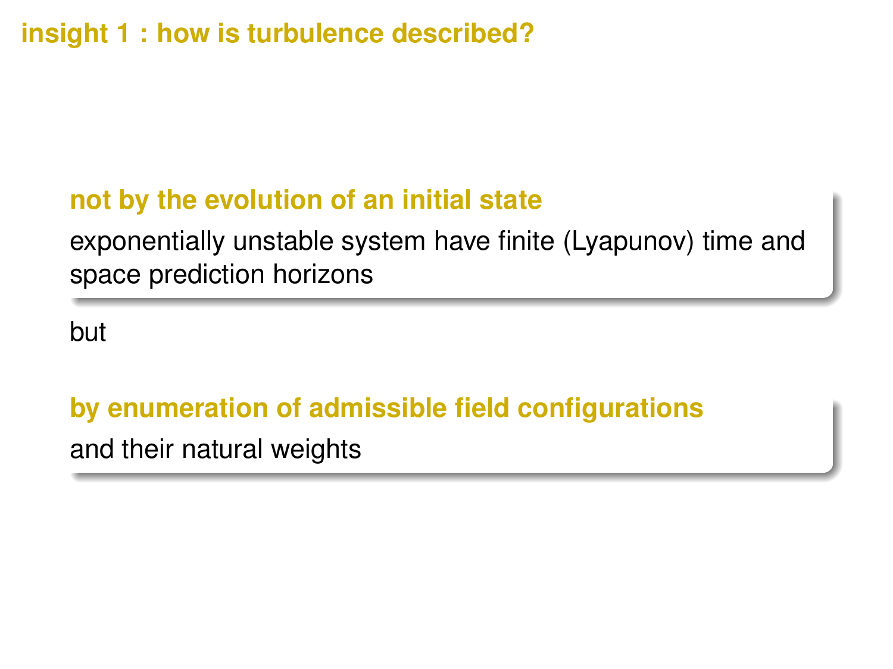## insight 1 : how is turbulence described?

**not by the evolution of an initial state**

exponentially unstable system have finite (Lyapunov) time and space prediction horizons

but

**by enumeration of admissible field configurations**

and their natural weights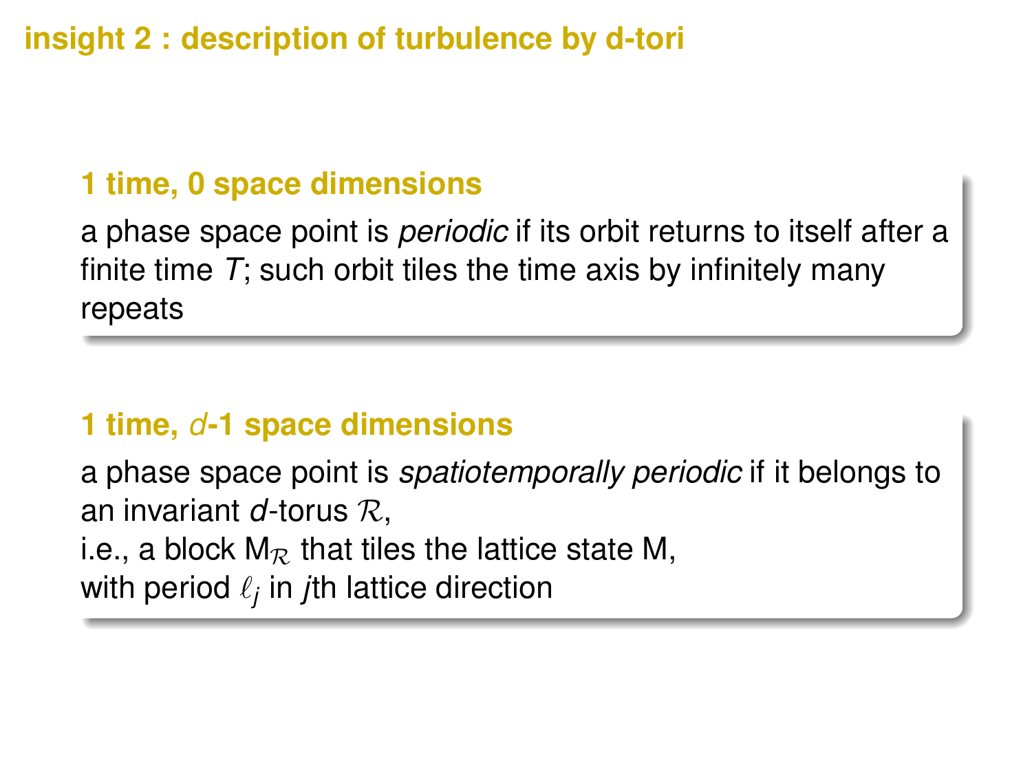## insight 2 : description of turbulence by d-tori

### 1 time, 0 space dimensions

a phase space point is *periodic* if its orbit returns to itself after a finite time $T$; such orbit tiles the time axis by infinitely many repeats

### 1 time, $d$-1 space dimensions

a phase space point is *spatiotemporally periodic* if it belongs to an invariant $d$-torus $\mathcal{R}$,
i.e., a block $\mathsf{M}_{\mathcal{R}}$ that tiles the lattice state $\mathsf{M}$,
with period $\ell_j$ in $j$th lattice direction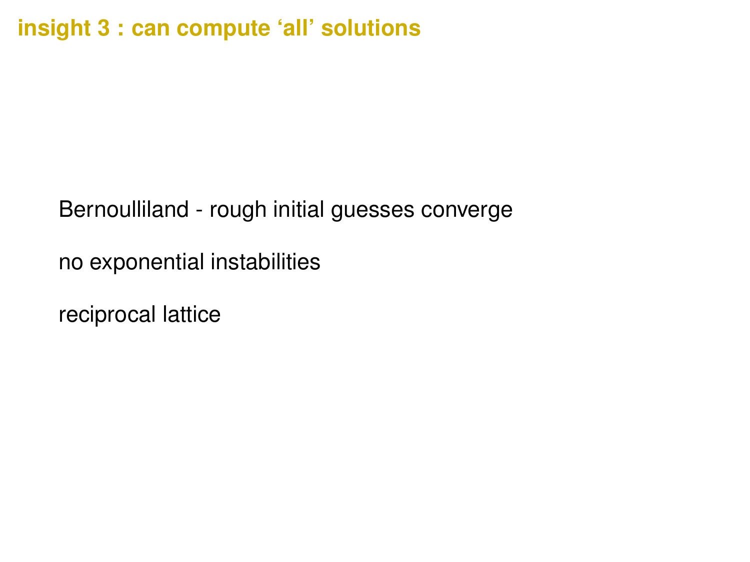# insight 3 : can compute ‘all’ solutions

Bernoulliland - rough initial guesses converge

no exponential instabilities

reciprocal lattice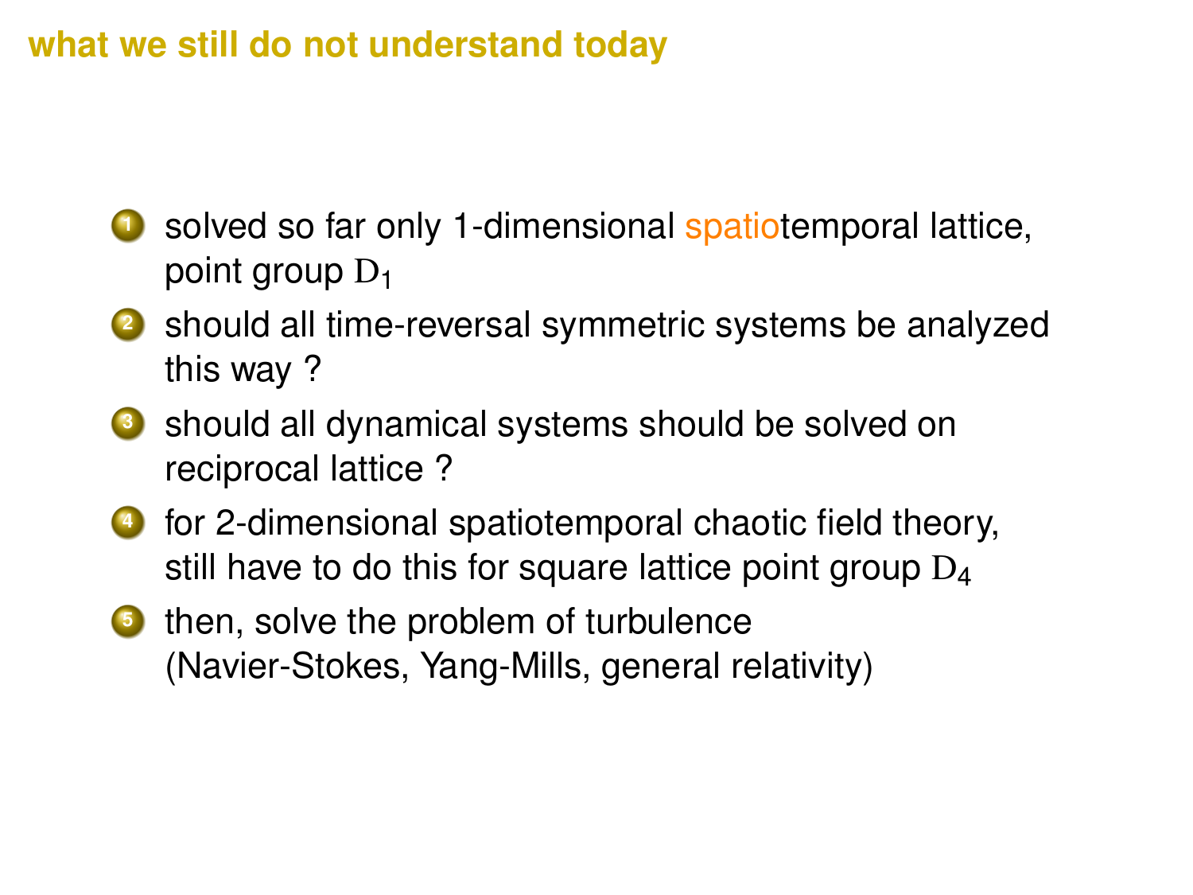# what we still do not understand today

1. solved so far only 1-dimensional spatiotemporal lattice, point group $D_1$
2. should all time-reversal symmetric systems be analyzed this way ?
3. should all dynamical systems should be solved on reciprocal lattice ?
4. for 2-dimensional spatiotemporal chaotic field theory, still have to do this for square lattice point group $D_4$
5. then, solve the problem of turbulence (Navier-Stokes, Yang-Mills, general relativity)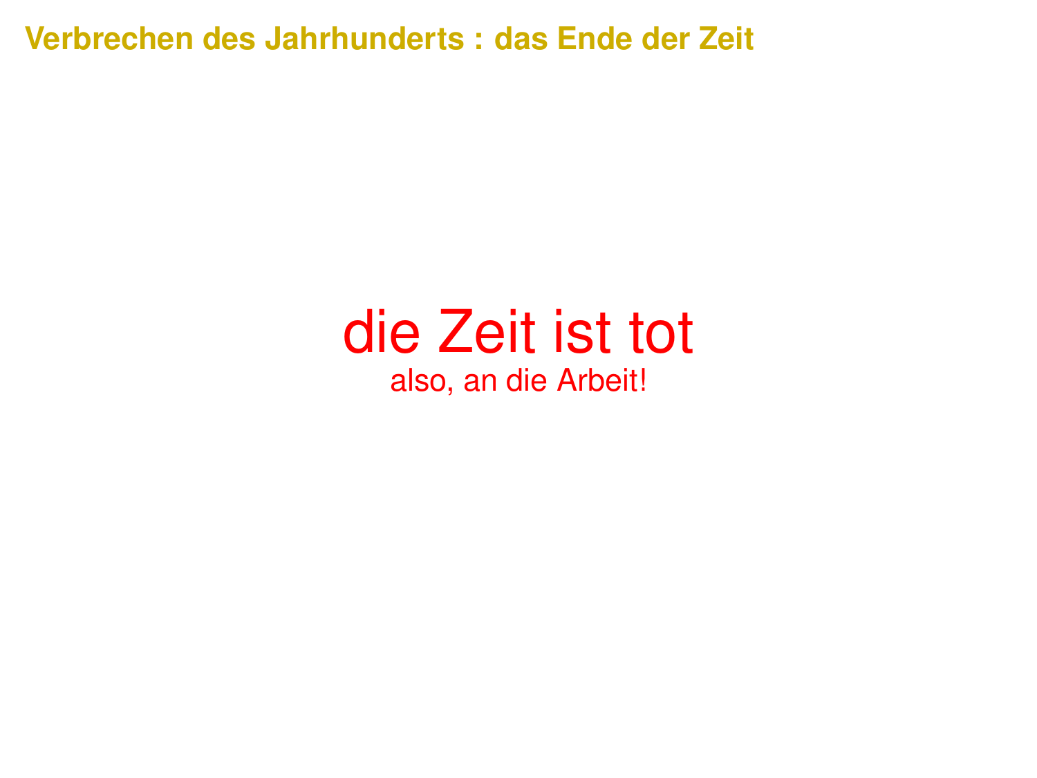## Verbrechen des Jahrhunderts : das Ende der Zeit

# die Zeit ist tot

also, an die Arbeit!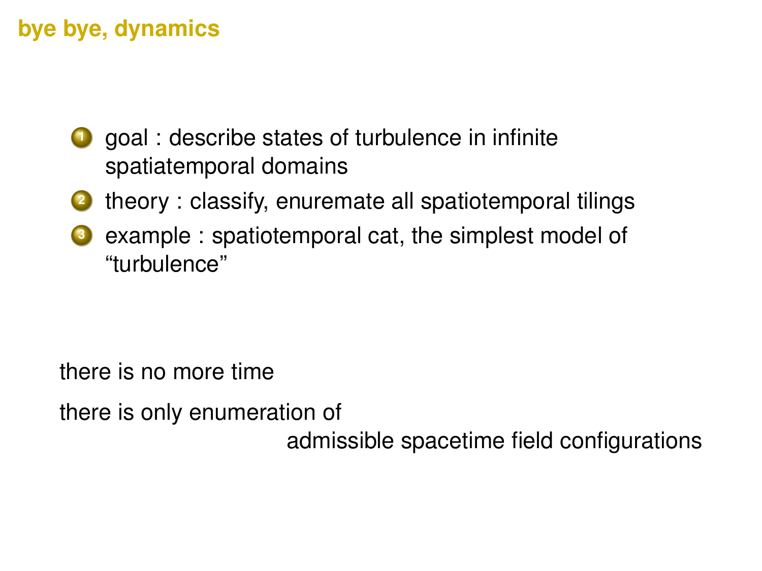# bye bye, dynamics

1. goal : describe states of turbulence in infinite spatiatemporal domains
2. theory : classify, enuremate all spatiotemporal tilings
3. example : spatiotemporal cat, the simplest model of "turbulence"

there is no more time

there is only enumeration of
admissible spacetime field configurations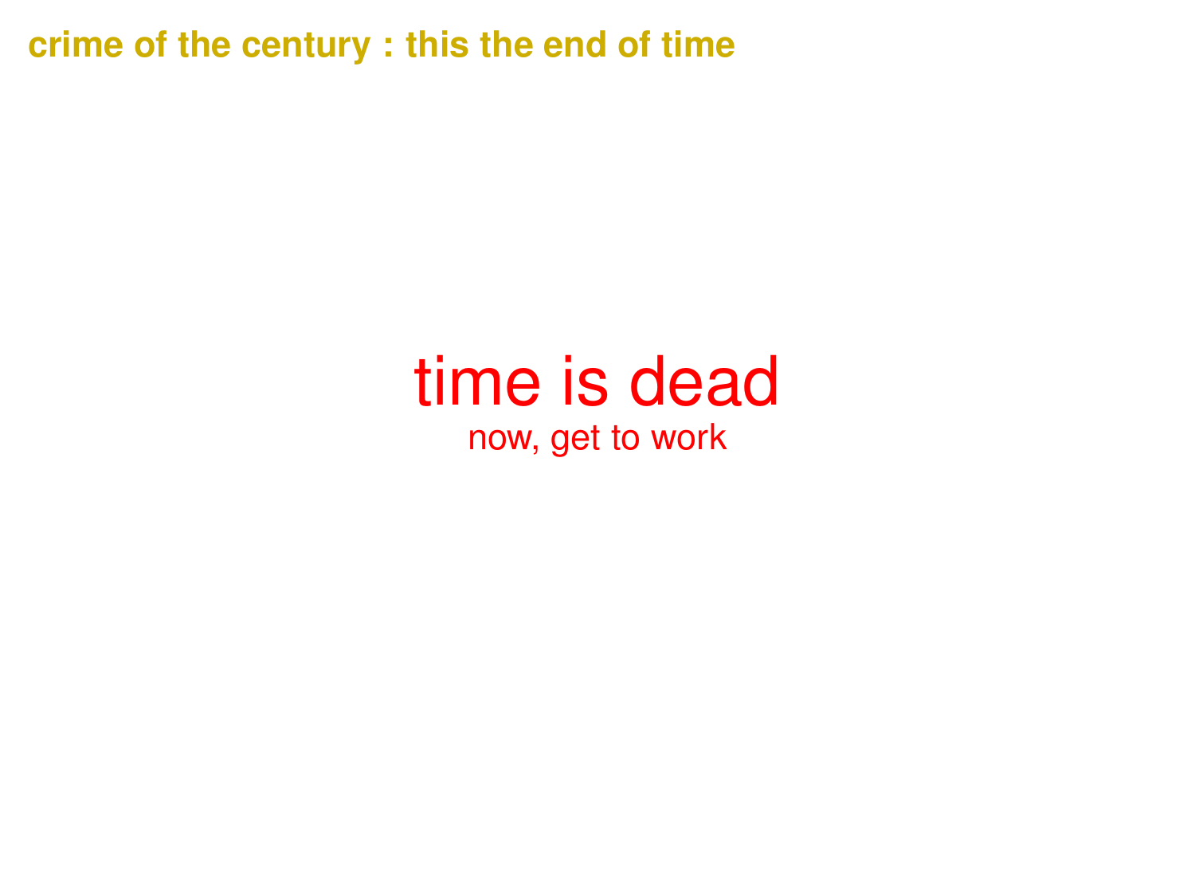**crime of the century : this the end of time**

# time is dead

## now, get to work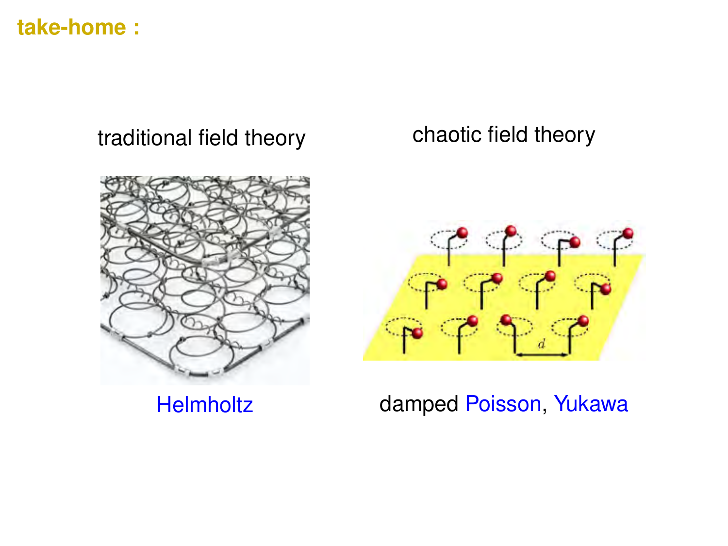**take-home :**

traditional field theory

chaotic field theory

Helmholtz

damped Poisson, Yukawa